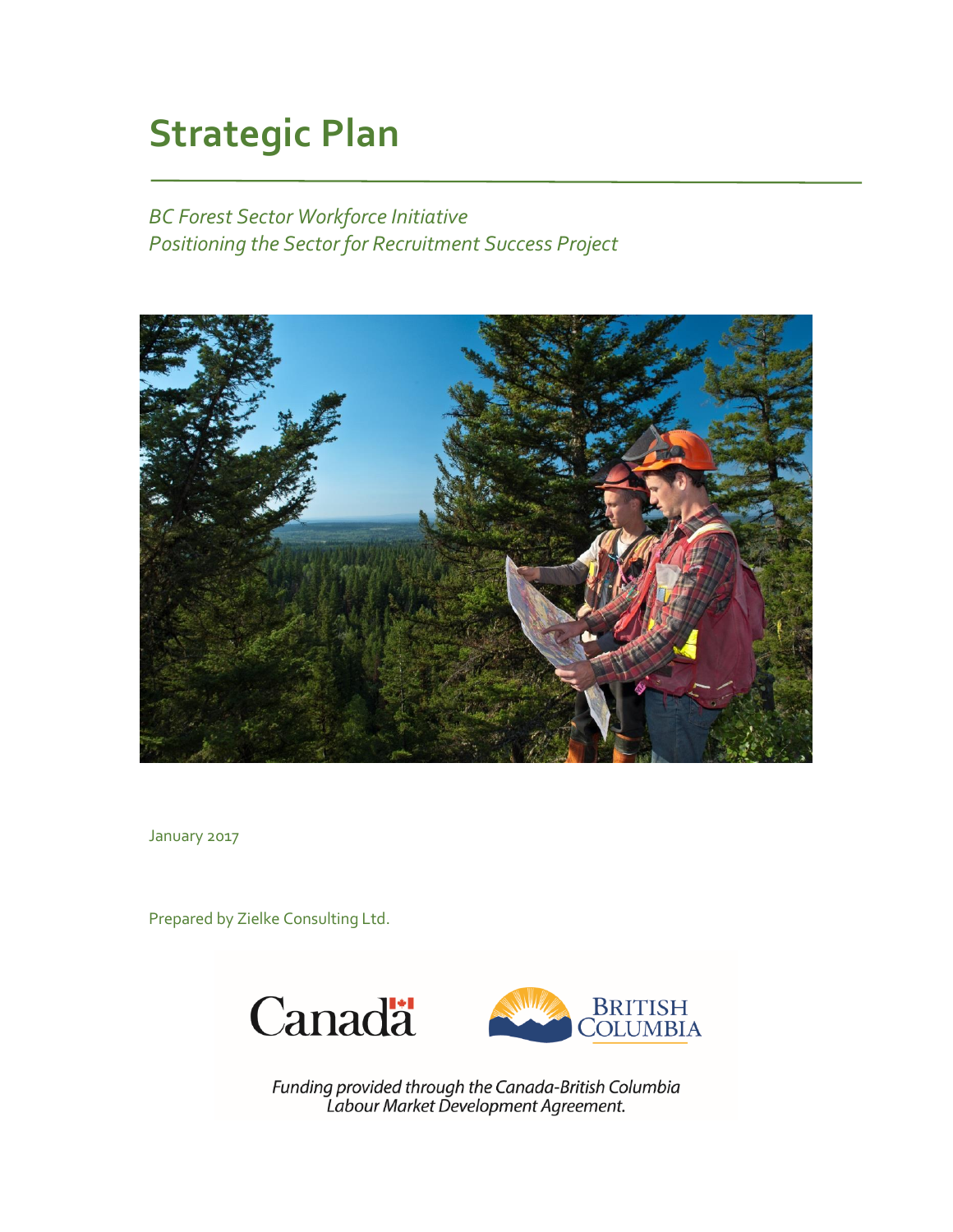# Strategic Plan

*BC Forest Sector Workforce Initiative*
*Positioning the Sector for Recruitment Success Project*

January 2017

Prepared by Zielke Consulting Ltd.

*Funding provided through the Canada-British Columbia Labour Market Development Agreement.*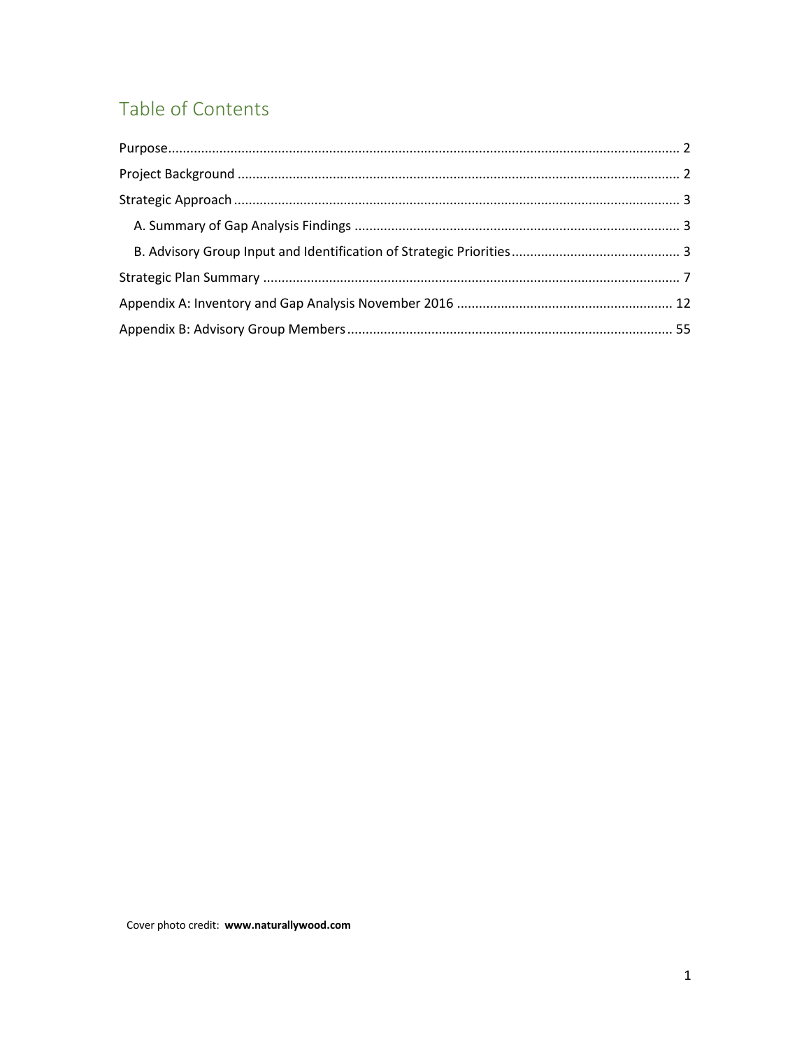# Table of Contents

- Purpose ........ 2
- Project Background ........ 2
- Strategic Approach ........ 3
  - A. Summary of Gap Analysis Findings ........ 3
  - B. Advisory Group Input and Identification of Strategic Priorities ........ 3
- Strategic Plan Summary ........ 7
- Appendix A: Inventory and Gap Analysis November 2016 ........ 12
- Appendix B: Advisory Group Members ........ 55

Cover photo credit: **www.naturallywood.com**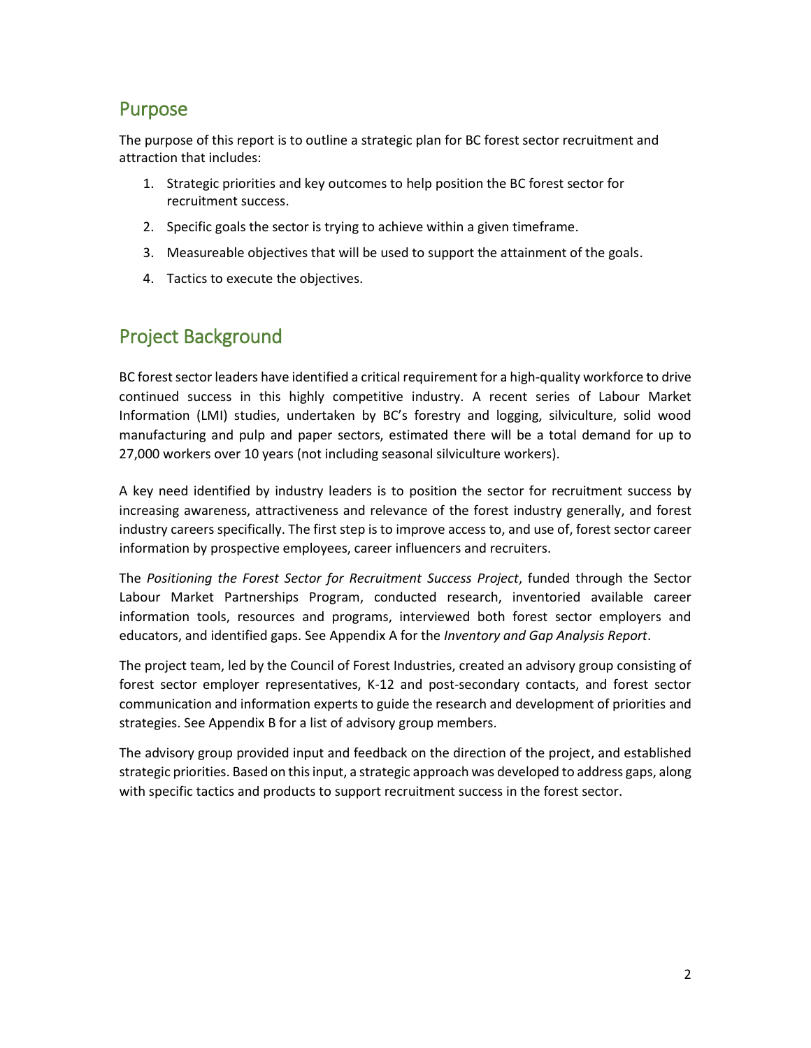## Purpose

The purpose of this report is to outline a strategic plan for BC forest sector recruitment and attraction that includes:

1. Strategic priorities and key outcomes to help position the BC forest sector for recruitment success.
2. Specific goals the sector is trying to achieve within a given timeframe.
3. Measureable objectives that will be used to support the attainment of the goals.
4. Tactics to execute the objectives.

## Project Background

BC forest sector leaders have identified a critical requirement for a high-quality workforce to drive continued success in this highly competitive industry. A recent series of Labour Market Information (LMI) studies, undertaken by BC's forestry and logging, silviculture, solid wood manufacturing and pulp and paper sectors, estimated there will be a total demand for up to 27,000 workers over 10 years (not including seasonal silviculture workers).

A key need identified by industry leaders is to position the sector for recruitment success by increasing awareness, attractiveness and relevance of the forest industry generally, and forest industry careers specifically. The first step is to improve access to, and use of, forest sector career information by prospective employees, career influencers and recruiters.

The *Positioning the Forest Sector for Recruitment Success Project*, funded through the Sector Labour Market Partnerships Program, conducted research, inventoried available career information tools, resources and programs, interviewed both forest sector employers and educators, and identified gaps. See Appendix A for the *Inventory and Gap Analysis Report*.

The project team, led by the Council of Forest Industries, created an advisory group consisting of forest sector employer representatives, K-12 and post-secondary contacts, and forest sector communication and information experts to guide the research and development of priorities and strategies. See Appendix B for a list of advisory group members.

The advisory group provided input and feedback on the direction of the project, and established strategic priorities. Based on this input, a strategic approach was developed to address gaps, along with specific tactics and products to support recruitment success in the forest sector.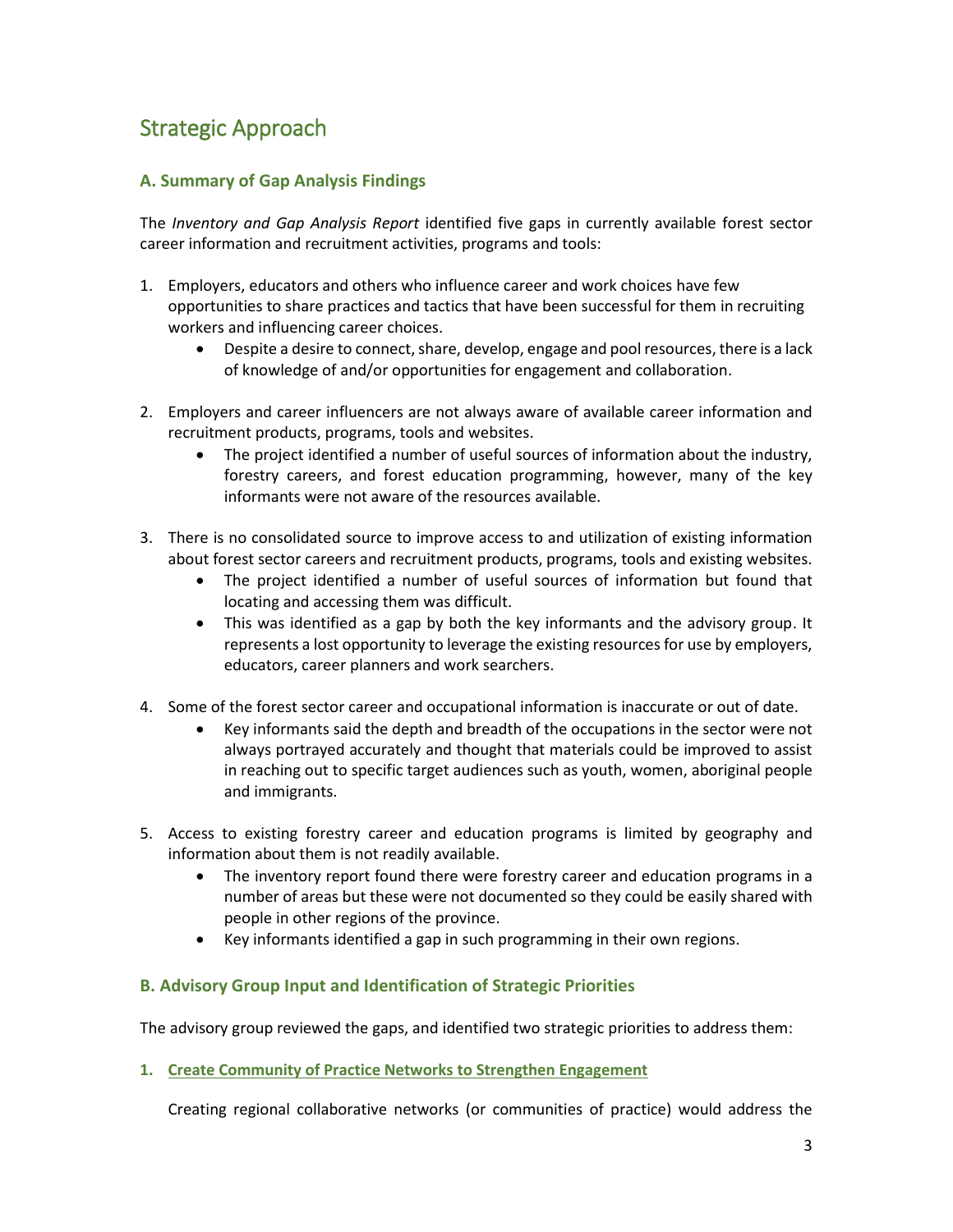# Strategic Approach

### A. Summary of Gap Analysis Findings

The *Inventory and Gap Analysis Report* identified five gaps in currently available forest sector career information and recruitment activities, programs and tools:

1. Employers, educators and others who influence career and work choices have few opportunities to share practices and tactics that have been successful for them in recruiting workers and influencing career choices.
    - Despite a desire to connect, share, develop, engage and pool resources, there is a lack of knowledge of and/or opportunities for engagement and collaboration.

2. Employers and career influencers are not always aware of available career information and recruitment products, programs, tools and websites.
    - The project identified a number of useful sources of information about the industry, forestry careers, and forest education programming, however, many of the key informants were not aware of the resources available.

3. There is no consolidated source to improve access to and utilization of existing information about forest sector careers and recruitment products, programs, tools and existing websites.
    - The project identified a number of useful sources of information but found that locating and accessing them was difficult.
    - This was identified as a gap by both the key informants and the advisory group. It represents a lost opportunity to leverage the existing resources for use by employers, educators, career planners and work searchers.

4. Some of the forest sector career and occupational information is inaccurate or out of date.
    - Key informants said the depth and breadth of the occupations in the sector were not always portrayed accurately and thought that materials could be improved to assist in reaching out to specific target audiences such as youth, women, aboriginal people and immigrants.

5. Access to existing forestry career and education programs is limited by geography and information about them is not readily available.
    - The inventory report found there were forestry career and education programs in a number of areas but these were not documented so they could be easily shared with people in other regions of the province.
    - Key informants identified a gap in such programming in their own regions.

### B. Advisory Group Input and Identification of Strategic Priorities

The advisory group reviewed the gaps, and identified two strategic priorities to address them:

1. **Create Community of Practice Networks to Strengthen Engagement**

   Creating regional collaborative networks (or communities of practice) would address the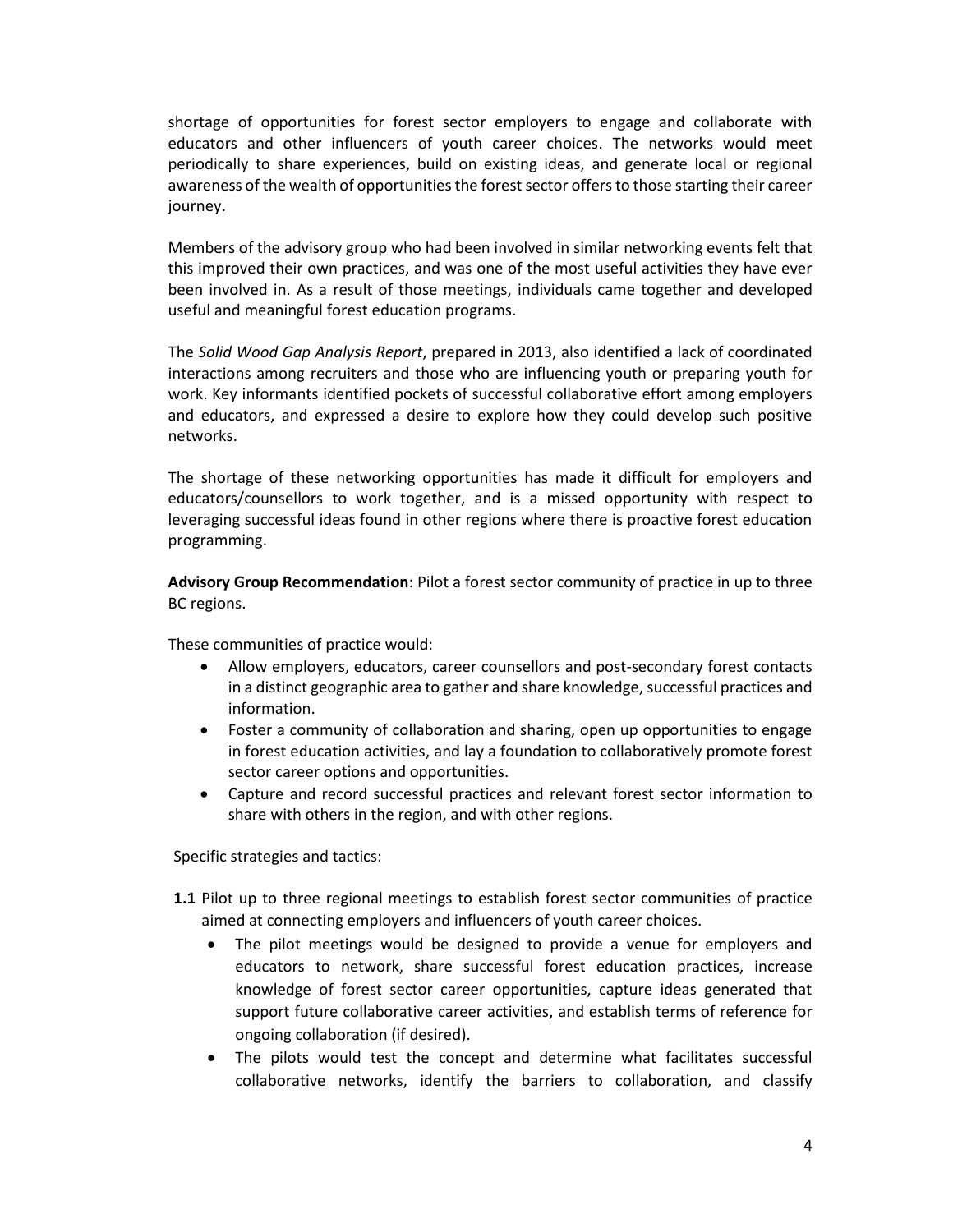shortage of opportunities for forest sector employers to engage and collaborate with educators and other influencers of youth career choices. The networks would meet periodically to share experiences, build on existing ideas, and generate local or regional awareness of the wealth of opportunities the forest sector offers to those starting their career journey.

Members of the advisory group who had been involved in similar networking events felt that this improved their own practices, and was one of the most useful activities they have ever been involved in. As a result of those meetings, individuals came together and developed useful and meaningful forest education programs.

The *Solid Wood Gap Analysis Report*, prepared in 2013, also identified a lack of coordinated interactions among recruiters and those who are influencing youth or preparing youth for work. Key informants identified pockets of successful collaborative effort among employers and educators, and expressed a desire to explore how they could develop such positive networks.

The shortage of these networking opportunities has made it difficult for employers and educators/counsellors to work together, and is a missed opportunity with respect to leveraging successful ideas found in other regions where there is proactive forest education programming.

**Advisory Group Recommendation**: Pilot a forest sector community of practice in up to three BC regions.

These communities of practice would:

- Allow employers, educators, career counsellors and post-secondary forest contacts in a distinct geographic area to gather and share knowledge, successful practices and information.
- Foster a community of collaboration and sharing, open up opportunities to engage in forest education activities, and lay a foundation to collaboratively promote forest sector career options and opportunities.
- Capture and record successful practices and relevant forest sector information to share with others in the region, and with other regions.

Specific strategies and tactics:

**1.1** Pilot up to three regional meetings to establish forest sector communities of practice aimed at connecting employers and influencers of youth career choices.

- The pilot meetings would be designed to provide a venue for employers and educators to network, share successful forest education practices, increase knowledge of forest sector career opportunities, capture ideas generated that support future collaborative career activities, and establish terms of reference for ongoing collaboration (if desired).
- The pilots would test the concept and determine what facilitates successful collaborative networks, identify the barriers to collaboration, and classify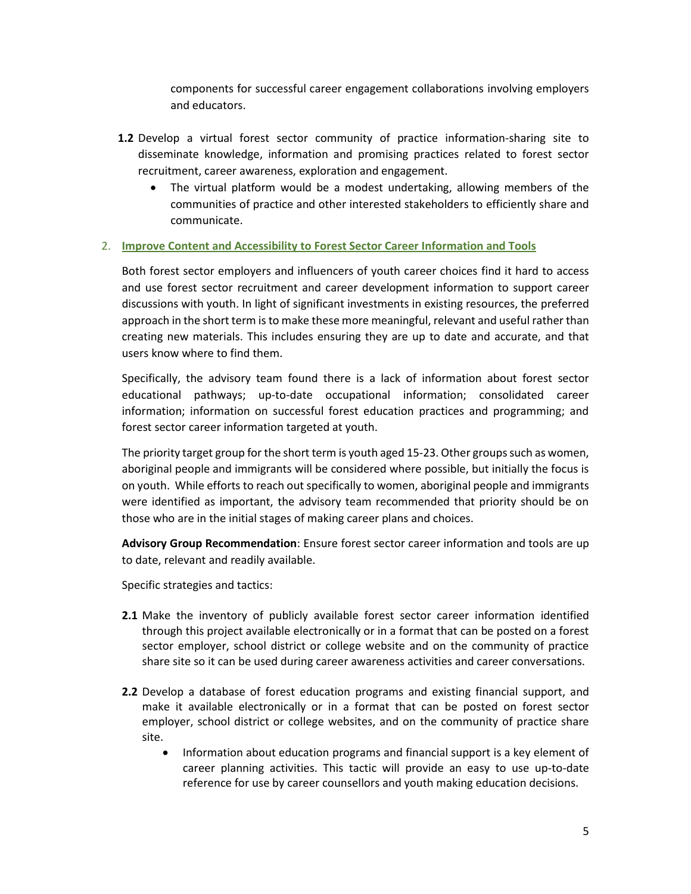components for successful career engagement collaborations involving employers and educators.

**1.2** Develop a virtual forest sector community of practice information-sharing site to disseminate knowledge, information and promising practices related to forest sector recruitment, career awareness, exploration and engagement.

- The virtual platform would be a modest undertaking, allowing members of the communities of practice and other interested stakeholders to efficiently share and communicate.

## 2. Improve Content and Accessibility to Forest Sector Career Information and Tools

Both forest sector employers and influencers of youth career choices find it hard to access and use forest sector recruitment and career development information to support career discussions with youth. In light of significant investments in existing resources, the preferred approach in the short term is to make these more meaningful, relevant and useful rather than creating new materials. This includes ensuring they are up to date and accurate, and that users know where to find them.

Specifically, the advisory team found there is a lack of information about forest sector educational pathways; up-to-date occupational information; consolidated career information; information on successful forest education practices and programming; and forest sector career information targeted at youth.

The priority target group for the short term is youth aged 15-23. Other groups such as women, aboriginal people and immigrants will be considered where possible, but initially the focus is on youth. While efforts to reach out specifically to women, aboriginal people and immigrants were identified as important, the advisory team recommended that priority should be on those who are in the initial stages of making career plans and choices.

**Advisory Group Recommendation**: Ensure forest sector career information and tools are up to date, relevant and readily available.

Specific strategies and tactics:

**2.1** Make the inventory of publicly available forest sector career information identified through this project available electronically or in a format that can be posted on a forest sector employer, school district or college website and on the community of practice share site so it can be used during career awareness activities and career conversations.

**2.2** Develop a database of forest education programs and existing financial support, and make it available electronically or in a format that can be posted on forest sector employer, school district or college websites, and on the community of practice share site.

- Information about education programs and financial support is a key element of career planning activities. This tactic will provide an easy to use up-to-date reference for use by career counsellors and youth making education decisions.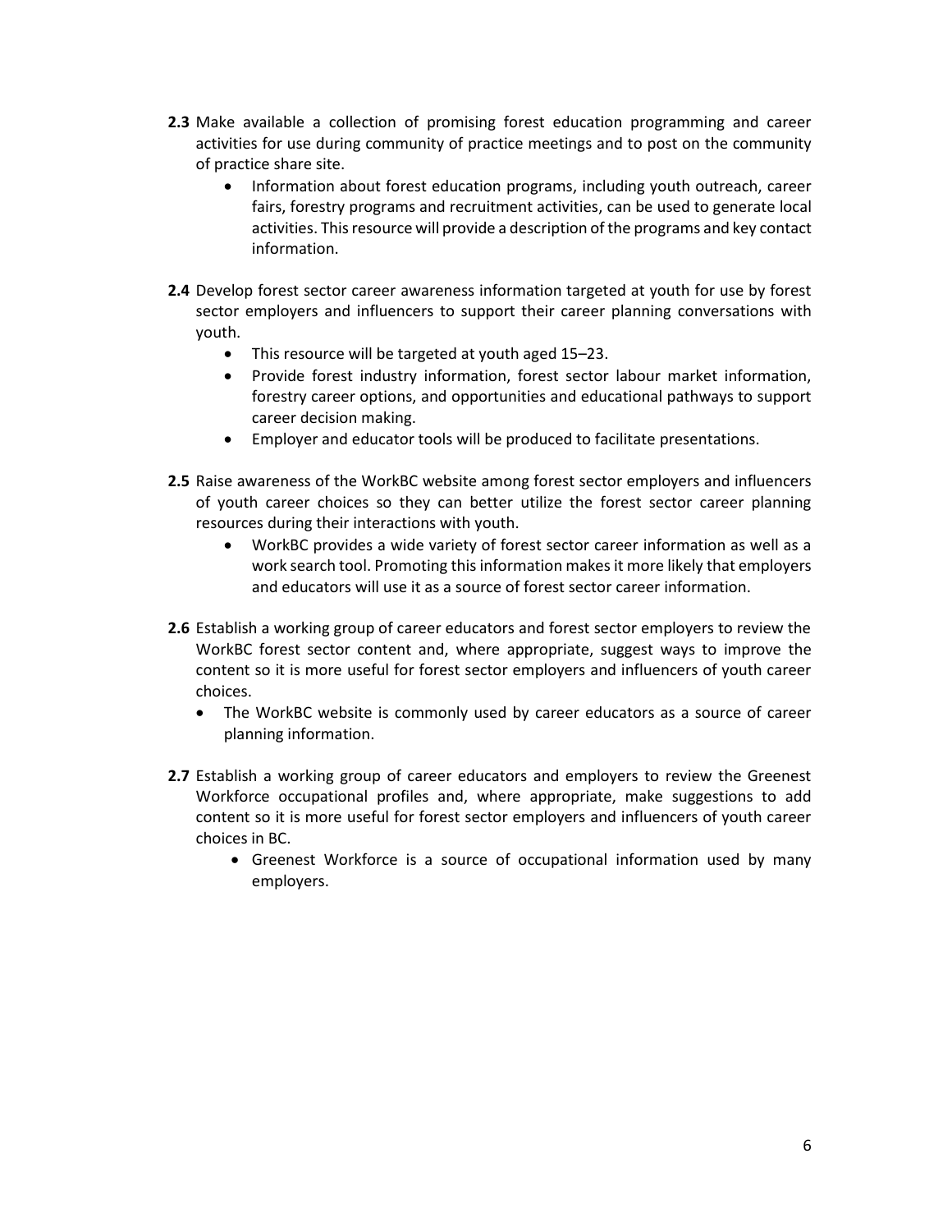**2.3** Make available a collection of promising forest education programming and career activities for use during community of practice meetings and to post on the community of practice share site.

- Information about forest education programs, including youth outreach, career fairs, forestry programs and recruitment activities, can be used to generate local activities. This resource will provide a description of the programs and key contact information.

**2.4** Develop forest sector career awareness information targeted at youth for use by forest sector employers and influencers to support their career planning conversations with youth.

- This resource will be targeted at youth aged 15–23.
- Provide forest industry information, forest sector labour market information, forestry career options, and opportunities and educational pathways to support career decision making.
- Employer and educator tools will be produced to facilitate presentations.

**2.5** Raise awareness of the WorkBC website among forest sector employers and influencers of youth career choices so they can better utilize the forest sector career planning resources during their interactions with youth.

- WorkBC provides a wide variety of forest sector career information as well as a work search tool. Promoting this information makes it more likely that employers and educators will use it as a source of forest sector career information.

**2.6** Establish a working group of career educators and forest sector employers to review the WorkBC forest sector content and, where appropriate, suggest ways to improve the content so it is more useful for forest sector employers and influencers of youth career choices.

- The WorkBC website is commonly used by career educators as a source of career planning information.

**2.7** Establish a working group of career educators and employers to review the Greenest Workforce occupational profiles and, where appropriate, make suggestions to add content so it is more useful for forest sector employers and influencers of youth career choices in BC.

- Greenest Workforce is a source of occupational information used by many employers.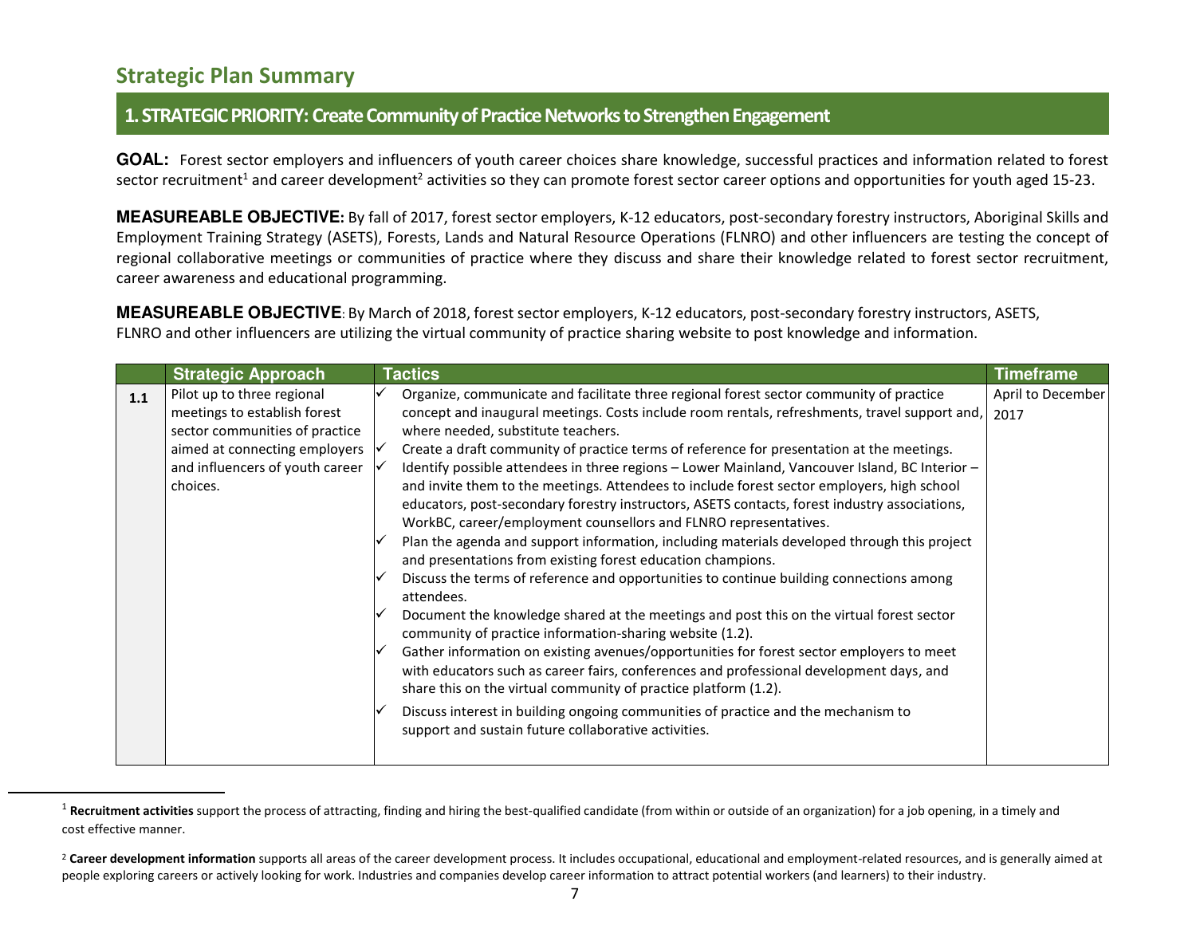## Strategic Plan Summary

### 1. STRATEGIC PRIORITY: Create Community of Practice Networks to Strengthen Engagement

**GOAL:** Forest sector employers and influencers of youth career choices share knowledge, successful practices and information related to forest sector recruitment[1] and career development[2] activities so they can promote forest sector career options and opportunities for youth aged 15-23.

**MEASUREABLE OBJECTIVE:** By fall of 2017, forest sector employers, K-12 educators, post-secondary forestry instructors, Aboriginal Skills and Employment Training Strategy (ASETS), Forests, Lands and Natural Resource Operations (FLNRO) and other influencers are testing the concept of regional collaborative meetings or communities of practice where they discuss and share their knowledge related to forest sector recruitment, career awareness and educational programming.

**MEASUREABLE OBJECTIVE**: By March of 2018, forest sector employers, K-12 educators, post-secondary forestry instructors, ASETS, FLNRO and other influencers are utilizing the virtual community of practice sharing website to post knowledge and information.

| | Strategic Approach | Tactics | Timeframe |
|---|---|---|---|
| **1.1** | Pilot up to three regional meetings to establish forest sector communities of practice aimed at connecting employers and influencers of youth career choices. | ✓ Organize, communicate and facilitate three regional forest sector community of practice concept and inaugural meetings. Costs include room rentals, refreshments, travel support and, where needed, substitute teachers.<br>✓ Create a draft community of practice terms of reference for presentation at the meetings.<br>✓ Identify possible attendees in three regions – Lower Mainland, Vancouver Island, BC Interior – and invite them to the meetings. Attendees to include forest sector employers, high school educators, post-secondary forestry instructors, ASETS contacts, forest industry associations, WorkBC, career/employment counsellors and FLNRO representatives.<br>✓ Plan the agenda and support information, including materials developed through this project and presentations from existing forest education champions.<br>✓ Discuss the terms of reference and opportunities to continue building connections among attendees.<br>✓ Document the knowledge shared at the meetings and post this on the virtual forest sector community of practice information-sharing website (1.2).<br>✓ Gather information on existing avenues/opportunities for forest sector employers to meet with educators such as career fairs, conferences and professional development days, and share this on the virtual community of practice platform (1.2).<br>✓ Discuss interest in building ongoing communities of practice and the mechanism to support and sustain future collaborative activities. | April to December 2017 |

[1] **Recruitment activities** support the process of attracting, finding and hiring the best-qualified candidate (from within or outside of an organization) for a job opening, in a timely and cost effective manner.

[2] **Career development information** supports all areas of the career development process. It includes occupational, educational and employment-related resources, and is generally aimed at people exploring careers or actively looking for work. Industries and companies develop career information to attract potential workers (and learners) to their industry.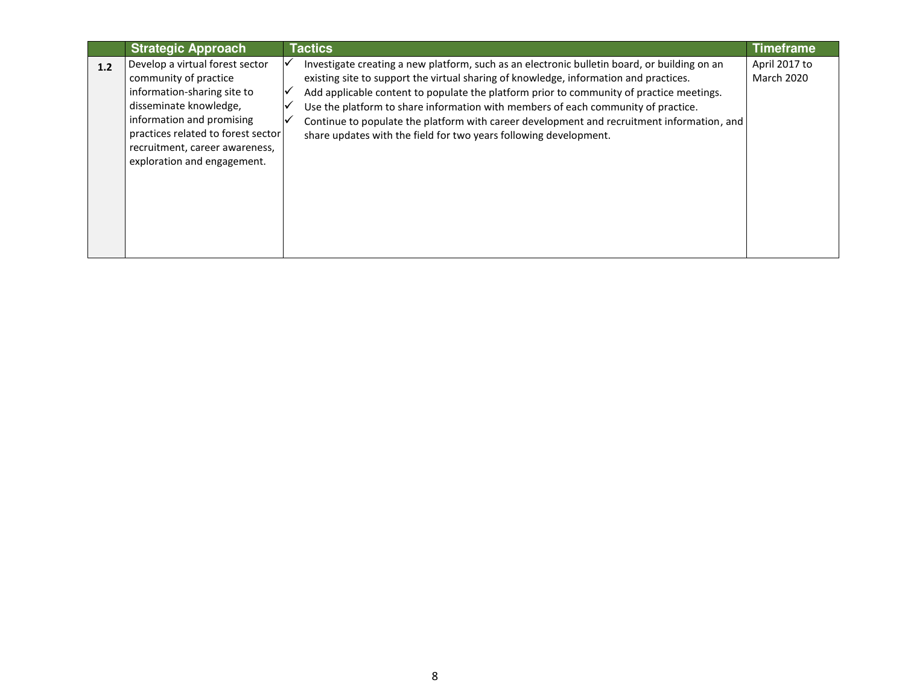| | Strategic Approach | Tactics | Timeframe |
|---|---|---|---|
| **1.2** | Develop a virtual forest sector community of practice information-sharing site to disseminate knowledge, information and promising practices related to forest sector recruitment, career awareness, exploration and engagement. | ✓ Investigate creating a new platform, such as an electronic bulletin board, or building on an existing site to support the virtual sharing of knowledge, information and practices.<br>✓ Add applicable content to populate the platform prior to community of practice meetings.<br>✓ Use the platform to share information with members of each community of practice.<br>✓ Continue to populate the platform with career development and recruitment information, and share updates with the field for two years following development. | April 2017 to March 2020 |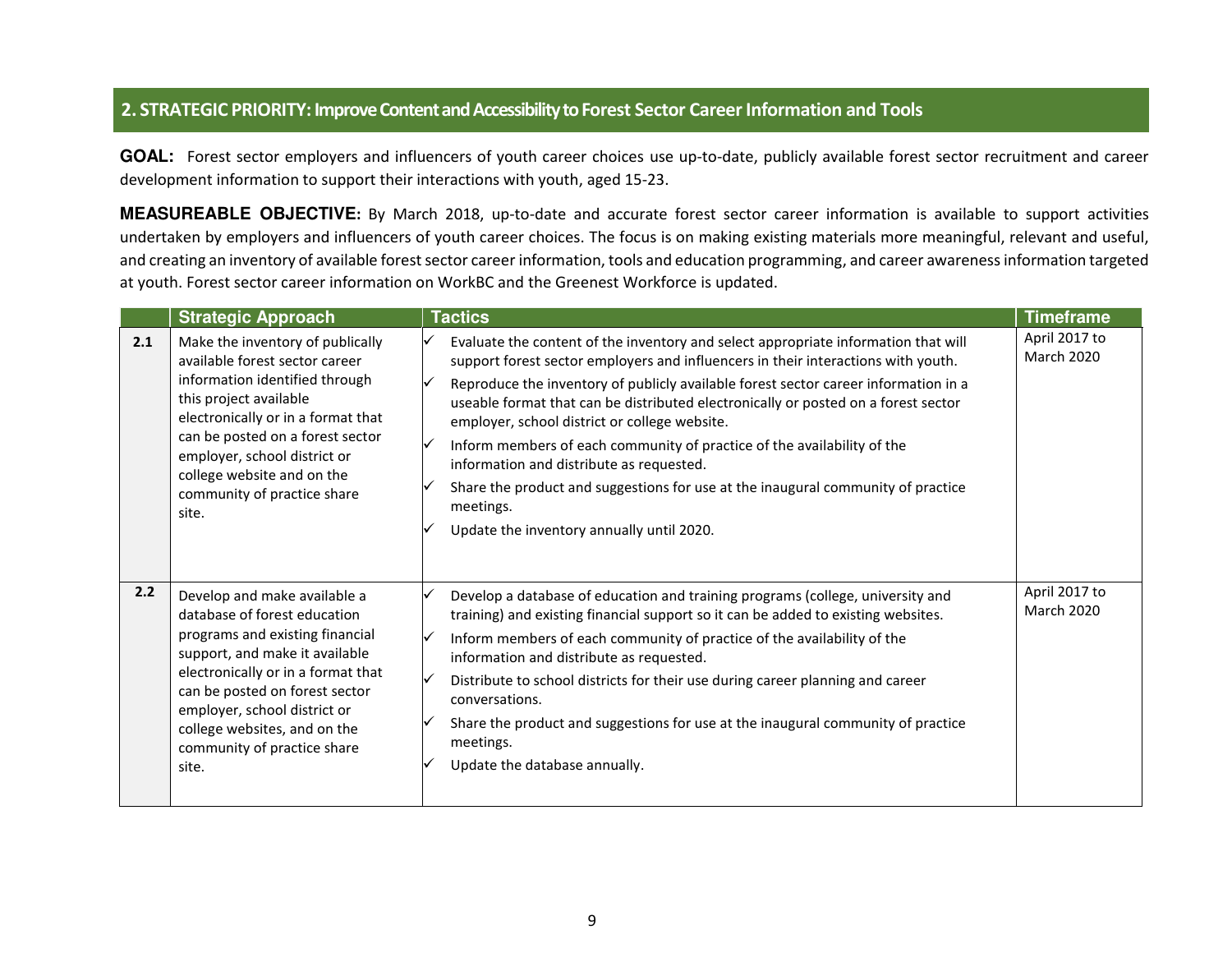## 2. STRATEGIC PRIORITY: Improve Content and Accessibility to Forest Sector Career Information and Tools

**GOAL:** Forest sector employers and influencers of youth career choices use up-to-date, publicly available forest sector recruitment and career development information to support their interactions with youth, aged 15-23.

**MEASUREABLE OBJECTIVE:** By March 2018, up-to-date and accurate forest sector career information is available to support activities undertaken by employers and influencers of youth career choices. The focus is on making existing materials more meaningful, relevant and useful, and creating an inventory of available forest sector career information, tools and education programming, and career awareness information targeted at youth. Forest sector career information on WorkBC and the Greenest Workforce is updated.

| | Strategic Approach | Tactics | Timeframe |
|---|---|---|---|
| **2.1** | Make the inventory of publically available forest sector career information identified through this project available electronically or in a format that can be posted on a forest sector employer, school district or college website and on the community of practice share site. | ✓ Evaluate the content of the inventory and select appropriate information that will support forest sector employers and influencers in their interactions with youth.<br>✓ Reproduce the inventory of publicly available forest sector career information in a useable format that can be distributed electronically or posted on a forest sector employer, school district or college website.<br>✓ Inform members of each community of practice of the availability of the information and distribute as requested.<br>✓ Share the product and suggestions for use at the inaugural community of practice meetings.<br>✓ Update the inventory annually until 2020. | April 2017 to March 2020 |
| **2.2** | Develop and make available a database of forest education programs and existing financial support, and make it available electronically or in a format that can be posted on forest sector employer, school district or college websites, and on the community of practice share site. | ✓ Develop a database of education and training programs (college, university and training) and existing financial support so it can be added to existing websites.<br>✓ Inform members of each community of practice of the availability of the information and distribute as requested.<br>✓ Distribute to school districts for their use during career planning and career conversations.<br>✓ Share the product and suggestions for use at the inaugural community of practice meetings.<br>✓ Update the database annually. | April 2017 to March 2020 |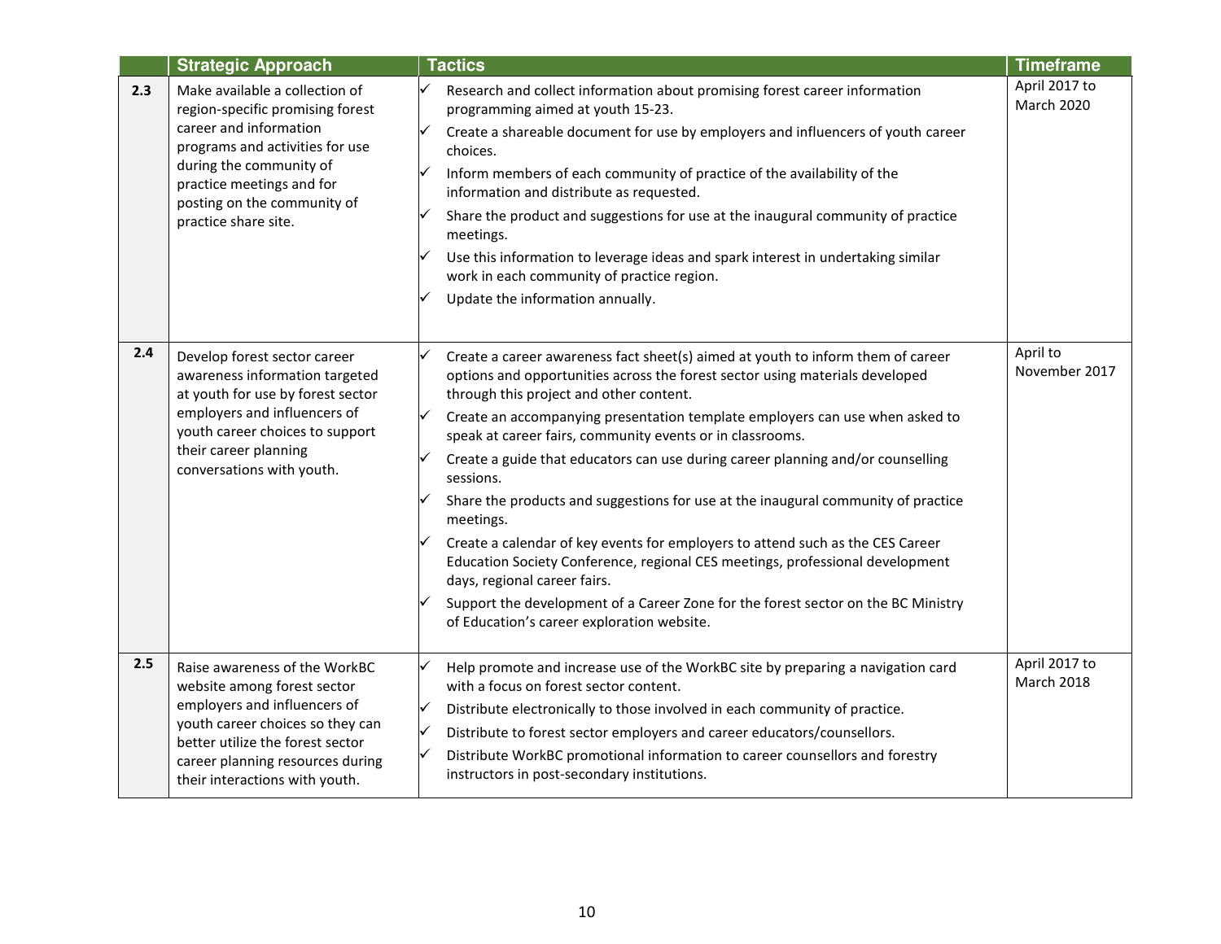| | Strategic Approach | Tactics | Timeframe |
|---|---|---|---|
| **2.3** | Make available a collection of region-specific promising forest career and information programs and activities for use during the community of practice meetings and for posting on the community of practice share site. | ✓ Research and collect information about promising forest career information programming aimed at youth 15-23.<br>✓ Create a shareable document for use by employers and influencers of youth career choices.<br>✓ Inform members of each community of practice of the availability of the information and distribute as requested.<br>✓ Share the product and suggestions for use at the inaugural community of practice meetings.<br>✓ Use this information to leverage ideas and spark interest in undertaking similar work in each community of practice region.<br>✓ Update the information annually. | April 2017 to March 2020 |
| **2.4** | Develop forest sector career awareness information targeted at youth for use by forest sector employers and influencers of youth career choices to support their career planning conversations with youth. | ✓ Create a career awareness fact sheet(s) aimed at youth to inform them of career options and opportunities across the forest sector using materials developed through this project and other content.<br>✓ Create an accompanying presentation template employers can use when asked to speak at career fairs, community events or in classrooms.<br>✓ Create a guide that educators can use during career planning and/or counselling sessions.<br>✓ Share the products and suggestions for use at the inaugural community of practice meetings.<br>✓ Create a calendar of key events for employers to attend such as the CES Career Education Society Conference, regional CES meetings, professional development days, regional career fairs.<br>✓ Support the development of a Career Zone for the forest sector on the BC Ministry of Education's career exploration website. | April to November 2017 |
| **2.5** | Raise awareness of the WorkBC website among forest sector employers and influencers of youth career choices so they can better utilize the forest sector career planning resources during their interactions with youth. | ✓ Help promote and increase use of the WorkBC site by preparing a navigation card with a focus on forest sector content.<br>✓ Distribute electronically to those involved in each community of practice.<br>✓ Distribute to forest sector employers and career educators/counsellors.<br>✓ Distribute WorkBC promotional information to career counsellors and forestry instructors in post-secondary institutions. | April 2017 to March 2018 |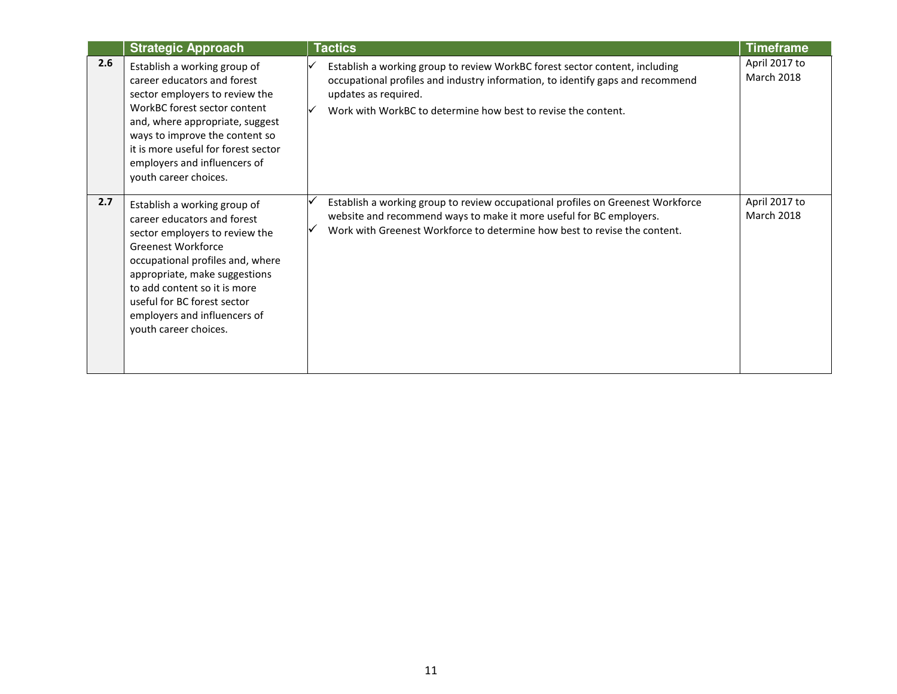| | Strategic Approach | Tactics | Timeframe |
|---|---|---|---|
| **2.6** | Establish a working group of career educators and forest sector employers to review the WorkBC forest sector content and, where appropriate, suggest ways to improve the content so it is more useful for forest sector employers and influencers of youth career choices. | ✓ Establish a working group to review WorkBC forest sector content, including occupational profiles and industry information, to identify gaps and recommend updates as required.<br>✓ Work with WorkBC to determine how best to revise the content. | April 2017 to March 2018 |
| **2.7** | Establish a working group of career educators and forest sector employers to review the Greenest Workforce occupational profiles and, where appropriate, make suggestions to add content so it is more useful for BC forest sector employers and influencers of youth career choices. | ✓ Establish a working group to review occupational profiles on Greenest Workforce website and recommend ways to make it more useful for BC employers.<br>✓ Work with Greenest Workforce to determine how best to revise the content. | April 2017 to March 2018 |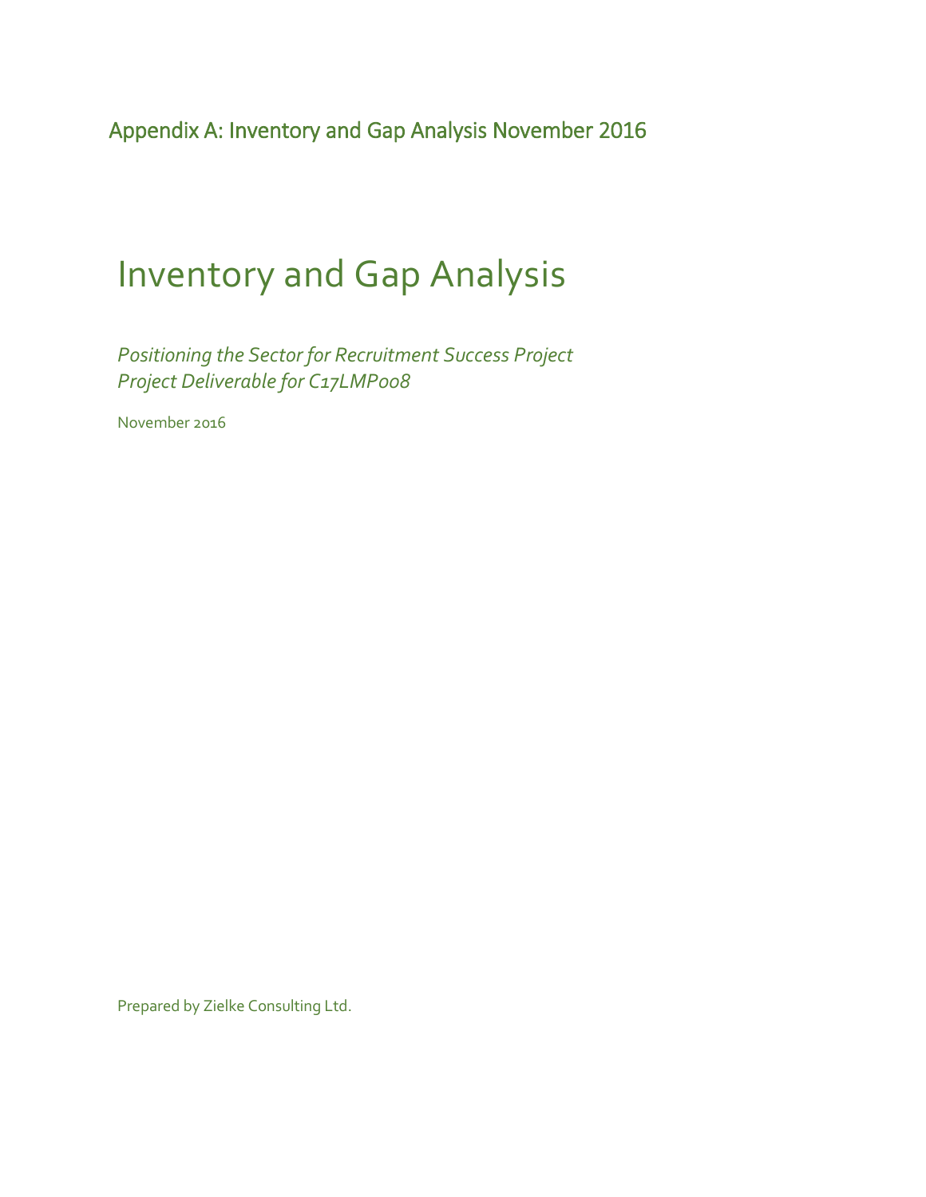# Appendix A: Inventory and Gap Analysis November 2016

# Inventory and Gap Analysis

*Positioning the Sector for Recruitment Success Project*
*Project Deliverable for C17LMP008*

November 2016

Prepared by Zielke Consulting Ltd.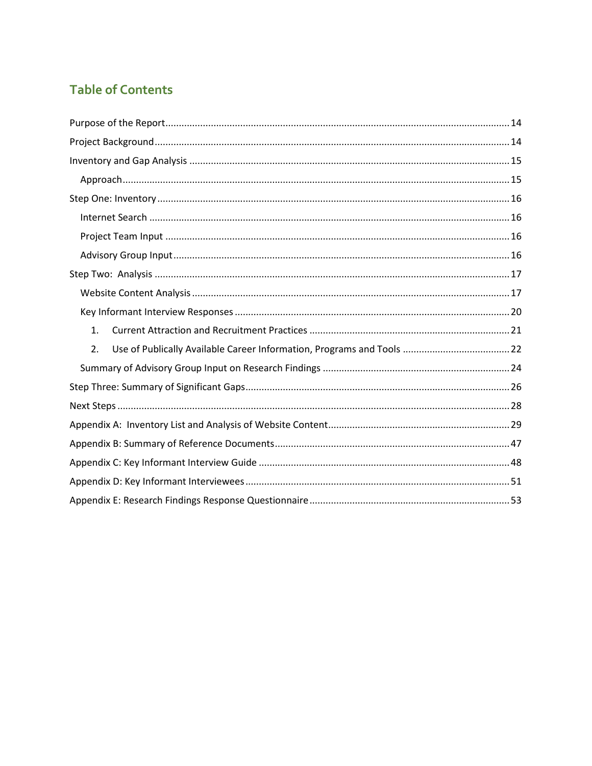## Table of Contents

- Purpose of the Report ..... 14
- Project Background ..... 14
- Inventory and Gap Analysis ..... 15
  - Approach ..... 15
- Step One: Inventory ..... 16
  - Internet Search ..... 16
  - Project Team Input ..... 16
  - Advisory Group Input ..... 16
- Step Two: Analysis ..... 17
  - Website Content Analysis ..... 17
  - Key Informant Interview Responses ..... 20
    1. Current Attraction and Recruitment Practices ..... 21
    2. Use of Publically Available Career Information, Programs and Tools ..... 22
  - Summary of Advisory Group Input on Research Findings ..... 24
- Step Three: Summary of Significant Gaps ..... 26
- Next Steps ..... 28
- Appendix A: Inventory List and Analysis of Website Content ..... 29
- Appendix B: Summary of Reference Documents ..... 47
- Appendix C: Key Informant Interview Guide ..... 48
- Appendix D: Key Informant Interviewees ..... 51
- Appendix E: Research Findings Response Questionnaire ..... 53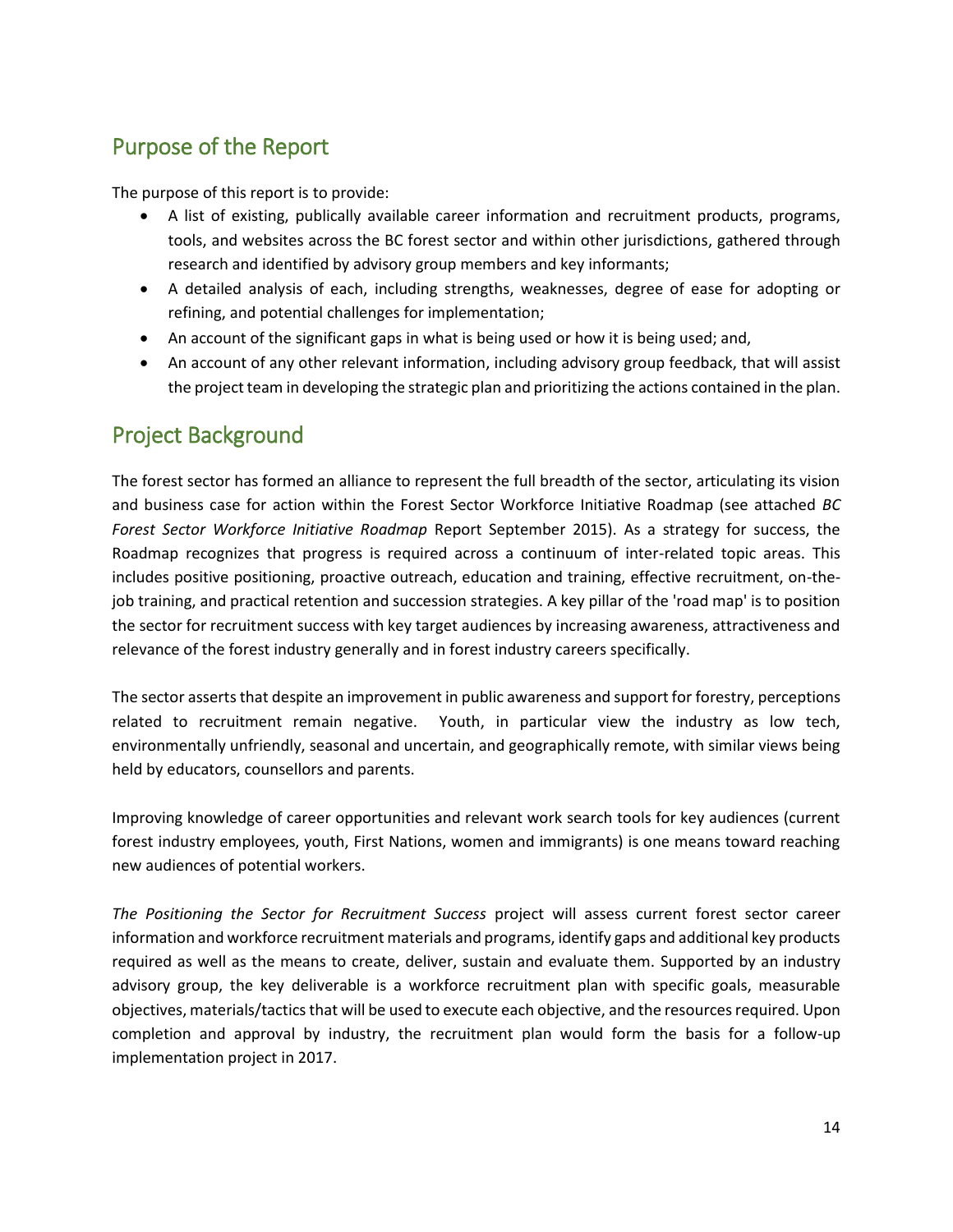## Purpose of the Report

The purpose of this report is to provide:

- A list of existing, publically available career information and recruitment products, programs, tools, and websites across the BC forest sector and within other jurisdictions, gathered through research and identified by advisory group members and key informants;
- A detailed analysis of each, including strengths, weaknesses, degree of ease for adopting or refining, and potential challenges for implementation;
- An account of the significant gaps in what is being used or how it is being used; and,
- An account of any other relevant information, including advisory group feedback, that will assist the project team in developing the strategic plan and prioritizing the actions contained in the plan.

## Project Background

The forest sector has formed an alliance to represent the full breadth of the sector, articulating its vision and business case for action within the Forest Sector Workforce Initiative Roadmap (see attached *BC Forest Sector Workforce Initiative Roadmap* Report September 2015). As a strategy for success, the Roadmap recognizes that progress is required across a continuum of inter-related topic areas. This includes positive positioning, proactive outreach, education and training, effective recruitment, on-the-job training, and practical retention and succession strategies. A key pillar of the 'road map' is to position the sector for recruitment success with key target audiences by increasing awareness, attractiveness and relevance of the forest industry generally and in forest industry careers specifically.

The sector asserts that despite an improvement in public awareness and support for forestry, perceptions related to recruitment remain negative. Youth, in particular view the industry as low tech, environmentally unfriendly, seasonal and uncertain, and geographically remote, with similar views being held by educators, counsellors and parents.

Improving knowledge of career opportunities and relevant work search tools for key audiences (current forest industry employees, youth, First Nations, women and immigrants) is one means toward reaching new audiences of potential workers.

*The Positioning the Sector for Recruitment Success* project will assess current forest sector career information and workforce recruitment materials and programs, identify gaps and additional key products required as well as the means to create, deliver, sustain and evaluate them. Supported by an industry advisory group, the key deliverable is a workforce recruitment plan with specific goals, measurable objectives, materials/tactics that will be used to execute each objective, and the resources required. Upon completion and approval by industry, the recruitment plan would form the basis for a follow-up implementation project in 2017.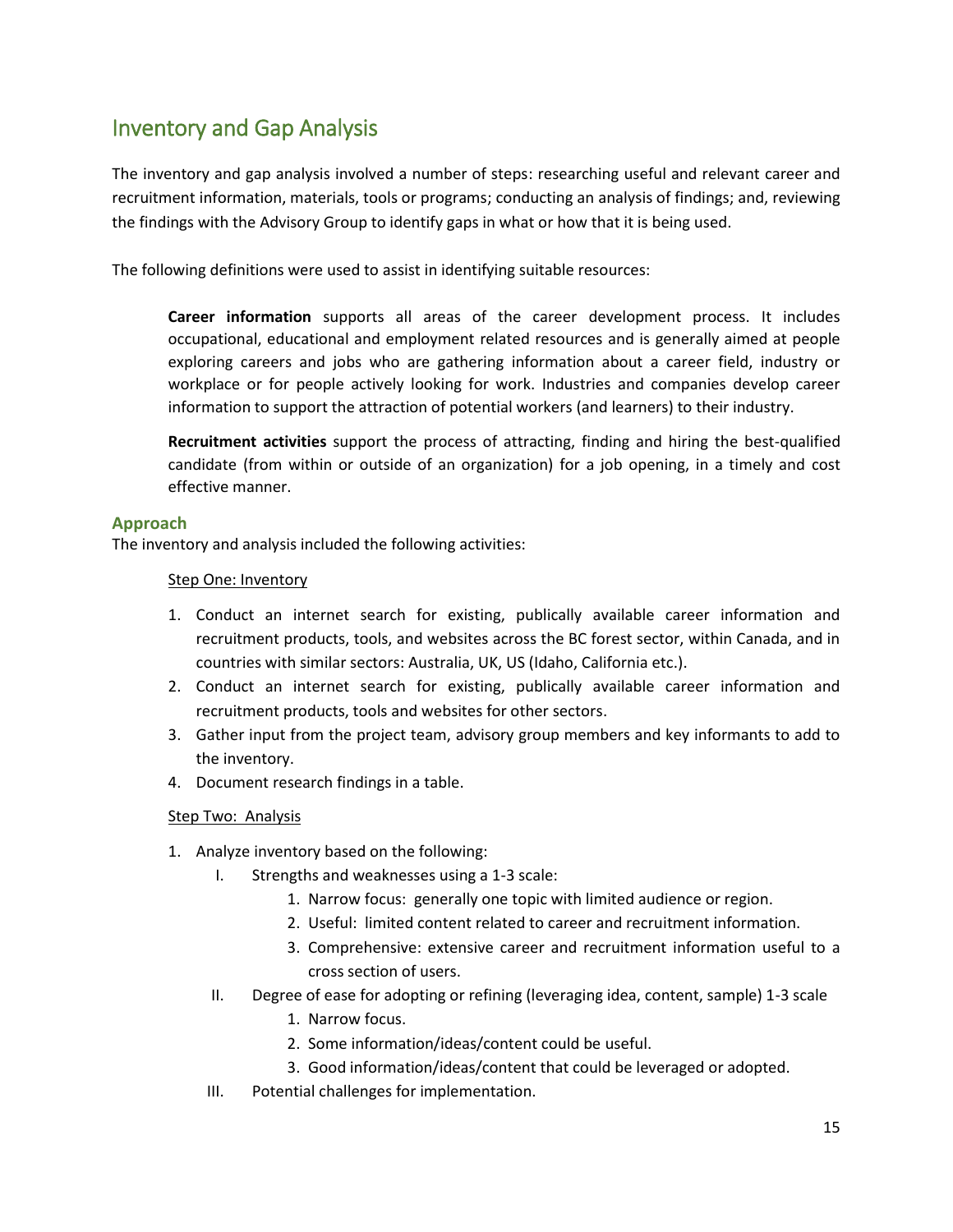## Inventory and Gap Analysis

The inventory and gap analysis involved a number of steps: researching useful and relevant career and recruitment information, materials, tools or programs; conducting an analysis of findings; and, reviewing the findings with the Advisory Group to identify gaps in what or how that it is being used.

The following definitions were used to assist in identifying suitable resources:

> **Career information** supports all areas of the career development process. It includes occupational, educational and employment related resources and is generally aimed at people exploring careers and jobs who are gathering information about a career field, industry or workplace or for people actively looking for work. Industries and companies develop career information to support the attraction of potential workers (and learners) to their industry.
>
> **Recruitment activities** support the process of attracting, finding and hiring the best-qualified candidate (from within or outside of an organization) for a job opening, in a timely and cost effective manner.

### Approach

The inventory and analysis included the following activities:

<u>Step One: Inventory</u>

1. Conduct an internet search for existing, publically available career information and recruitment products, tools, and websites across the BC forest sector, within Canada, and in countries with similar sectors: Australia, UK, US (Idaho, California etc.).
2. Conduct an internet search for existing, publically available career information and recruitment products, tools and websites for other sectors.
3. Gather input from the project team, advisory group members and key informants to add to the inventory.
4. Document research findings in a table.

<u>Step Two: Analysis</u>

1. Analyze inventory based on the following:
   - I. Strengths and weaknesses using a 1-3 scale:
     1. Narrow focus: generally one topic with limited audience or region.
     2. Useful: limited content related to career and recruitment information.
     3. Comprehensive: extensive career and recruitment information useful to a cross section of users.
   - II. Degree of ease for adopting or refining (leveraging idea, content, sample) 1-3 scale
     1. Narrow focus.
     2. Some information/ideas/content could be useful.
     3. Good information/ideas/content that could be leveraged or adopted.
   - III. Potential challenges for implementation.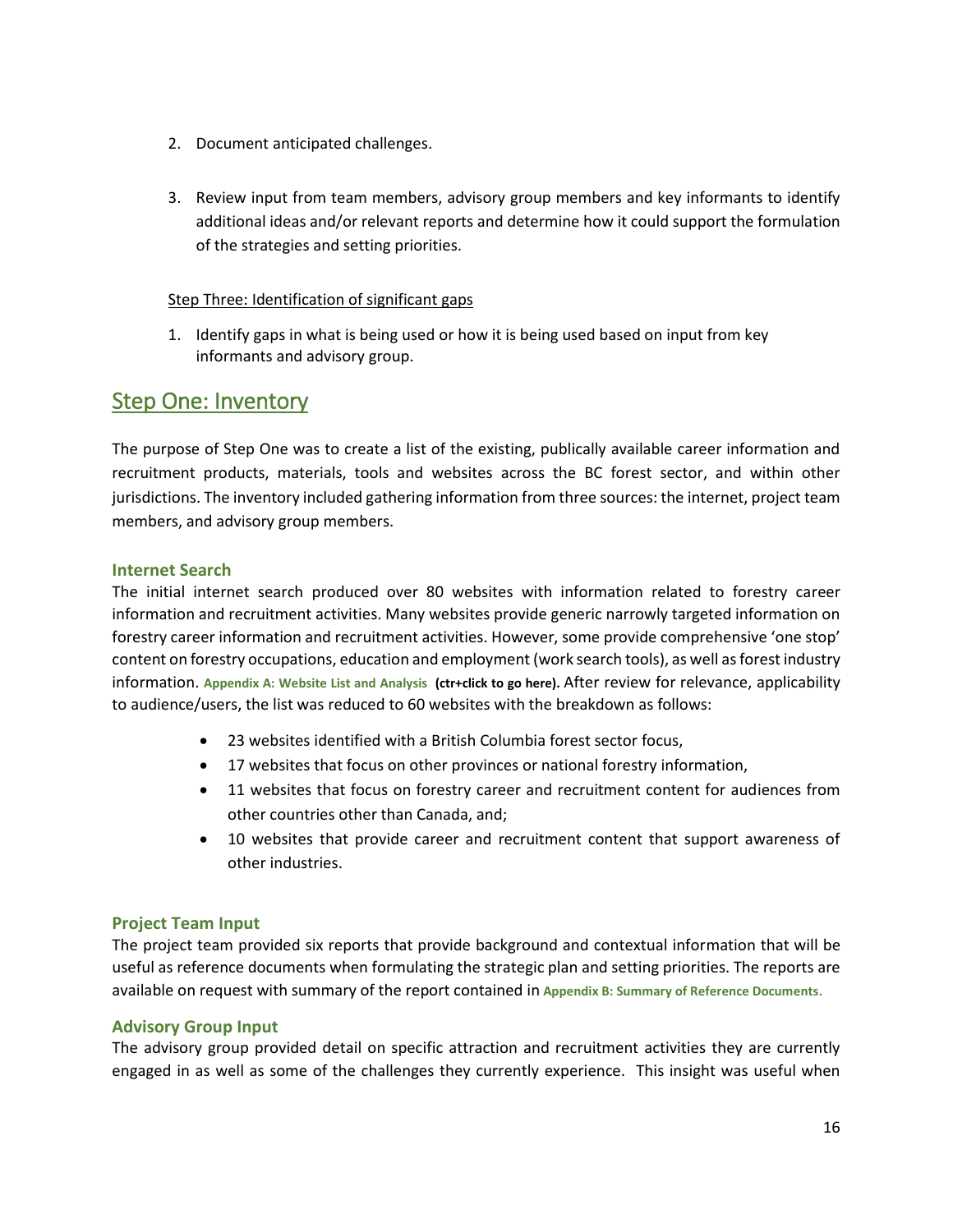2. Document anticipated challenges.

3. Review input from team members, advisory group members and key informants to identify additional ideas and/or relevant reports and determine how it could support the formulation of the strategies and setting priorities.

Step Three: Identification of significant gaps

1. Identify gaps in what is being used or how it is being used based on input from key informants and advisory group.

## Step One: Inventory

The purpose of Step One was to create a list of the existing, publically available career information and recruitment products, materials, tools and websites across the BC forest sector, and within other jurisdictions. The inventory included gathering information from three sources: the internet, project team members, and advisory group members.

### Internet Search

The initial internet search produced over 80 websites with information related to forestry career information and recruitment activities. Many websites provide generic narrowly targeted information on forestry career information and recruitment activities. However, some provide comprehensive 'one stop' content on forestry occupations, education and employment (work search tools), as well as forest industry information. **Appendix A: Website List and Analysis** **(ctr+click to go here).** After review for relevance, applicability to audience/users, the list was reduced to 60 websites with the breakdown as follows:

- 23 websites identified with a British Columbia forest sector focus,
- 17 websites that focus on other provinces or national forestry information,
- 11 websites that focus on forestry career and recruitment content for audiences from other countries other than Canada, and;
- 10 websites that provide career and recruitment content that support awareness of other industries.

### Project Team Input

The project team provided six reports that provide background and contextual information that will be useful as reference documents when formulating the strategic plan and setting priorities. The reports are available on request with summary of the report contained in **Appendix B: Summary of Reference Documents.**

### Advisory Group Input

The advisory group provided detail on specific attraction and recruitment activities they are currently engaged in as well as some of the challenges they currently experience. This insight was useful when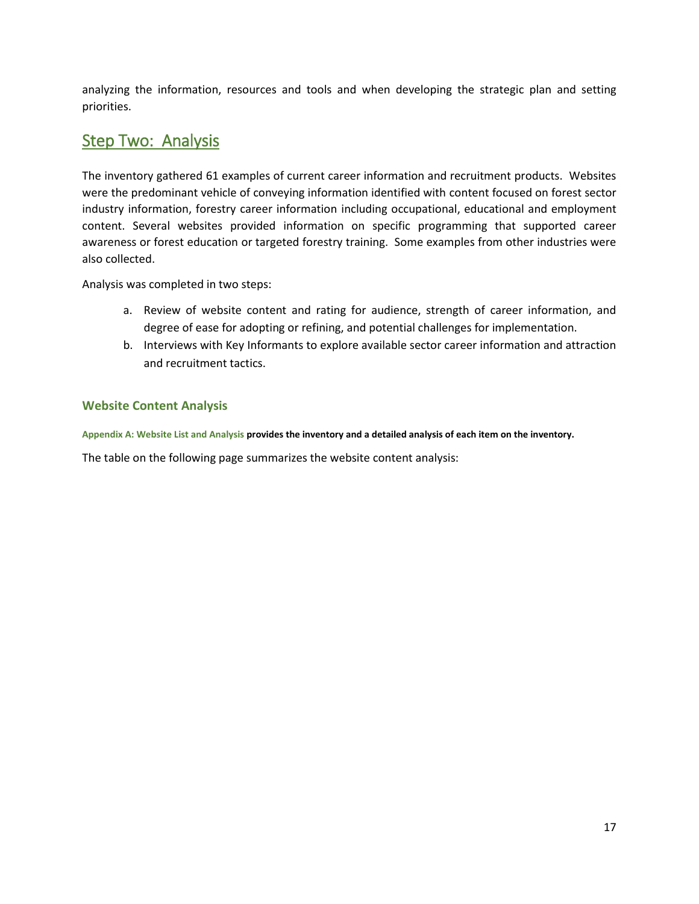analyzing the information, resources and tools and when developing the strategic plan and setting priorities.

## Step Two: Analysis

The inventory gathered 61 examples of current career information and recruitment products. Websites were the predominant vehicle of conveying information identified with content focused on forest sector industry information, forestry career information including occupational, educational and employment content. Several websites provided information on specific programming that supported career awareness or forest education or targeted forestry training. Some examples from other industries were also collected.

Analysis was completed in two steps:

a. Review of website content and rating for audience, strength of career information, and degree of ease for adopting or refining, and potential challenges for implementation.
b. Interviews with Key Informants to explore available sector career information and attraction and recruitment tactics.

### Website Content Analysis

**Appendix A: Website List and Analysis provides the inventory and a detailed analysis of each item on the inventory.**

The table on the following page summarizes the website content analysis: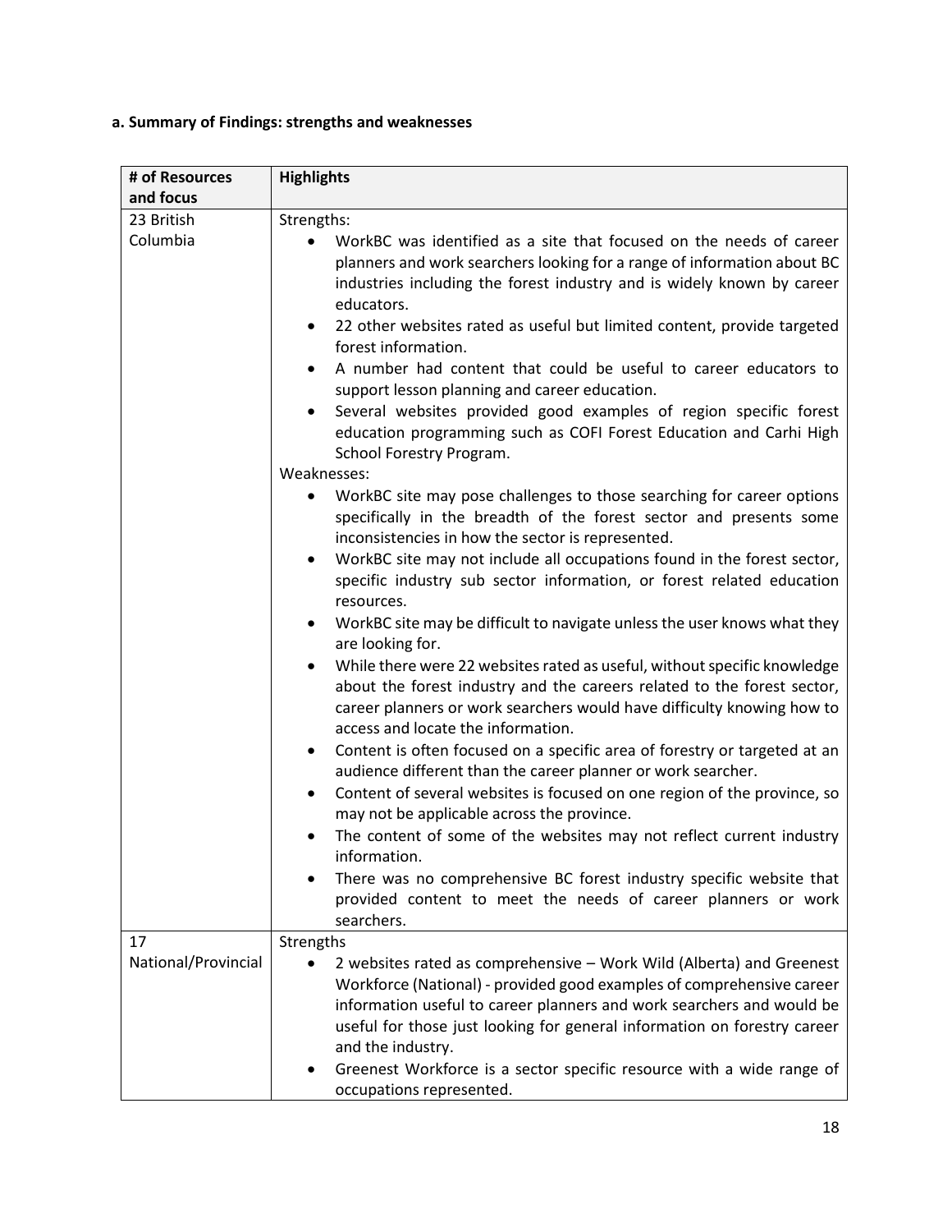### a. Summary of Findings: strengths and weaknesses

| # of Resources and focus | Highlights |
|---|---|
| 23 British Columbia | Strengths:<br>• WorkBC was identified as a site that focused on the needs of career planners and work searchers looking for a range of information about BC industries including the forest industry and is widely known by career educators.<br>• 22 other websites rated as useful but limited content, provide targeted forest information.<br>• A number had content that could be useful to career educators to support lesson planning and career education.<br>• Several websites provided good examples of region specific forest education programming such as COFI Forest Education and Carhi High School Forestry Program.<br>Weaknesses:<br>• WorkBC site may pose challenges to those searching for career options specifically in the breadth of the forest sector and presents some inconsistencies in how the sector is represented.<br>• WorkBC site may not include all occupations found in the forest sector, specific industry sub sector information, or forest related education resources.<br>• WorkBC site may be difficult to navigate unless the user knows what they are looking for.<br>• While there were 22 websites rated as useful, without specific knowledge about the forest industry and the careers related to the forest sector, career planners or work searchers would have difficulty knowing how to access and locate the information.<br>• Content is often focused on a specific area of forestry or targeted at an audience different than the career planner or work searcher.<br>• Content of several websites is focused on one region of the province, so may not be applicable across the province.<br>• The content of some of the websites may not reflect current industry information.<br>• There was no comprehensive BC forest industry specific website that provided content to meet the needs of career planners or work searchers. |
| 17 National/Provincial | Strengths<br>• 2 websites rated as comprehensive – Work Wild (Alberta) and Greenest Workforce (National) - provided good examples of comprehensive career information useful to career planners and work searchers and would be useful for those just looking for general information on forestry career and the industry.<br>• Greenest Workforce is a sector specific resource with a wide range of occupations represented. |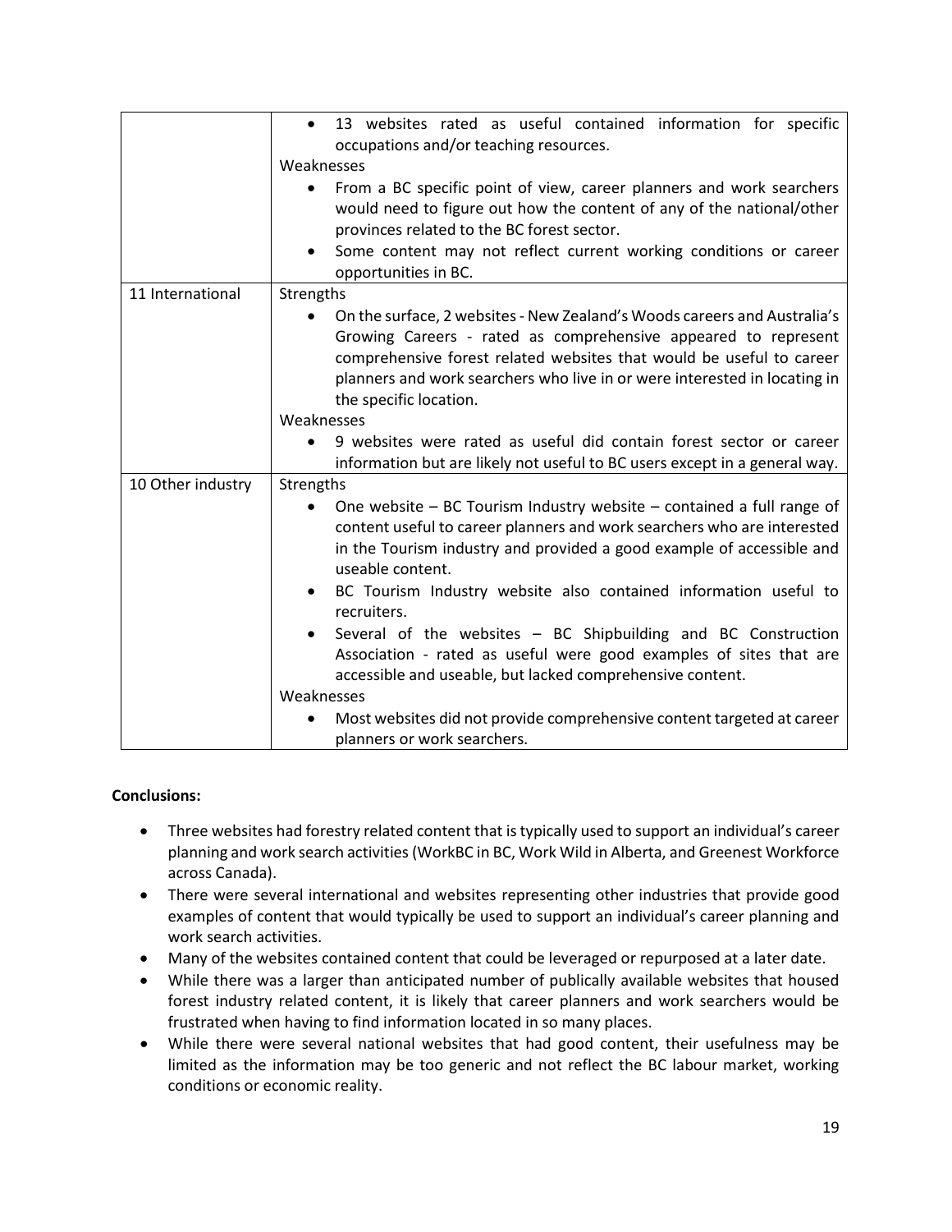| | |
|---|---|
| | • 13 websites rated as useful contained information for specific occupations and/or teaching resources.<br>Weaknesses<br>• From a BC specific point of view, career planners and work searchers would need to figure out how the content of any of the national/other provinces related to the BC forest sector.<br>• Some content may not reflect current working conditions or career opportunities in BC. |
| 11 International | Strengths<br>• On the surface, 2 websites - New Zealand's Woods careers and Australia's Growing Careers - rated as comprehensive appeared to represent comprehensive forest related websites that would be useful to career planners and work searchers who live in or were interested in locating in the specific location.<br>Weaknesses<br>• 9 websites were rated as useful did contain forest sector or career information but are likely not useful to BC users except in a general way. |
| 10 Other industry | Strengths<br>• One website – BC Tourism Industry website – contained a full range of content useful to career planners and work searchers who are interested in the Tourism industry and provided a good example of accessible and useable content.<br>• BC Tourism Industry website also contained information useful to recruiters.<br>• Several of the websites – BC Shipbuilding and BC Construction Association - rated as useful were good examples of sites that are accessible and useable, but lacked comprehensive content.<br>Weaknesses<br>• Most websites did not provide comprehensive content targeted at career planners or work searchers. |

**Conclusions:**

- Three websites had forestry related content that is typically used to support an individual's career planning and work search activities (WorkBC in BC, Work Wild in Alberta, and Greenest Workforce across Canada).
- There were several international and websites representing other industries that provide good examples of content that would typically be used to support an individual's career planning and work search activities.
- Many of the websites contained content that could be leveraged or repurposed at a later date.
- While there was a larger than anticipated number of publically available websites that housed forest industry related content, it is likely that career planners and work searchers would be frustrated when having to find information located in so many places.
- While there were several national websites that had good content, their usefulness may be limited as the information may be too generic and not reflect the BC labour market, working conditions or economic reality.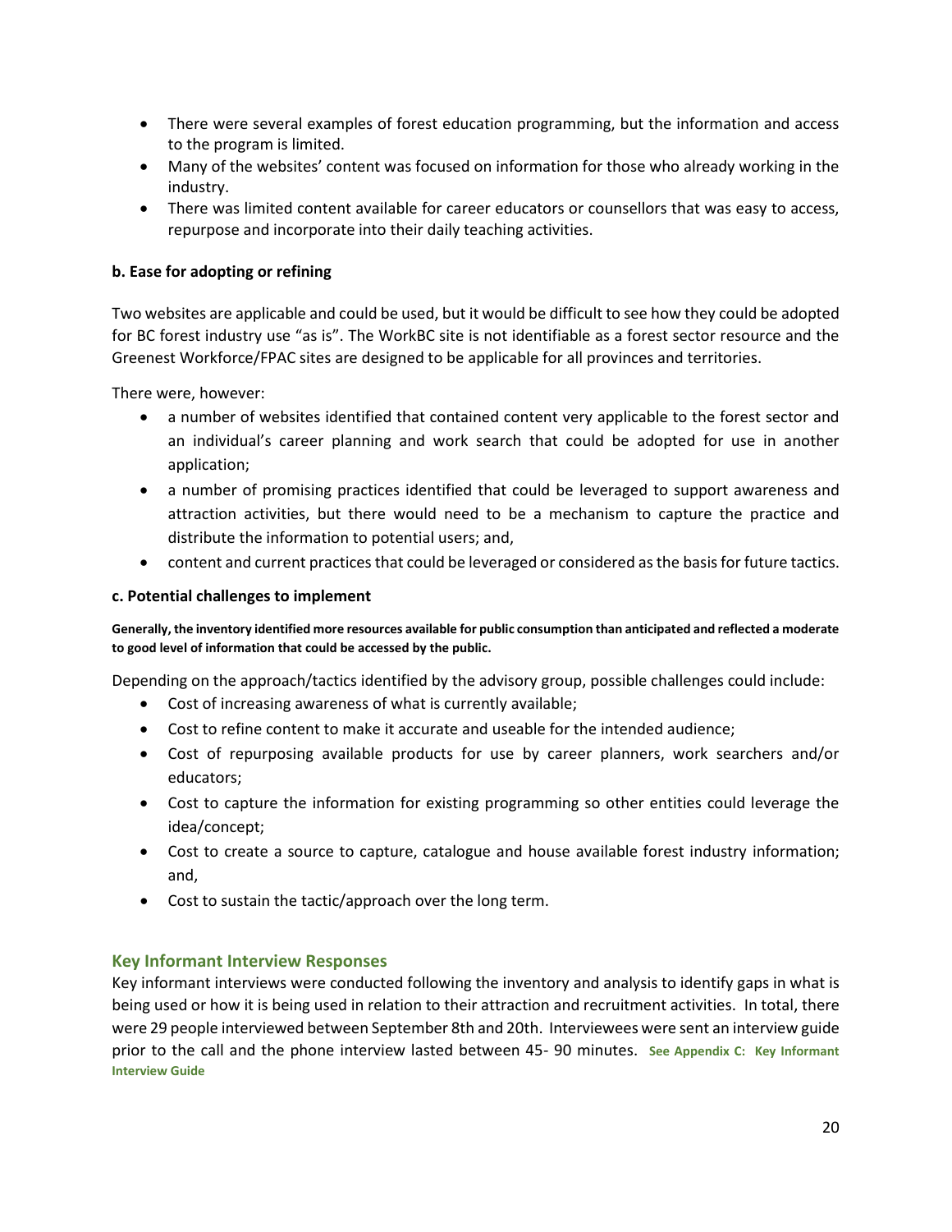- There were several examples of forest education programming, but the information and access to the program is limited.
- Many of the websites' content was focused on information for those who already working in the industry.
- There was limited content available for career educators or counsellors that was easy to access, repurpose and incorporate into their daily teaching activities.

**b. Ease for adopting or refining**

Two websites are applicable and could be used, but it would be difficult to see how they could be adopted for BC forest industry use "as is". The WorkBC site is not identifiable as a forest sector resource and the Greenest Workforce/FPAC sites are designed to be applicable for all provinces and territories.

There were, however:

- a number of websites identified that contained content very applicable to the forest sector and an individual's career planning and work search that could be adopted for use in another application;
- a number of promising practices identified that could be leveraged to support awareness and attraction activities, but there would need to be a mechanism to capture the practice and distribute the information to potential users; and,
- content and current practices that could be leveraged or considered as the basis for future tactics.

**c. Potential challenges to implement**

**Generally, the inventory identified more resources available for public consumption than anticipated and reflected a moderate to good level of information that could be accessed by the public.**

Depending on the approach/tactics identified by the advisory group, possible challenges could include:

- Cost of increasing awareness of what is currently available;
- Cost to refine content to make it accurate and useable for the intended audience;
- Cost of repurposing available products for use by career planners, work searchers and/or educators;
- Cost to capture the information for existing programming so other entities could leverage the idea/concept;
- Cost to create a source to capture, catalogue and house available forest industry information; and,
- Cost to sustain the tactic/approach over the long term.

## Key Informant Interview Responses

Key informant interviews were conducted following the inventory and analysis to identify gaps in what is being used or how it is being used in relation to their attraction and recruitment activities. In total, there were 29 people interviewed between September 8th and 20th. Interviewees were sent an interview guide prior to the call and the phone interview lasted between 45- 90 minutes. **See Appendix C: Key Informant Interview Guide**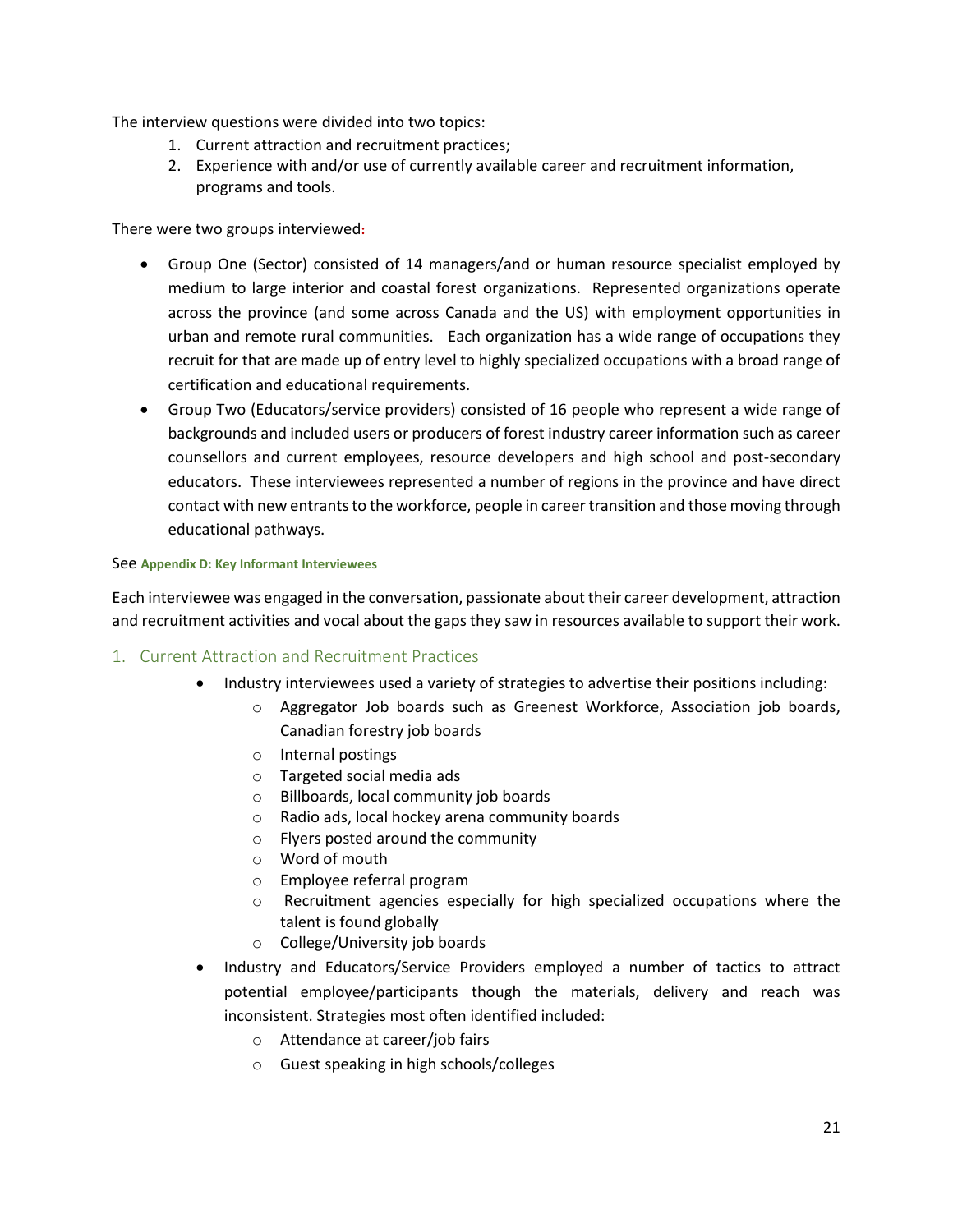The interview questions were divided into two topics:

1. Current attraction and recruitment practices;
2. Experience with and/or use of currently available career and recruitment information, programs and tools.

There were two groups interviewed:

- Group One (Sector) consisted of 14 managers/and or human resource specialist employed by medium to large interior and coastal forest organizations. Represented organizations operate across the province (and some across Canada and the US) with employment opportunities in urban and remote rural communities. Each organization has a wide range of occupations they recruit for that are made up of entry level to highly specialized occupations with a broad range of certification and educational requirements.
- Group Two (Educators/service providers) consisted of 16 people who represent a wide range of backgrounds and included users or producers of forest industry career information such as career counsellors and current employees, resource developers and high school and post-secondary educators. These interviewees represented a number of regions in the province and have direct contact with new entrants to the workforce, people in career transition and those moving through educational pathways.

See **Appendix D: Key Informant Interviewees**

Each interviewee was engaged in the conversation, passionate about their career development, attraction and recruitment activities and vocal about the gaps they saw in resources available to support their work.

## 1. Current Attraction and Recruitment Practices

- Industry interviewees used a variety of strategies to advertise their positions including:
  - Aggregator Job boards such as Greenest Workforce, Association job boards, Canadian forestry job boards
  - Internal postings
  - Targeted social media ads
  - Billboards, local community job boards
  - Radio ads, local hockey arena community boards
  - Flyers posted around the community
  - Word of mouth
  - Employee referral program
  - Recruitment agencies especially for high specialized occupations where the talent is found globally
  - College/University job boards
- Industry and Educators/Service Providers employed a number of tactics to attract potential employee/participants though the materials, delivery and reach was inconsistent. Strategies most often identified included:
  - Attendance at career/job fairs
  - Guest speaking in high schools/colleges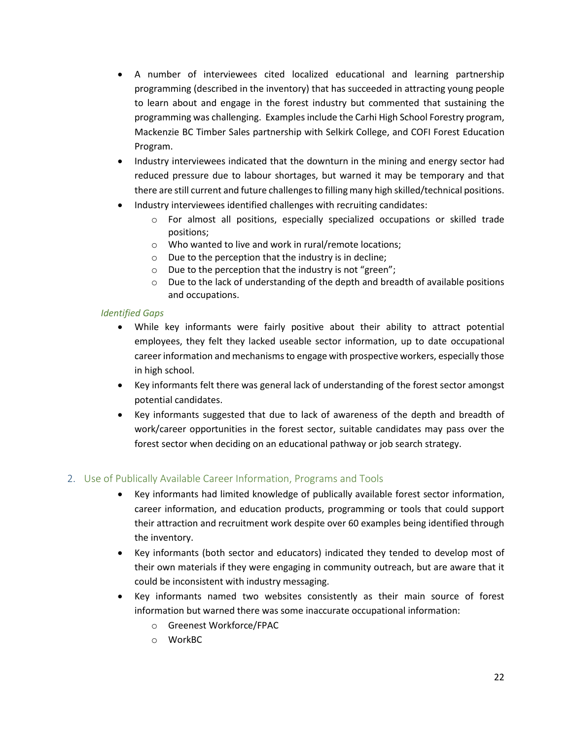- A number of interviewees cited localized educational and learning partnership programming (described in the inventory) that has succeeded in attracting young people to learn about and engage in the forest industry but commented that sustaining the programming was challenging. Examples include the Carhi High School Forestry program, Mackenzie BC Timber Sales partnership with Selkirk College, and COFI Forest Education Program.
- Industry interviewees indicated that the downturn in the mining and energy sector had reduced pressure due to labour shortages, but warned it may be temporary and that there are still current and future challenges to filling many high skilled/technical positions.
- Industry interviewees identified challenges with recruiting candidates:
    - For almost all positions, especially specialized occupations or skilled trade positions;
    - Who wanted to live and work in rural/remote locations;
    - Due to the perception that the industry is in decline;
    - Due to the perception that the industry is not "green";
    - Due to the lack of understanding of the depth and breadth of available positions and occupations.

*Identified Gaps*

- While key informants were fairly positive about their ability to attract potential employees, they felt they lacked useable sector information, up to date occupational career information and mechanisms to engage with prospective workers, especially those in high school.
- Key informants felt there was general lack of understanding of the forest sector amongst potential candidates.
- Key informants suggested that due to lack of awareness of the depth and breadth of work/career opportunities in the forest sector, suitable candidates may pass over the forest sector when deciding on an educational pathway or job search strategy.

## 2. Use of Publically Available Career Information, Programs and Tools

- Key informants had limited knowledge of publically available forest sector information, career information, and education products, programming or tools that could support their attraction and recruitment work despite over 60 examples being identified through the inventory.
- Key informants (both sector and educators) indicated they tended to develop most of their own materials if they were engaging in community outreach, but are aware that it could be inconsistent with industry messaging.
- Key informants named two websites consistently as their main source of forest information but warned there was some inaccurate occupational information:
    - Greenest Workforce/FPAC
    - WorkBC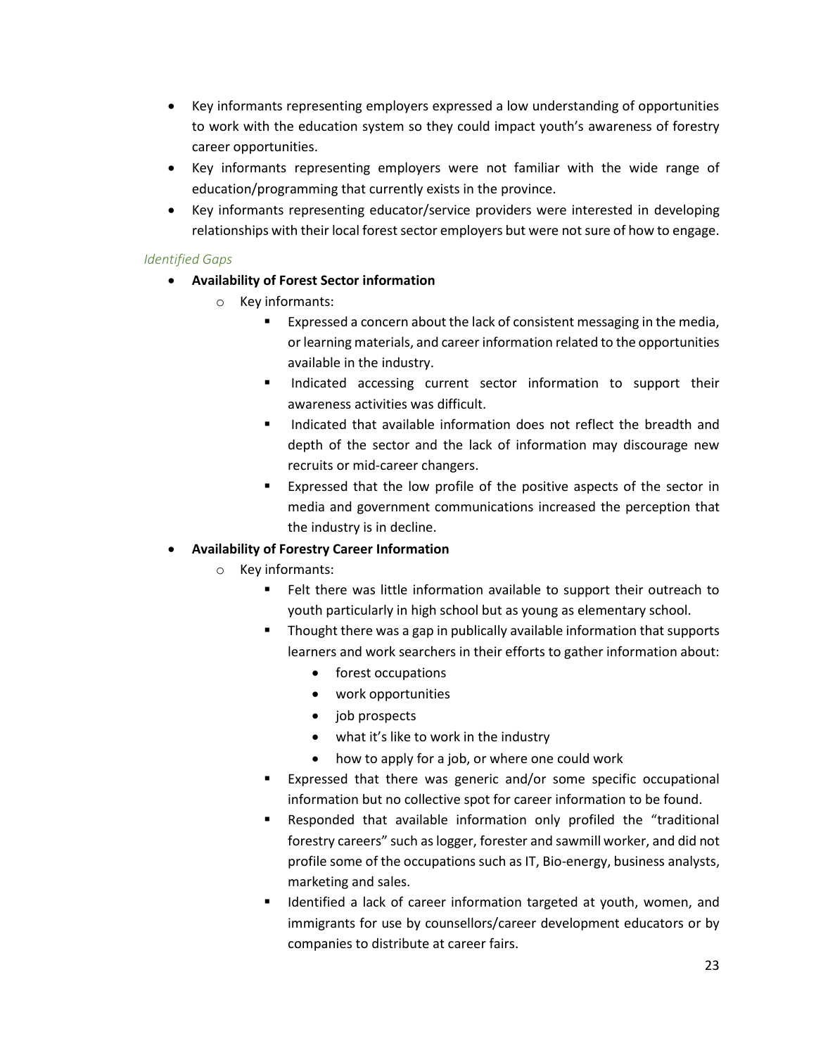- Key informants representing employers expressed a low understanding of opportunities to work with the education system so they could impact youth's awareness of forestry career opportunities.
- Key informants representing employers were not familiar with the wide range of education/programming that currently exists in the province.
- Key informants representing educator/service providers were interested in developing relationships with their local forest sector employers but were not sure of how to engage.

*Identified Gaps*

- **Availability of Forest Sector information**
    - Key informants:
        - Expressed a concern about the lack of consistent messaging in the media, or learning materials, and career information related to the opportunities available in the industry.
        - Indicated accessing current sector information to support their awareness activities was difficult.
        - Indicated that available information does not reflect the breadth and depth of the sector and the lack of information may discourage new recruits or mid-career changers.
        - Expressed that the low profile of the positive aspects of the sector in media and government communications increased the perception that the industry is in decline.
- **Availability of Forestry Career Information**
    - Key informants:
        - Felt there was little information available to support their outreach to youth particularly in high school but as young as elementary school.
        - Thought there was a gap in publically available information that supports learners and work searchers in their efforts to gather information about:
            - forest occupations
            - work opportunities
            - job prospects
            - what it's like to work in the industry
            - how to apply for a job, or where one could work
        - Expressed that there was generic and/or some specific occupational information but no collective spot for career information to be found.
        - Responded that available information only profiled the "traditional forestry careers" such as logger, forester and sawmill worker, and did not profile some of the occupations such as IT, Bio-energy, business analysts, marketing and sales.
        - Identified a lack of career information targeted at youth, women, and immigrants for use by counsellors/career development educators or by companies to distribute at career fairs.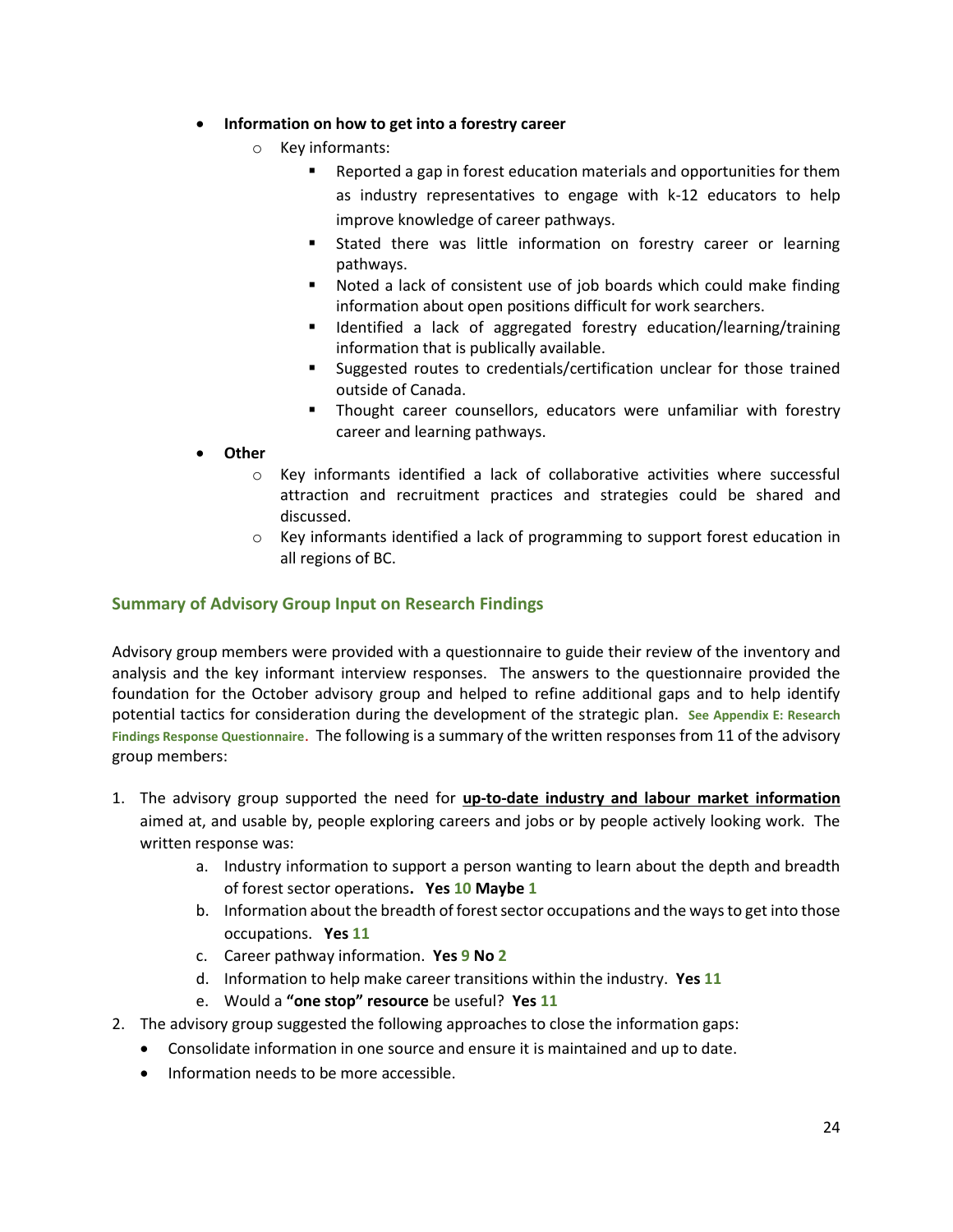- **Information on how to get into a forestry career**
    - Key informants:
        - Reported a gap in forest education materials and opportunities for them as industry representatives to engage with k-12 educators to help improve knowledge of career pathways.
        - Stated there was little information on forestry career or learning pathways.
        - Noted a lack of consistent use of job boards which could make finding information about open positions difficult for work searchers.
        - Identified a lack of aggregated forestry education/learning/training information that is publically available.
        - Suggested routes to credentials/certification unclear for those trained outside of Canada.
        - Thought career counsellors, educators were unfamiliar with forestry career and learning pathways.
- **Other**
    - Key informants identified a lack of collaborative activities where successful attraction and recruitment practices and strategies could be shared and discussed.
    - Key informants identified a lack of programming to support forest education in all regions of BC.

## Summary of Advisory Group Input on Research Findings

Advisory group members were provided with a questionnaire to guide their review of the inventory and analysis and the key informant interview responses. The answers to the questionnaire provided the foundation for the October advisory group and helped to refine additional gaps and to help identify potential tactics for consideration during the development of the strategic plan. See Appendix E: Research Findings Response Questionnaire. The following is a summary of the written responses from 11 of the advisory group members:

1. The advisory group supported the need for **up-to-date industry and labour market information** aimed at, and usable by, people exploring careers and jobs or by people actively looking work. The written response was:
    a. Industry information to support a person wanting to learn about the depth and breadth of forest sector operations**.** **Yes** 10 **Maybe** 1
    b. Information about the breadth of forest sector occupations and the ways to get into those occupations. **Yes** 11
    c. Career pathway information. **Yes** 9 **No** 2
    d. Information to help make career transitions within the industry. **Yes** 11
    e. Would a **"one stop" resource** be useful? **Yes** 11
2. The advisory group suggested the following approaches to close the information gaps:
    - Consolidate information in one source and ensure it is maintained and up to date.
    - Information needs to be more accessible.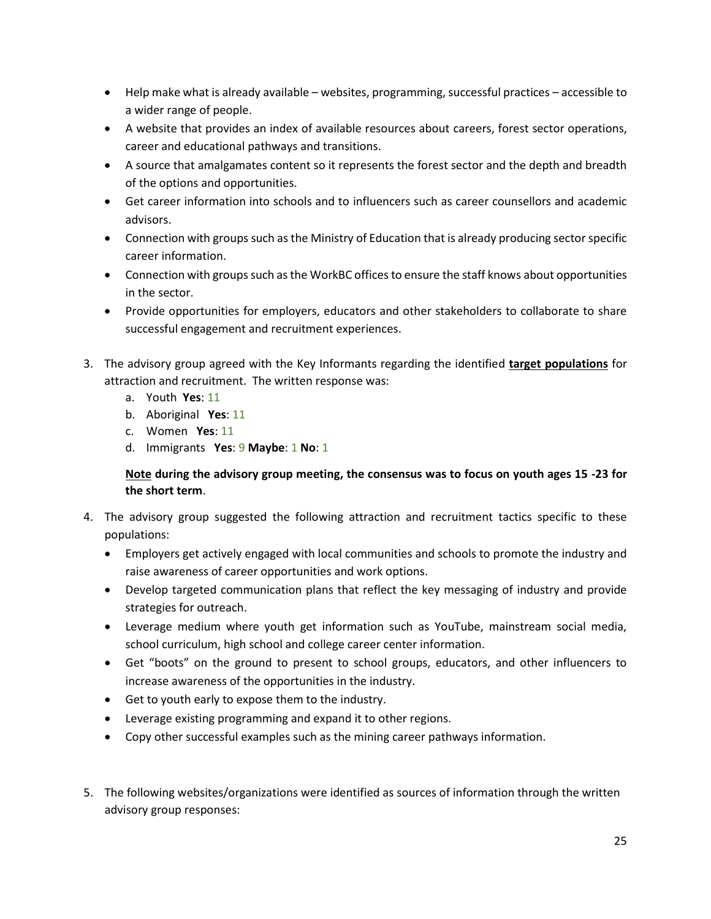- Help make what is already available – websites, programming, successful practices – accessible to a wider range of people.
- A website that provides an index of available resources about careers, forest sector operations, career and educational pathways and transitions.
- A source that amalgamates content so it represents the forest sector and the depth and breadth of the options and opportunities.
- Get career information into schools and to influencers such as career counsellors and academic advisors.
- Connection with groups such as the Ministry of Education that is already producing sector specific career information.
- Connection with groups such as the WorkBC offices to ensure the staff knows about opportunities in the sector.
- Provide opportunities for employers, educators and other stakeholders to collaborate to share successful engagement and recruitment experiences.

3. The advisory group agreed with the Key Informants regarding the identified **target populations** for attraction and recruitment. The written response was:
   a. Youth **Yes**: 11
   b. Aboriginal **Yes**: 11
   c. Women **Yes**: 11
   d. Immigrants **Yes**: 9 **Maybe**: 1 **No**: 1

   **Note during the advisory group meeting, the consensus was to focus on youth ages 15 -23 for the short term**.

4. The advisory group suggested the following attraction and recruitment tactics specific to these populations:
   - Employers get actively engaged with local communities and schools to promote the industry and raise awareness of career opportunities and work options.
   - Develop targeted communication plans that reflect the key messaging of industry and provide strategies for outreach.
   - Leverage medium where youth get information such as YouTube, mainstream social media, school curriculum, high school and college career center information.
   - Get "boots" on the ground to present to school groups, educators, and other influencers to increase awareness of the opportunities in the industry.
   - Get to youth early to expose them to the industry.
   - Leverage existing programming and expand it to other regions.
   - Copy other successful examples such as the mining career pathways information.

5. The following websites/organizations were identified as sources of information through the written advisory group responses: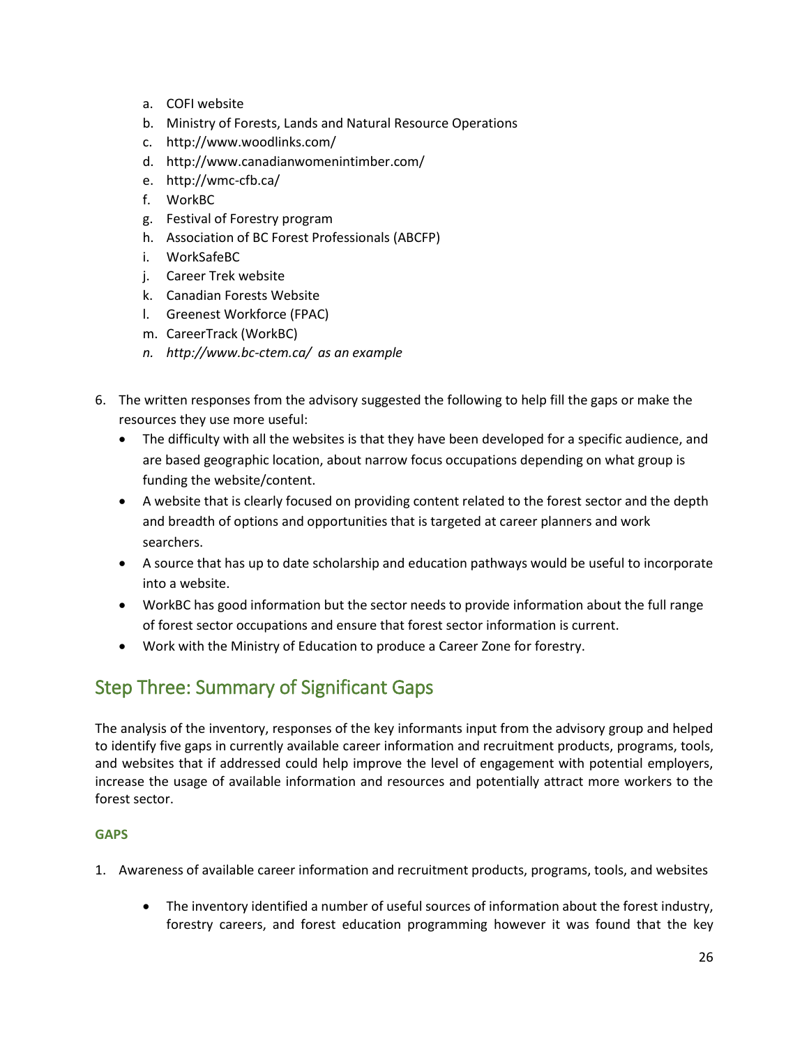a. COFI website
b. Ministry of Forests, Lands and Natural Resource Operations
c. http://www.woodlinks.com/
d. http://www.canadianwomenintimber.com/
e. http://wmc-cfb.ca/
f. WorkBC
g. Festival of Forestry program
h. Association of BC Forest Professionals (ABCFP)
i. WorkSafeBC
j. Career Trek website
k. Canadian Forests Website
l. Greenest Workforce (FPAC)
m. CareerTrack (WorkBC)
n. *http://www.bc-ctem.ca/ as an example*

6. The written responses from the advisory suggested the following to help fill the gaps or make the resources they use more useful:
   - The difficulty with all the websites is that they have been developed for a specific audience, and are based geographic location, about narrow focus occupations depending on what group is funding the website/content.
   - A website that is clearly focused on providing content related to the forest sector and the depth and breadth of options and opportunities that is targeted at career planners and work searchers.
   - A source that has up to date scholarship and education pathways would be useful to incorporate into a website.
   - WorkBC has good information but the sector needs to provide information about the full range of forest sector occupations and ensure that forest sector information is current.
   - Work with the Ministry of Education to produce a Career Zone for forestry.

## Step Three: Summary of Significant Gaps

The analysis of the inventory, responses of the key informants input from the advisory group and helped to identify five gaps in currently available career information and recruitment products, programs, tools, and websites that if addressed could help improve the level of engagement with potential employers, increase the usage of available information and resources and potentially attract more workers to the forest sector.

**GAPS**

1. Awareness of available career information and recruitment products, programs, tools, and websites

   - The inventory identified a number of useful sources of information about the forest industry, forestry careers, and forest education programming however it was found that the key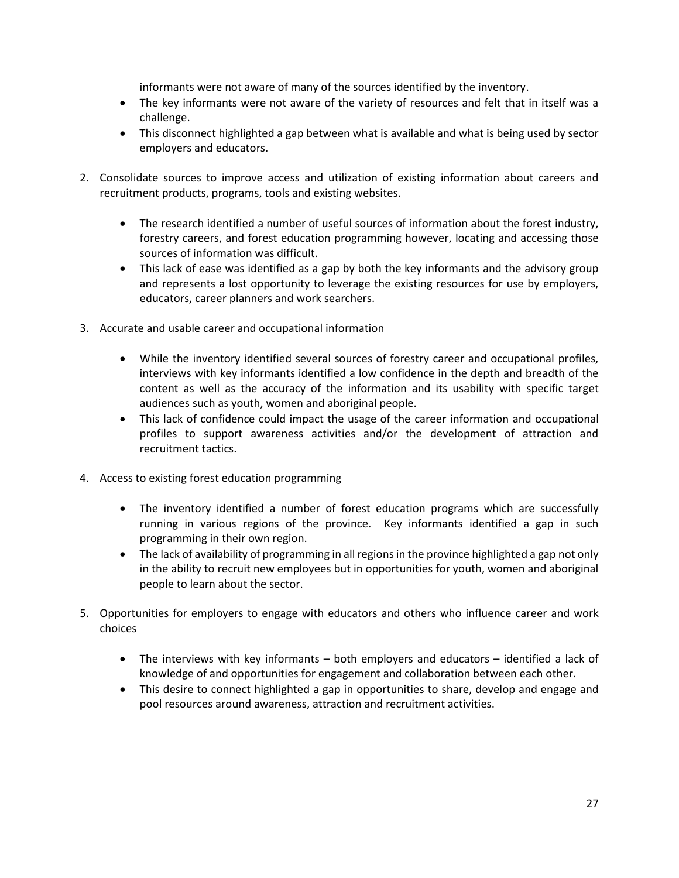informants were not aware of many of the sources identified by the inventory.

- The key informants were not aware of the variety of resources and felt that in itself was a challenge.
- This disconnect highlighted a gap between what is available and what is being used by sector employers and educators.

2. Consolidate sources to improve access and utilization of existing information about careers and recruitment products, programs, tools and existing websites.

    - The research identified a number of useful sources of information about the forest industry, forestry careers, and forest education programming however, locating and accessing those sources of information was difficult.
    - This lack of ease was identified as a gap by both the key informants and the advisory group and represents a lost opportunity to leverage the existing resources for use by employers, educators, career planners and work searchers.

3. Accurate and usable career and occupational information

    - While the inventory identified several sources of forestry career and occupational profiles, interviews with key informants identified a low confidence in the depth and breadth of the content as well as the accuracy of the information and its usability with specific target audiences such as youth, women and aboriginal people.
    - This lack of confidence could impact the usage of the career information and occupational profiles to support awareness activities and/or the development of attraction and recruitment tactics.

4. Access to existing forest education programming

    - The inventory identified a number of forest education programs which are successfully running in various regions of the province. Key informants identified a gap in such programming in their own region.
    - The lack of availability of programming in all regions in the province highlighted a gap not only in the ability to recruit new employees but in opportunities for youth, women and aboriginal people to learn about the sector.

5. Opportunities for employers to engage with educators and others who influence career and work choices

    - The interviews with key informants – both employers and educators – identified a lack of knowledge of and opportunities for engagement and collaboration between each other.
    - This desire to connect highlighted a gap in opportunities to share, develop and engage and pool resources around awareness, attraction and recruitment activities.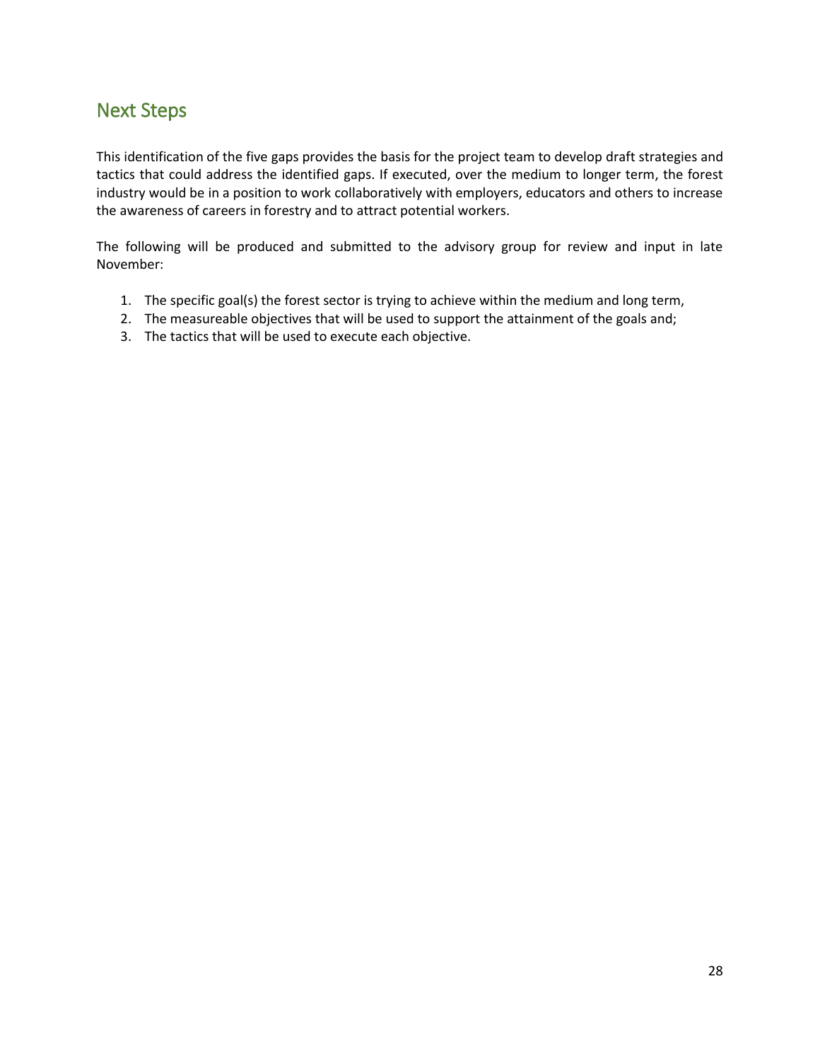## Next Steps

This identification of the five gaps provides the basis for the project team to develop draft strategies and tactics that could address the identified gaps. If executed, over the medium to longer term, the forest industry would be in a position to work collaboratively with employers, educators and others to increase the awareness of careers in forestry and to attract potential workers.

The following will be produced and submitted to the advisory group for review and input in late November:

1. The specific goal(s) the forest sector is trying to achieve within the medium and long term,
2. The measureable objectives that will be used to support the attainment of the goals and;
3. The tactics that will be used to execute each objective.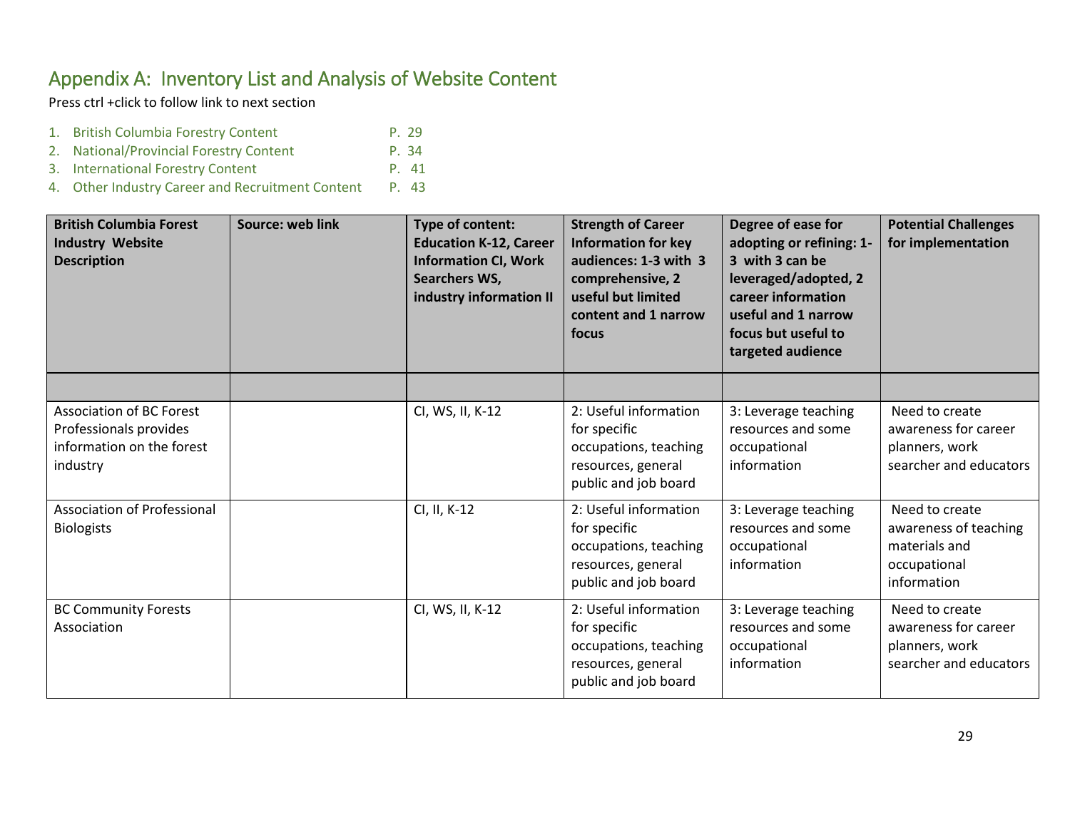# Appendix A: Inventory List and Analysis of Website Content

Press ctrl +click to follow link to next section

1. British Columbia Forestry Content P. 29
2. National/Provincial Forestry Content P. 34
3. International Forestry Content P. 41
4. Other Industry Career and Recruitment Content P. 43

| British Columbia Forest Industry Website Description | Source: web link | Type of content: Education K-12, Career Information CI, Work Searchers WS, industry information II | Strength of Career Information for key audiences: 1-3 with 3 comprehensive, 2 useful but limited content and 1 narrow focus | Degree of ease for adopting or refining: 1-3 with 3 can be leveraged/adopted, 2 career information useful and 1 narrow focus but useful to targeted audience | Potential Challenges for implementation |
|---|---|---|---|---|---|
| | | | | | |
| Association of BC Forest Professionals provides information on the forest industry | | CI, WS, II, K-12 | 2: Useful information for specific occupations, teaching resources, general public and job board | 3: Leverage teaching resources and some occupational information | Need to create awareness for career planners, work searcher and educators |
| Association of Professional Biologists | | CI, II, K-12 | 2: Useful information for specific occupations, teaching resources, general public and job board | 3: Leverage teaching resources and some occupational information | Need to create awareness of teaching materials and occupational information |
| BC Community Forests Association | | CI, WS, II, K-12 | 2: Useful information for specific occupations, teaching resources, general public and job board | 3: Leverage teaching resources and some occupational information | Need to create awareness for career planners, work searcher and educators |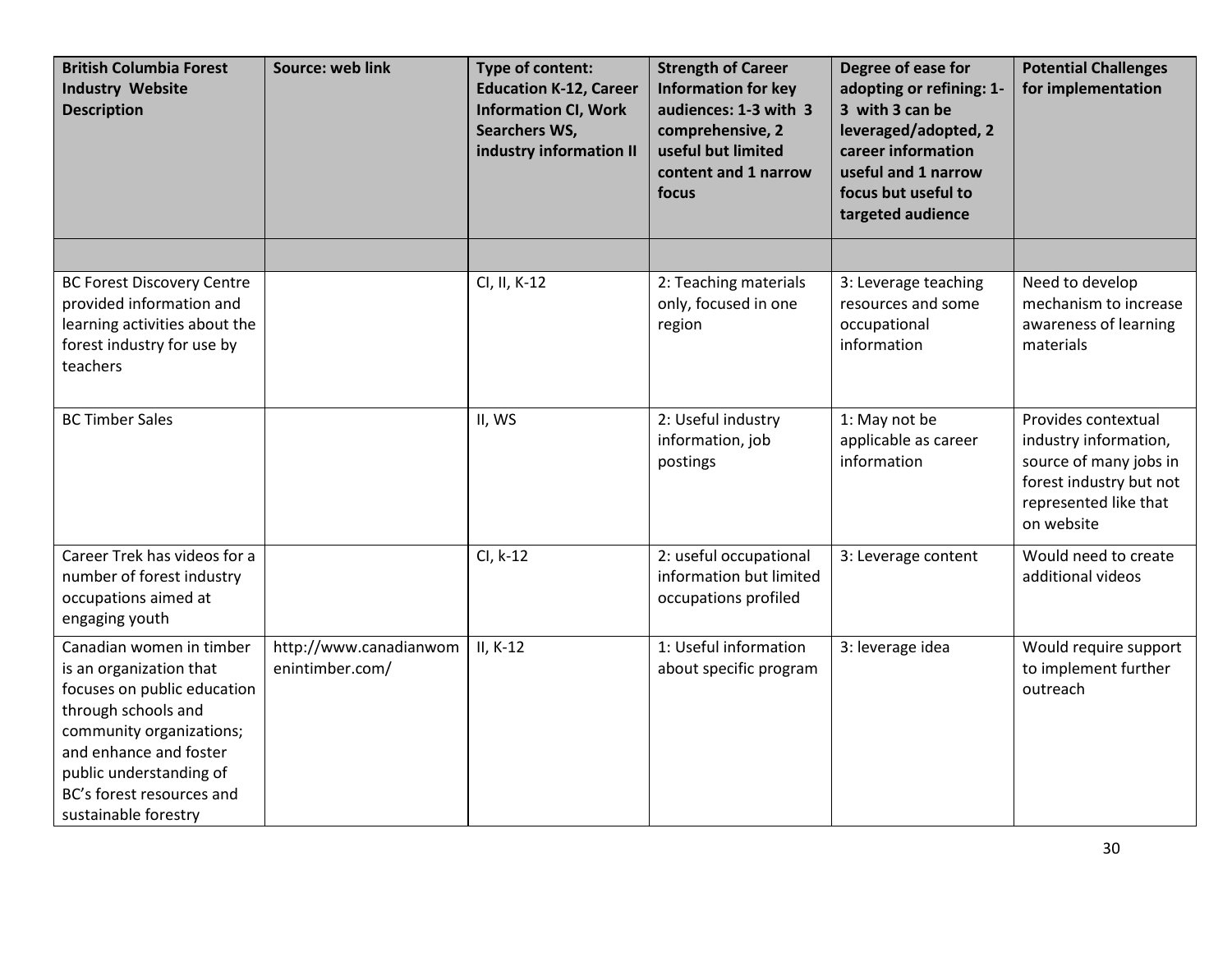| British Columbia Forest Industry Website Description | Source: web link | Type of content: Education K-12, Career Information CI, Work Searchers WS, industry information II | Strength of Career Information for key audiences: 1-3 with 3 comprehensive, 2 useful but limited content and 1 narrow focus | Degree of ease for adopting or refining: 1-3 with 3 can be leveraged/adopted, 2 career information useful and 1 narrow focus but useful to targeted audience | Potential Challenges for implementation |
|---|---|---|---|---|---|
| | | | | | |
| BC Forest Discovery Centre provided information and learning activities about the forest industry for use by teachers | | CI, II, K-12 | 2: Teaching materials only, focused in one region | 3: Leverage teaching resources and some occupational information | Need to develop mechanism to increase awareness of learning materials |
| BC Timber Sales | | II, WS | 2: Useful industry information, job postings | 1: May not be applicable as career information | Provides contextual industry information, source of many jobs in forest industry but not represented like that on website |
| Career Trek has videos for a number of forest industry occupations aimed at engaging youth | | CI, k-12 | 2: useful occupational information but limited occupations profiled | 3: Leverage content | Would need to create additional videos |
| Canadian women in timber is an organization that focuses on public education through schools and community organizations; and enhance and foster public understanding of BC's forest resources and sustainable forestry | http://www.canadianwomenintimber.com/ | II, K-12 | 1: Useful information about specific program | 3: leverage idea | Would require support to implement further outreach |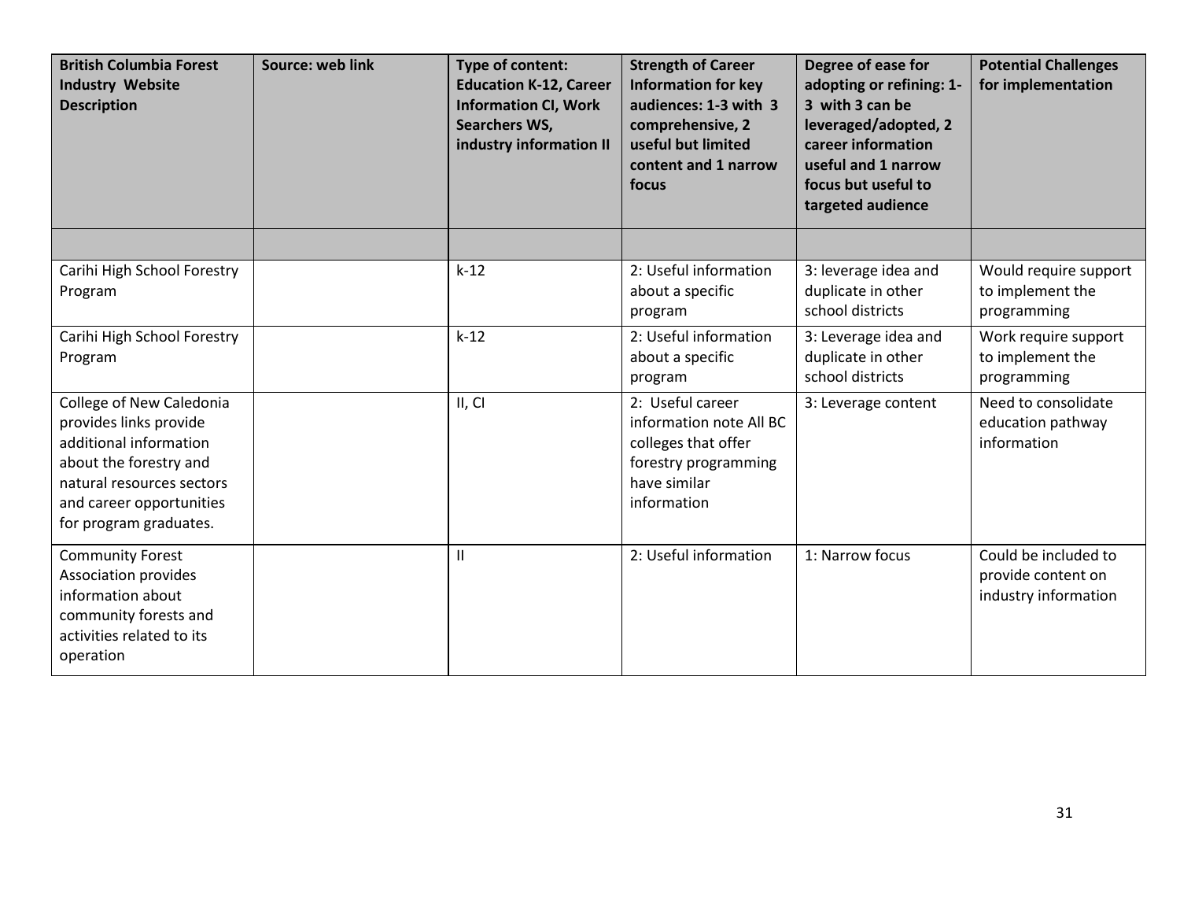| British Columbia Forest Industry Website Description | Source: web link | Type of content: Education K-12, Career Information CI, Work Searchers WS, industry information II | Strength of Career Information for key audiences: 1-3 with 3 comprehensive, 2 useful but limited content and 1 narrow focus | Degree of ease for adopting or refining: 1-3 with 3 can be leveraged/adopted, 2 career information useful and 1 narrow focus but useful to targeted audience | Potential Challenges for implementation |
|---|---|---|---|---|---|
| | | | | | |
| Carihi High School Forestry Program | | k-12 | 2: Useful information about a specific program | 3: leverage idea and duplicate in other school districts | Would require support to implement the programming |
| Carihi High School Forestry Program | | k-12 | 2: Useful information about a specific program | 3: Leverage idea and duplicate in other school districts | Work require support to implement the programming |
| College of New Caledonia provides links provide additional information about the forestry and natural resources sectors and career opportunities for program graduates. | | II, CI | 2: Useful career information note All BC colleges that offer forestry programming have similar information | 3: Leverage content | Need to consolidate education pathway information |
| Community Forest Association provides information about community forests and activities related to its operation | | II | 2: Useful information | 1: Narrow focus | Could be included to provide content on industry information |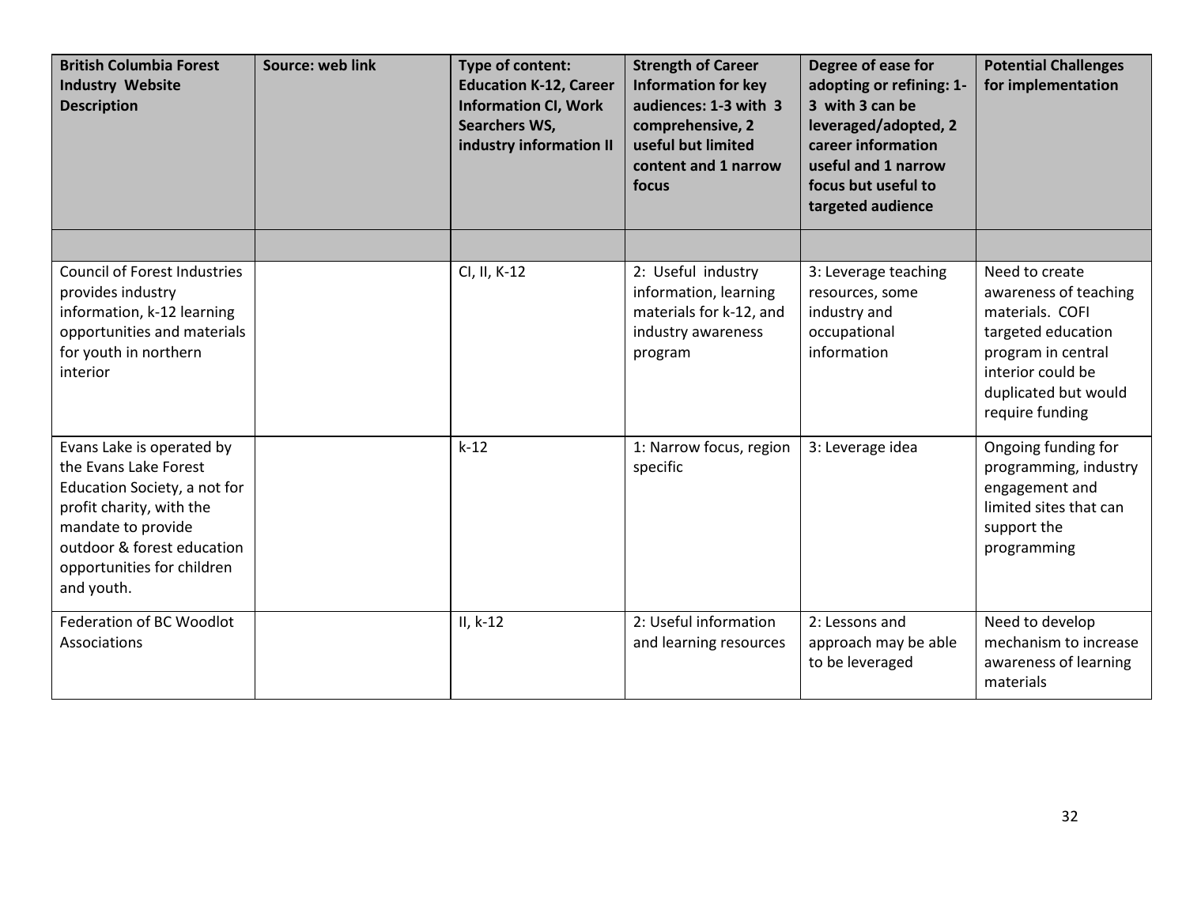| British Columbia Forest Industry Website Description | Source: web link | Type of content: Education K-12, Career Information CI, Work Searchers WS, industry information II | Strength of Career Information for key audiences: 1-3 with 3 comprehensive, 2 useful but limited content and 1 narrow focus | Degree of ease for adopting or refining: 1-3 with 3 can be leveraged/adopted, 2 career information useful and 1 narrow focus but useful to targeted audience | Potential Challenges for implementation |
|---|---|---|---|---|---|
| | | | | | |
| Council of Forest Industries provides industry information, k-12 learning opportunities and materials for youth in northern interior | | CI, II, K-12 | 2: Useful industry information, learning materials for k-12, and industry awareness program | 3: Leverage teaching resources, some industry and occupational information | Need to create awareness of teaching materials. COFI targeted education program in central interior could be duplicated but would require funding |
| Evans Lake is operated by the Evans Lake Forest Education Society, a not for profit charity, with the mandate to provide outdoor & forest education opportunities for children and youth. | | k-12 | 1: Narrow focus, region specific | 3: Leverage idea | Ongoing funding for programming, industry engagement and limited sites that can support the programming |
| Federation of BC Woodlot Associations | | II, k-12 | 2: Useful information and learning resources | 2: Lessons and approach may be able to be leveraged | Need to develop mechanism to increase awareness of learning materials |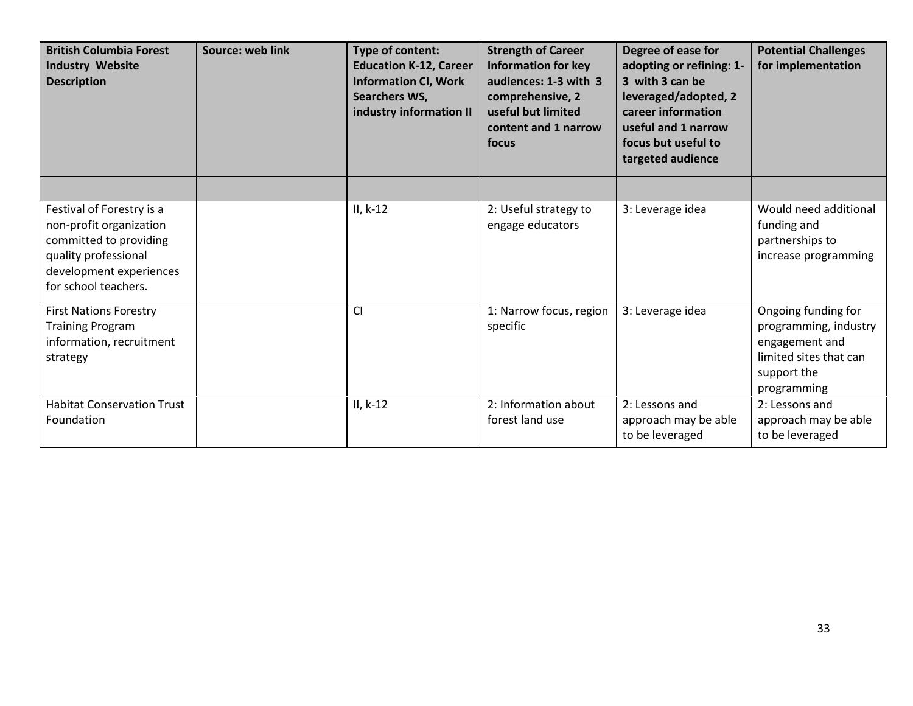| British Columbia Forest Industry Website Description | Source: web link | Type of content: Education K-12, Career Information CI, Work Searchers WS, industry information II | Strength of Career Information for key audiences: 1-3 with 3 comprehensive, 2 useful but limited content and 1 narrow focus | Degree of ease for adopting or refining: 1-3 with 3 can be leveraged/adopted, 2 career information useful and 1 narrow focus but useful to targeted audience | Potential Challenges for implementation |
|---|---|---|---|---|---|
| | | | | | |
| Festival of Forestry is a non-profit organization committed to providing quality professional development experiences for school teachers. | | II, k-12 | 2: Useful strategy to engage educators | 3: Leverage idea | Would need additional funding and partnerships to increase programming |
| First Nations Forestry Training Program information, recruitment strategy | | CI | 1: Narrow focus, region specific | 3: Leverage idea | Ongoing funding for programming, industry engagement and limited sites that can support the programming |
| Habitat Conservation Trust Foundation | | II, k-12 | 2: Information about forest land use | 2: Lessons and approach may be able to be leveraged | 2: Lessons and approach may be able to be leveraged |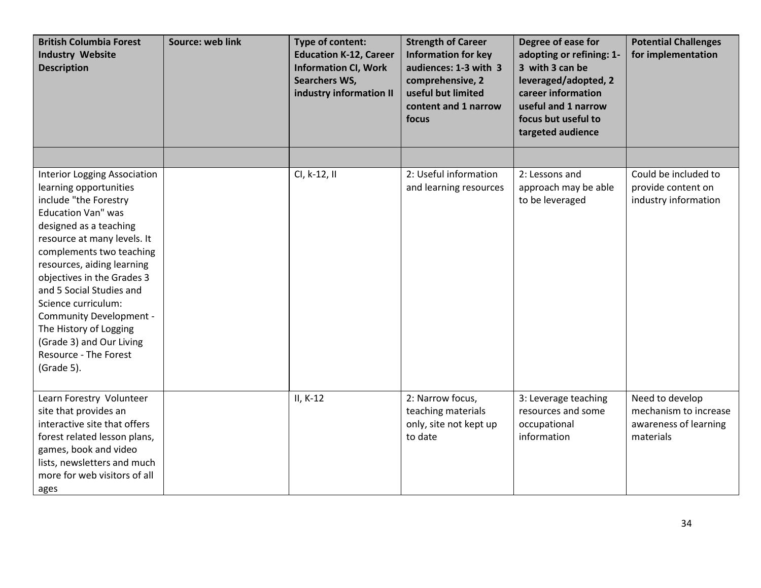| British Columbia Forest Industry Website Description | Source: web link | Type of content: Education K-12, Career Information CI, Work Searchers WS, industry information II | Strength of Career Information for key audiences: 1-3 with 3 comprehensive, 2 useful but limited content and 1 narrow focus | Degree of ease for adopting or refining: 1-3 with 3 can be leveraged/adopted, 2 career information useful and 1 narrow focus but useful to targeted audience | Potential Challenges for implementation |
|---|---|---|---|---|---|
| | | | | | |
| Interior Logging Association learning opportunities include "the Forestry Education Van" was designed as a teaching resource at many levels. It complements two teaching resources, aiding learning objectives in the Grades 3 and 5 Social Studies and Science curriculum: Community Development - The History of Logging (Grade 3) and Our Living Resource - The Forest (Grade 5). | | CI, k-12, II | 2: Useful information and learning resources | 2: Lessons and approach may be able to be leveraged | Could be included to provide content on industry information |
| Learn Forestry Volunteer site that provides an interactive site that offers forest related lesson plans, games, book and video lists, newsletters and much more for web visitors of all ages | | II, K-12 | 2: Narrow focus, teaching materials only, site not kept up to date | 3: Leverage teaching resources and some occupational information | Need to develop mechanism to increase awareness of learning materials |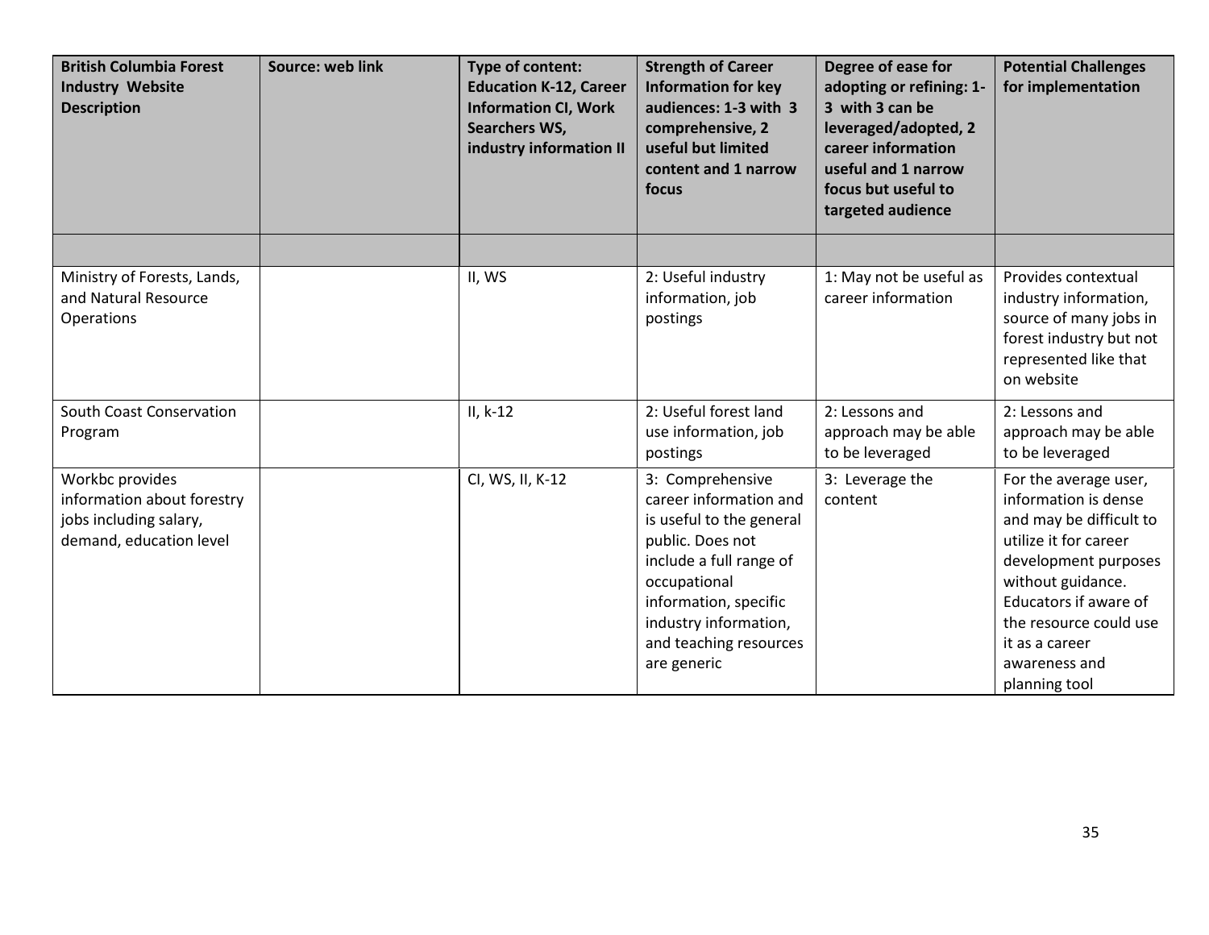| British Columbia Forest Industry Website Description | Source: web link | Type of content: Education K-12, Career Information CI, Work Searchers WS, industry information II | Strength of Career Information for key audiences: 1-3 with 3 comprehensive, 2 useful but limited content and 1 narrow focus | Degree of ease for adopting or refining: 1-3 with 3 can be leveraged/adopted, 2 career information useful and 1 narrow focus but useful to targeted audience | Potential Challenges for implementation |
|---|---|---|---|---|---|
| | | | | | |
| Ministry of Forests, Lands, and Natural Resource Operations | | II, WS | 2: Useful industry information, job postings | 1: May not be useful as career information | Provides contextual industry information, source of many jobs in forest industry but not represented like that on website |
| South Coast Conservation Program | | II, k-12 | 2: Useful forest land use information, job postings | 2: Lessons and approach may be able to be leveraged | 2: Lessons and approach may be able to be leveraged |
| Workbc provides information about forestry jobs including salary, demand, education level | | CI, WS, II, K-12 | 3: Comprehensive career information and is useful to the general public. Does not include a full range of occupational information, specific industry information, and teaching resources are generic | 3: Leverage the content | For the average user, information is dense and may be difficult to utilize it for career development purposes without guidance. Educators if aware of the resource could use it as a career awareness and planning tool |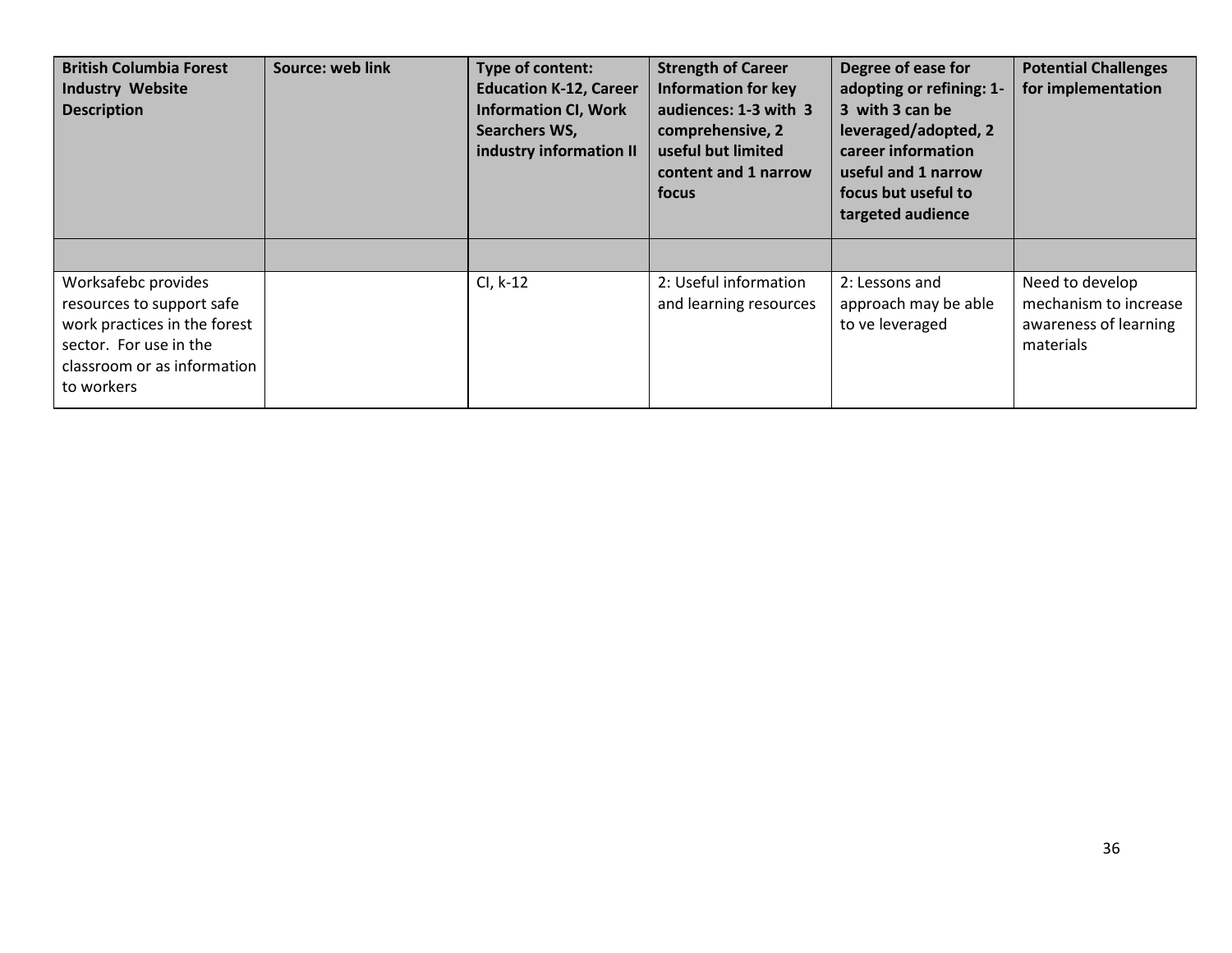| British Columbia Forest Industry Website Description | Source: web link | Type of content: Education K-12, Career Information CI, Work Searchers WS, industry information II | Strength of Career Information for key audiences: 1-3 with 3 comprehensive, 2 useful but limited content and 1 narrow focus | Degree of ease for adopting or refining: 1-3 with 3 can be leveraged/adopted, 2 career information useful and 1 narrow focus but useful to targeted audience | Potential Challenges for implementation |
|---|---|---|---|---|---|
| | | | | | |
| Worksafebc provides resources to support safe work practices in the forest sector. For use in the classroom or as information to workers | | CI, k-12 | 2: Useful information and learning resources | 2: Lessons and approach may be able to ve leveraged | Need to develop mechanism to increase awareness of learning materials |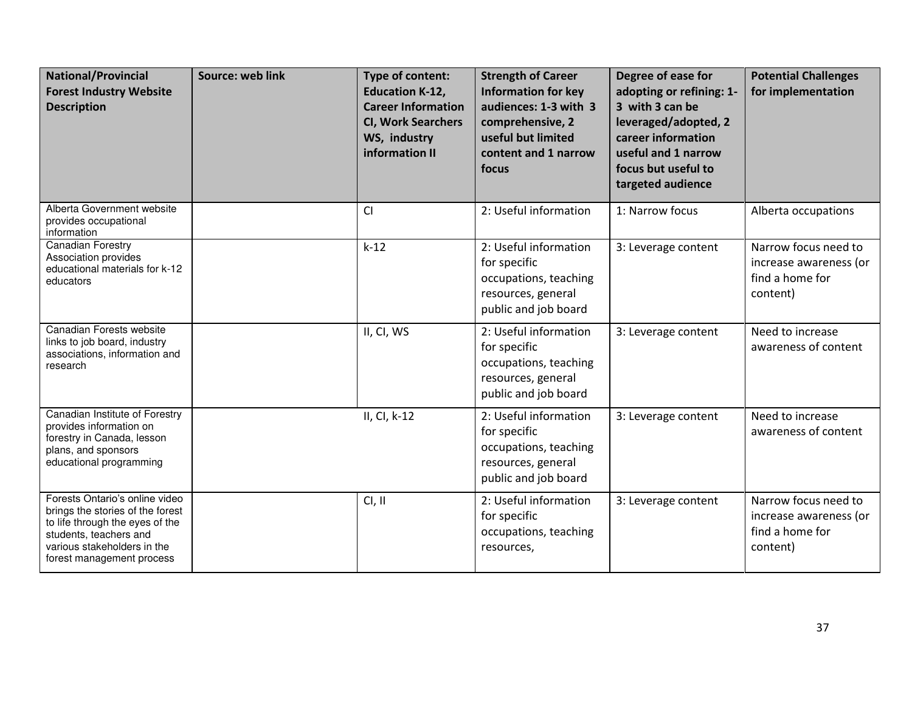| National/Provincial Forest Industry Website Description | Source: web link | Type of content: Education K-12, Career Information CI, Work Searchers WS, industry information II | Strength of Career Information for key audiences: 1-3 with 3 comprehensive, 2 useful but limited content and 1 narrow focus | Degree of ease for adopting or refining: 1-3 with 3 can be leveraged/adopted, 2 career information useful and 1 narrow focus but useful to targeted audience | Potential Challenges for implementation |
|---|---|---|---|---|---|
| Alberta Government website provides occupational information | | CI | 2: Useful information | 1: Narrow focus | Alberta occupations |
| Canadian Forestry Association provides educational materials for k-12 educators | | k-12 | 2: Useful information for specific occupations, teaching resources, general public and job board | 3: Leverage content | Narrow focus need to increase awareness (or find a home for content) |
| Canadian Forests website links to job board, industry associations, information and research | | II, CI, WS | 2: Useful information for specific occupations, teaching resources, general public and job board | 3: Leverage content | Need to increase awareness of content |
| Canadian Institute of Forestry provides information on forestry in Canada, lesson plans, and sponsors educational programming | | II, CI, k-12 | 2: Useful information for specific occupations, teaching resources, general public and job board | 3: Leverage content | Need to increase awareness of content |
| Forests Ontario's online video brings the stories of the forest to life through the eyes of the students, teachers and various stakeholders in the forest management process | | CI, II | 2: Useful information for specific occupations, teaching resources, | 3: Leverage content | Narrow focus need to increase awareness (or find a home for content) |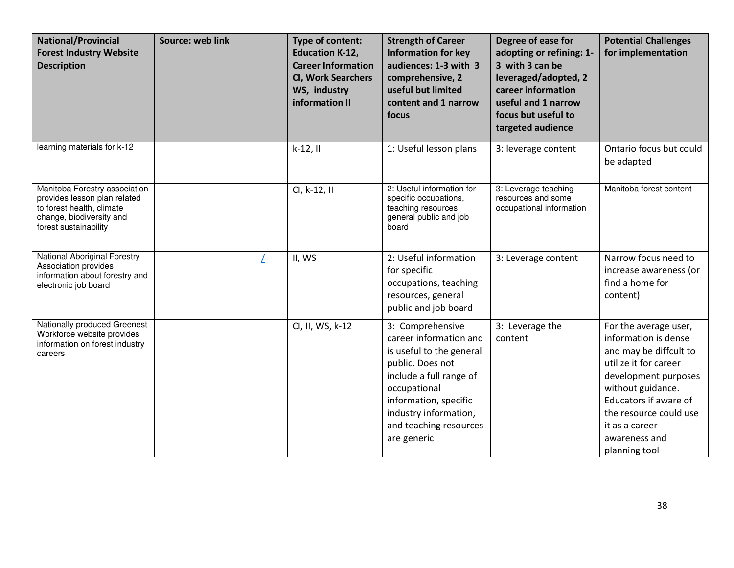| National/Provincial Forest Industry Website Description | Source: web link | Type of content: Education K-12, Career Information CI, Work Searchers WS, industry information II | Strength of Career Information for key audiences: 1-3 with 3 comprehensive, 2 useful but limited content and 1 narrow focus | Degree of ease for adopting or refining: 1-3 with 3 can be leveraged/adopted, 2 career information useful and 1 narrow focus but useful to targeted audience | Potential Challenges for implementation |
|---|---|---|---|---|---|
| learning materials for k-12 | | k-12, II | 1: Useful lesson plans | 3: leverage content | Ontario focus but could be adapted |
| Manitoba Forestry association provides lesson plan related to forest health, climate change, biodiversity and forest sustainability | | CI, k-12, II | 2: Useful information for specific occupations, teaching resources, general public and job board | 3: Leverage teaching resources and some occupational information | Manitoba forest content |
| National Aboriginal Forestry Association provides information about forestry and electronic job board | / | II, WS | 2: Useful information for specific occupations, teaching resources, general public and job board | 3: Leverage content | Narrow focus need to increase awareness (or find a home for content) |
| Nationally produced Greenest Workforce website provides information on forest industry careers | | CI, II, WS, k-12 | 3: Comprehensive career information and is useful to the general public. Does not include a full range of occupational information, specific industry information, and teaching resources are generic | 3: Leverage the content | For the average user, information is dense and may be diffcult to utilize it for career development purposes without guidance. Educators if aware of the resource could use it as a career awareness and planning tool |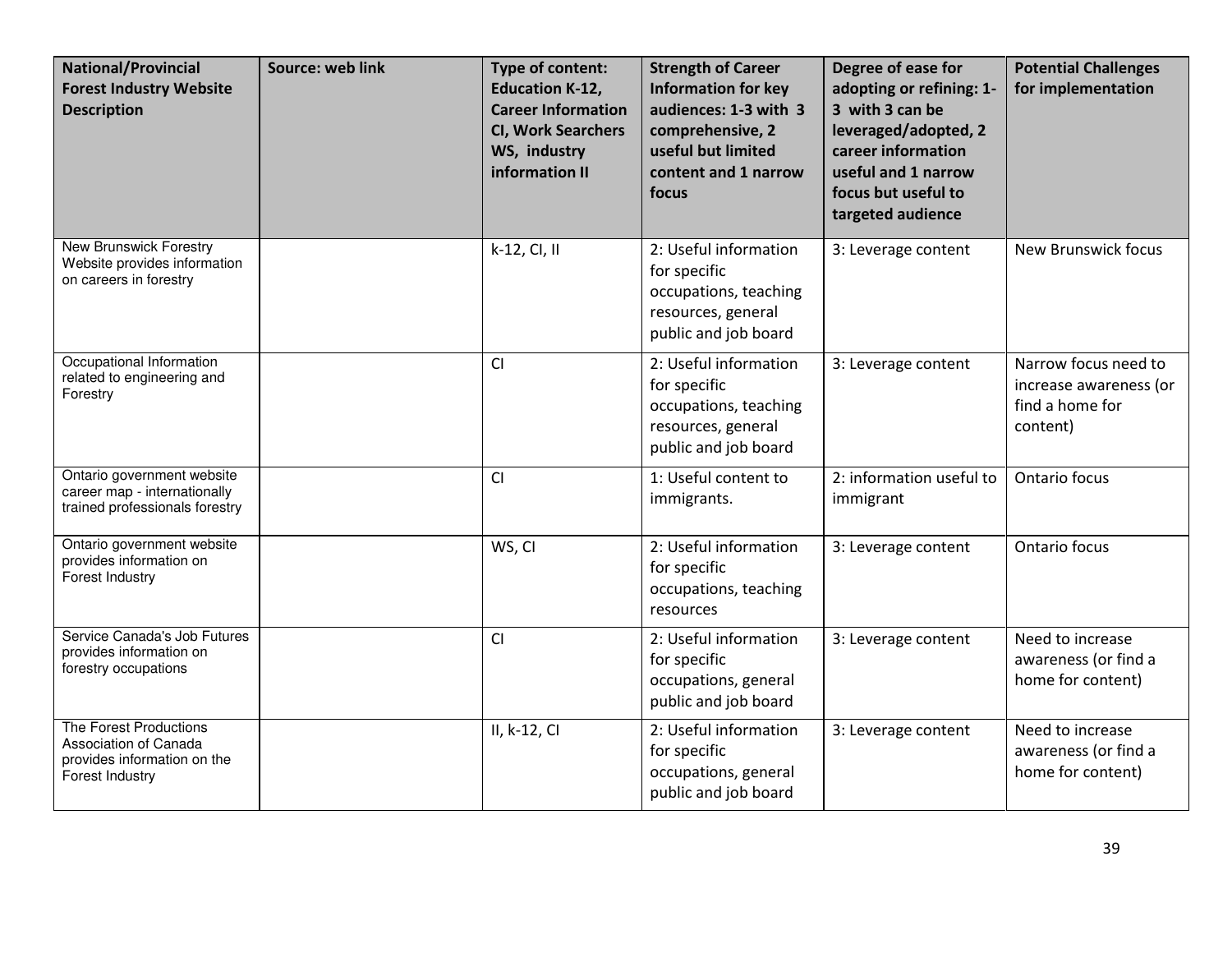| National/Provincial Forest Industry Website Description | Source: web link | Type of content: Education K-12, Career Information CI, Work Searchers WS, industry information II | Strength of Career Information for key audiences: 1-3 with 3 comprehensive, 2 useful but limited content and 1 narrow focus | Degree of ease for adopting or refining: 1-3 with 3 can be leveraged/adopted, 2 career information useful and 1 narrow focus but useful to targeted audience | Potential Challenges for implementation |
|---|---|---|---|---|---|
| New Brunswick Forestry Website provides information on careers in forestry | | k-12, CI, II | 2: Useful information for specific occupations, teaching resources, general public and job board | 3: Leverage content | New Brunswick focus |
| Occupational Information related to engineering and Forestry | | CI | 2: Useful information for specific occupations, teaching resources, general public and job board | 3: Leverage content | Narrow focus need to increase awareness (or find a home for content) |
| Ontario government website career map - internationally trained professionals forestry | | CI | 1: Useful content to immigrants. | 2: information useful to immigrant | Ontario focus |
| Ontario government website provides information on Forest Industry | | WS, CI | 2: Useful information for specific occupations, teaching resources | 3: Leverage content | Ontario focus |
| Service Canada's Job Futures provides information on forestry occupations | | CI | 2: Useful information for specific occupations, general public and job board | 3: Leverage content | Need to increase awareness (or find a home for content) |
| The Forest Productions Association of Canada provides information on the Forest Industry | | II, k-12, CI | 2: Useful information for specific occupations, general public and job board | 3: Leverage content | Need to increase awareness (or find a home for content) |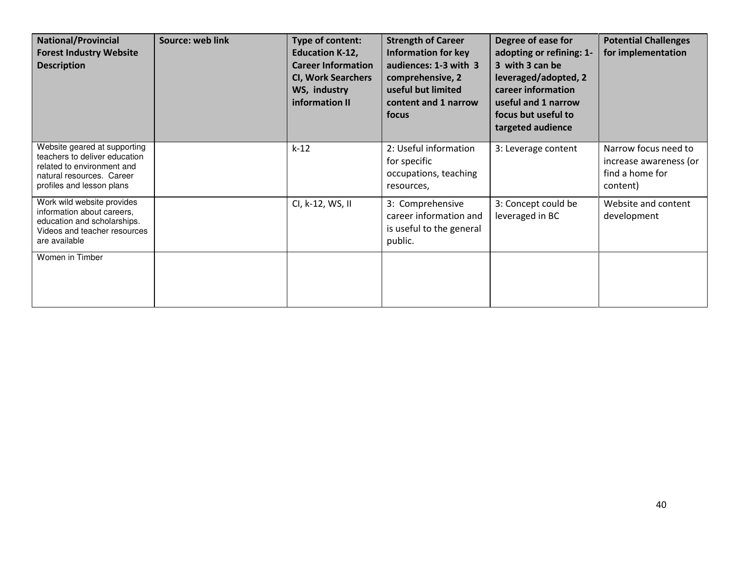| National/Provincial Forest Industry Website Description | Source: web link | Type of content: Education K-12, Career Information CI, Work Searchers WS, industry information II | Strength of Career Information for key audiences: 1-3 with 3 comprehensive, 2 useful but limited content and 1 narrow focus | Degree of ease for adopting or refining: 1-3 with 3 can be leveraged/adopted, 2 career information useful and 1 narrow focus but useful to targeted audience | Potential Challenges for implementation |
|---|---|---|---|---|---|
| Website geared at supporting teachers to deliver education related to environment and natural resources. Career profiles and lesson plans | | k-12 | 2: Useful information for specific occupations, teaching resources, | 3: Leverage content | Narrow focus need to increase awareness (or find a home for content) |
| Work wild website provides information about careers, education and scholarships. Videos and teacher resources are available | | CI, k-12, WS, II | 3: Comprehensive career information and is useful to the general public. | 3: Concept could be leveraged in BC | Website and content development |
| Women in Timber | | | | | |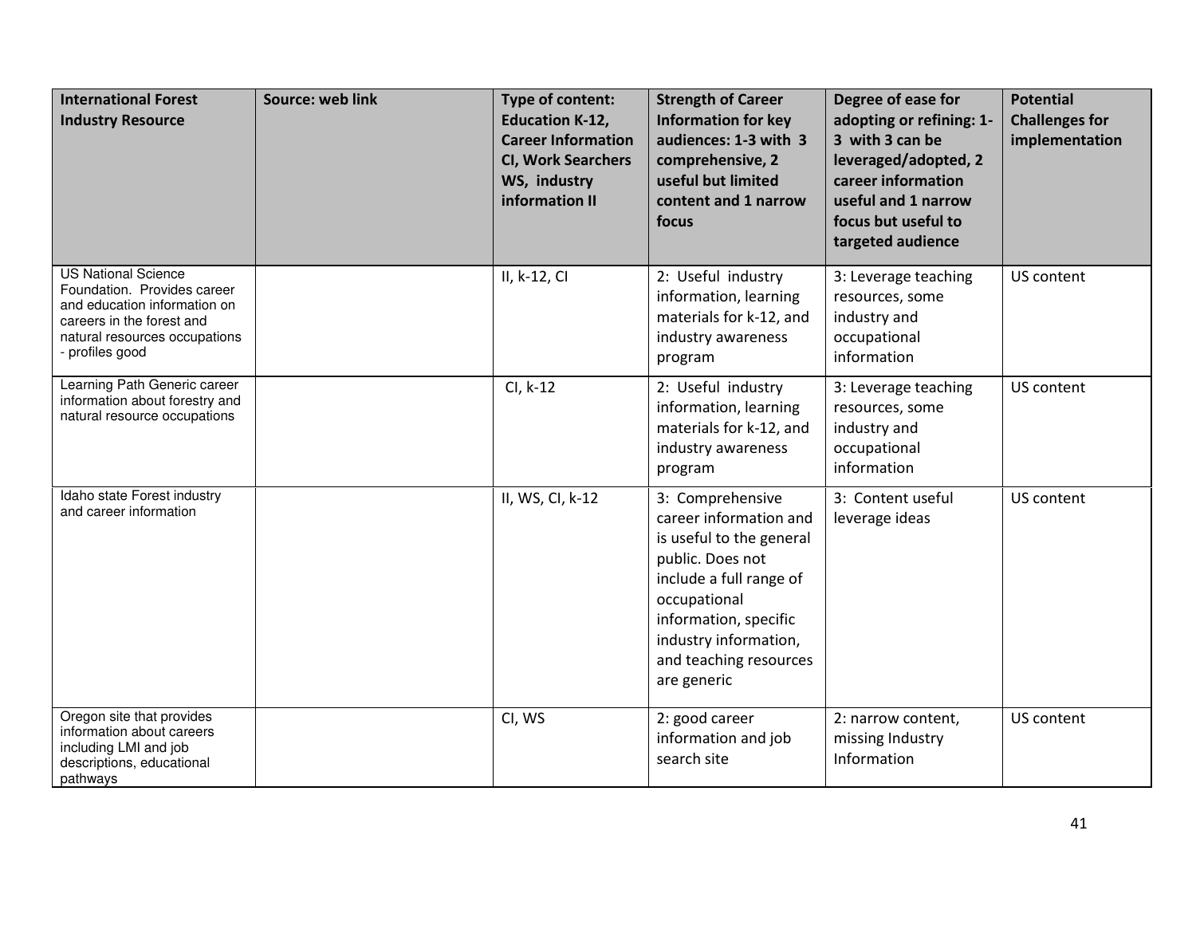| International Forest Industry Resource | Source: web link | Type of content: Education K-12, Career Information CI, Work Searchers WS, industry information II | Strength of Career Information for key audiences: 1-3 with 3 comprehensive, 2 useful but limited content and 1 narrow focus | Degree of ease for adopting or refining: 1-3 with 3 can be leveraged/adopted, 2 career information useful and 1 narrow focus but useful to targeted audience | Potential Challenges for implementation |
|---|---|---|---|---|---|
| US National Science Foundation. Provides career and education information on careers in the forest and natural resources occupations - profiles good | | II, k-12, CI | 2: Useful industry information, learning materials for k-12, and industry awareness program | 3: Leverage teaching resources, some industry and occupational information | US content |
| Learning Path Generic career information about forestry and natural resource occupations | | CI, k-12 | 2: Useful industry information, learning materials for k-12, and industry awareness program | 3: Leverage teaching resources, some industry and occupational information | US content |
| Idaho state Forest industry and career information | | II, WS, CI, k-12 | 3: Comprehensive career information and is useful to the general public. Does not include a full range of occupational information, specific industry information, and teaching resources are generic | 3: Content useful leverage ideas | US content |
| Oregon site that provides information about careers including LMI and job descriptions, educational pathways | | CI, WS | 2: good career information and job search site | 2: narrow content, missing Industry Information | US content |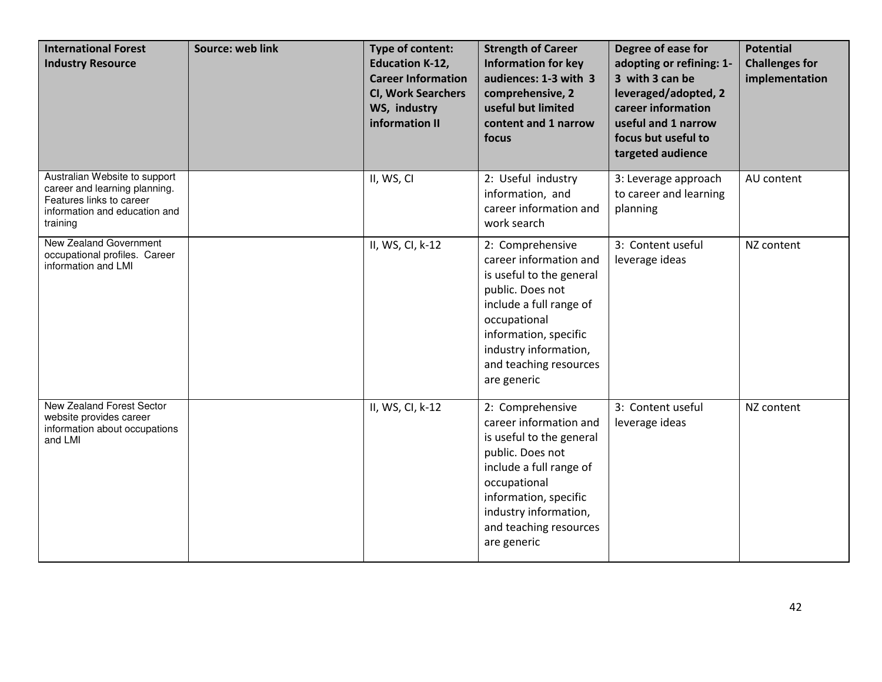| International Forest Industry Resource | Source: web link | Type of content: Education K-12, Career Information CI, Work Searchers WS, industry information II | Strength of Career Information for key audiences: 1-3 with 3 comprehensive, 2 useful but limited content and 1 narrow focus | Degree of ease for adopting or refining: 1-3 with 3 can be leveraged/adopted, 2 career information useful and 1 narrow focus but useful to targeted audience | Potential Challenges for implementation |
|---|---|---|---|---|---|
| Australian Website to support career and learning planning. Features links to career information and education and training | | II, WS, CI | 2: Useful industry information, and career information and work search | 3: Leverage approach to career and learning planning | AU content |
| New Zealand Government occupational profiles. Career information and LMI | | II, WS, CI, k-12 | 2: Comprehensive career information and is useful to the general public. Does not include a full range of occupational information, specific industry information, and teaching resources are generic | 3: Content useful leverage ideas | NZ content |
| New Zealand Forest Sector website provides career information about occupations and LMI | | II, WS, CI, k-12 | 2: Comprehensive career information and is useful to the general public. Does not include a full range of occupational information, specific industry information, and teaching resources are generic | 3: Content useful leverage ideas | NZ content |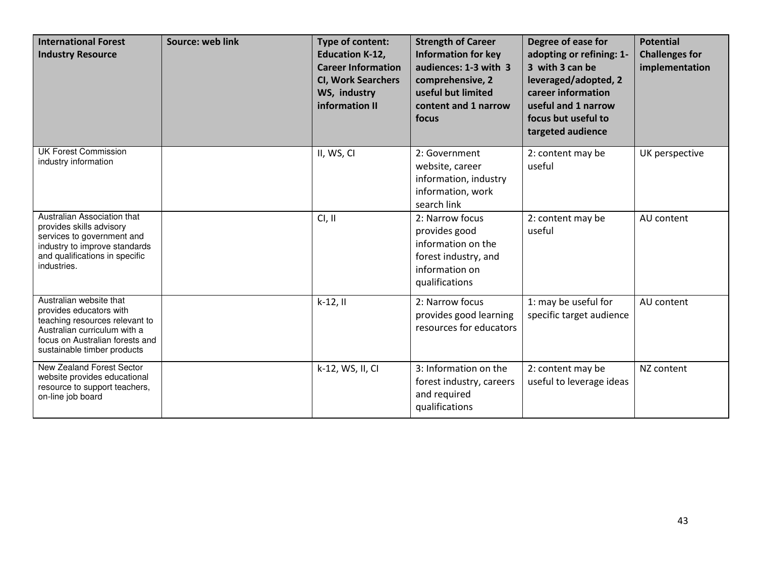| International Forest Industry Resource | Source: web link | Type of content: Education K-12, Career Information CI, Work Searchers WS, industry information II | Strength of Career Information for key audiences: 1-3 with 3 comprehensive, 2 useful but limited content and 1 narrow focus | Degree of ease for adopting or refining: 1-3 with 3 can be leveraged/adopted, 2 career information useful and 1 narrow focus but useful to targeted audience | Potential Challenges for implementation |
|---|---|---|---|---|---|
| UK Forest Commission industry information | | II, WS, CI | 2: Government website, career information, industry information, work search link | 2: content may be useful | UK perspective |
| Australian Association that provides skills advisory services to government and industry to improve standards and qualifications in specific industries. | | CI, II | 2: Narrow focus provides good information on the forest industry, and information on qualifications | 2: content may be useful | AU content |
| Australian website that provides educators with teaching resources relevant to Australian curriculum with a focus on Australian forests and sustainable timber products | | k-12, II | 2: Narrow focus provides good learning resources for educators | 1: may be useful for specific target audience | AU content |
| New Zealand Forest Sector website provides educational resource to support teachers, on-line job board | | k-12, WS, II, CI | 3: Information on the forest industry, careers and required qualifications | 2: content may be useful to leverage ideas | NZ content |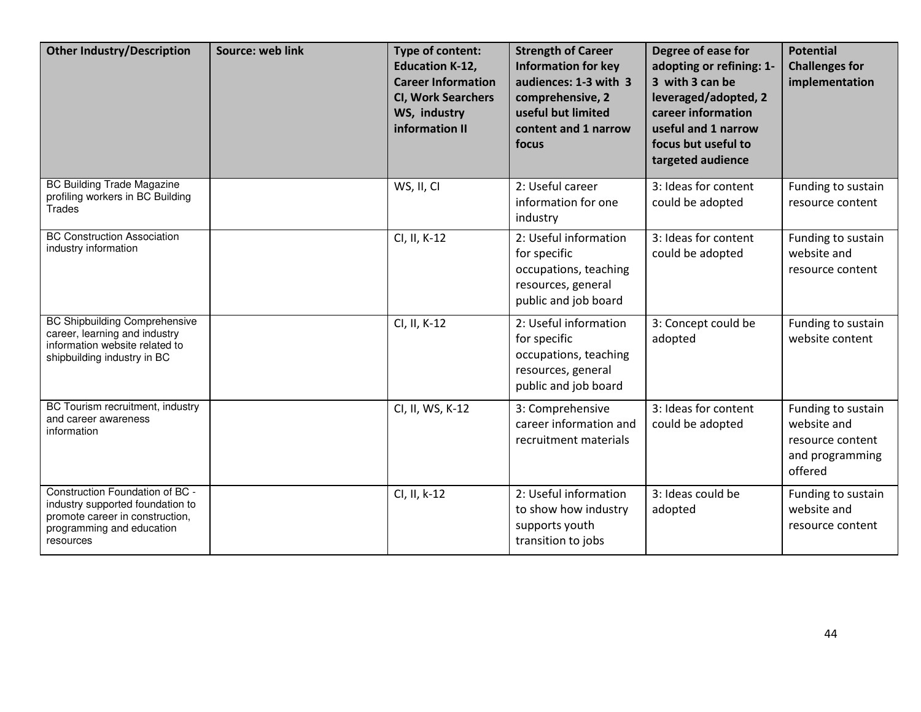| Other Industry/Description | Source: web link | Type of content: Education K-12, Career Information CI, Work Searchers WS, industry information II | Strength of Career Information for key audiences: 1-3 with 3 comprehensive, 2 useful but limited content and 1 narrow focus | Degree of ease for adopting or refining: 1-3 with 3 can be leveraged/adopted, 2 career information useful and 1 narrow focus but useful to targeted audience | Potential Challenges for implementation |
|---|---|---|---|---|---|
| BC Building Trade Magazine profiling workers in BC Building Trades | | WS, II, CI | 2: Useful career information for one industry | 3: Ideas for content could be adopted | Funding to sustain resource content |
| BC Construction Association industry information | | CI, II, K-12 | 2: Useful information for specific occupations, teaching resources, general public and job board | 3: Ideas for content could be adopted | Funding to sustain website and resource content |
| BC Shipbuilding Comprehensive career, learning and industry information website related to shipbuilding industry in BC | | CI, II, K-12 | 2: Useful information for specific occupations, teaching resources, general public and job board | 3: Concept could be adopted | Funding to sustain website content |
| BC Tourism recruitment, industry and career awareness information | | CI, II, WS, K-12 | 3: Comprehensive career information and recruitment materials | 3: Ideas for content could be adopted | Funding to sustain website and resource content and programming offered |
| Construction Foundation of BC - industry supported foundation to promote career in construction, programming and education resources | | CI, II, k-12 | 2: Useful information to show how industry supports youth transition to jobs | 3: Ideas could be adopted | Funding to sustain website and resource content |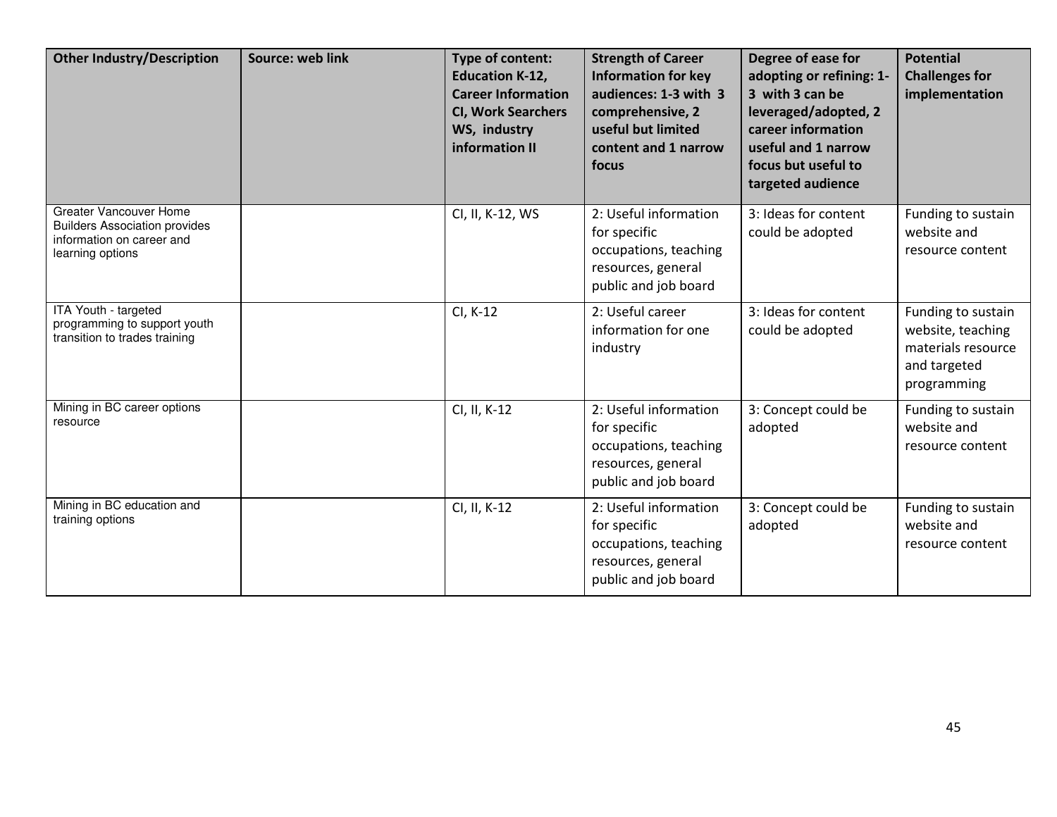| Other Industry/Description | Source: web link | Type of content: Education K-12, Career Information CI, Work Searchers WS, industry information II | Strength of Career Information for key audiences: 1-3 with 3 comprehensive, 2 useful but limited content and 1 narrow focus | Degree of ease for adopting or refining: 1-3 with 3 can be leveraged/adopted, 2 career information useful and 1 narrow focus but useful to targeted audience | Potential Challenges for implementation |
|---|---|---|---|---|---|
| Greater Vancouver Home Builders Association provides information on career and learning options | | CI, II, K-12, WS | 2: Useful information for specific occupations, teaching resources, general public and job board | 3: Ideas for content could be adopted | Funding to sustain website and resource content |
| ITA Youth - targeted programming to support youth transition to trades training | | CI, K-12 | 2: Useful career information for one industry | 3: Ideas for content could be adopted | Funding to sustain website, teaching materials resource and targeted programming |
| Mining in BC career options resource | | CI, II, K-12 | 2: Useful information for specific occupations, teaching resources, general public and job board | 3: Concept could be adopted | Funding to sustain website and resource content |
| Mining in BC education and training options | | CI, II, K-12 | 2: Useful information for specific occupations, teaching resources, general public and job board | 3: Concept could be adopted | Funding to sustain website and resource content |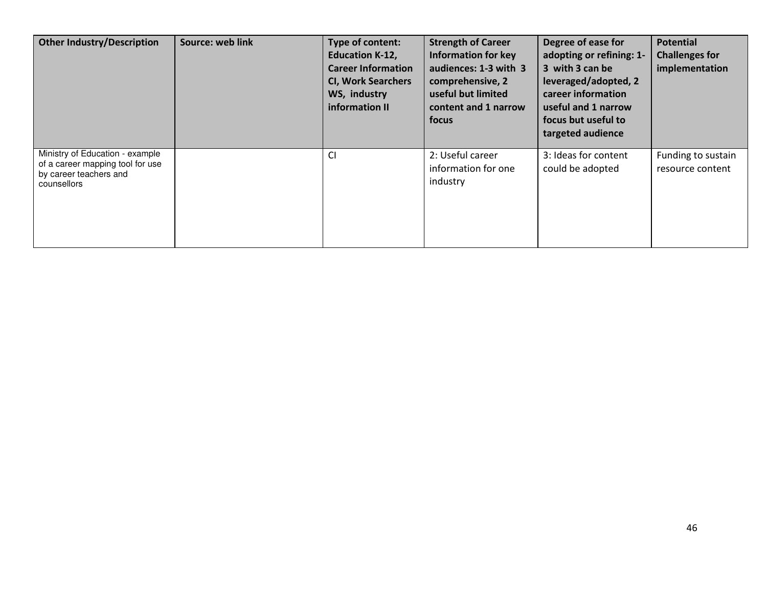| Other Industry/Description | Source: web link | Type of content: Education K-12, Career Information CI, Work Searchers WS, industry information II | Strength of Career Information for key audiences: 1-3 with 3 comprehensive, 2 useful but limited content and 1 narrow focus | Degree of ease for adopting or refining: 1-3 with 3 can be leveraged/adopted, 2 career information useful and 1 narrow focus but useful to targeted audience | Potential Challenges for implementation |
|---|---|---|---|---|---|
| Ministry of Education - example of a career mapping tool for use by career teachers and counsellors | | CI | 2: Useful career information for one industry | 3: Ideas for content could be adopted | Funding to sustain resource content |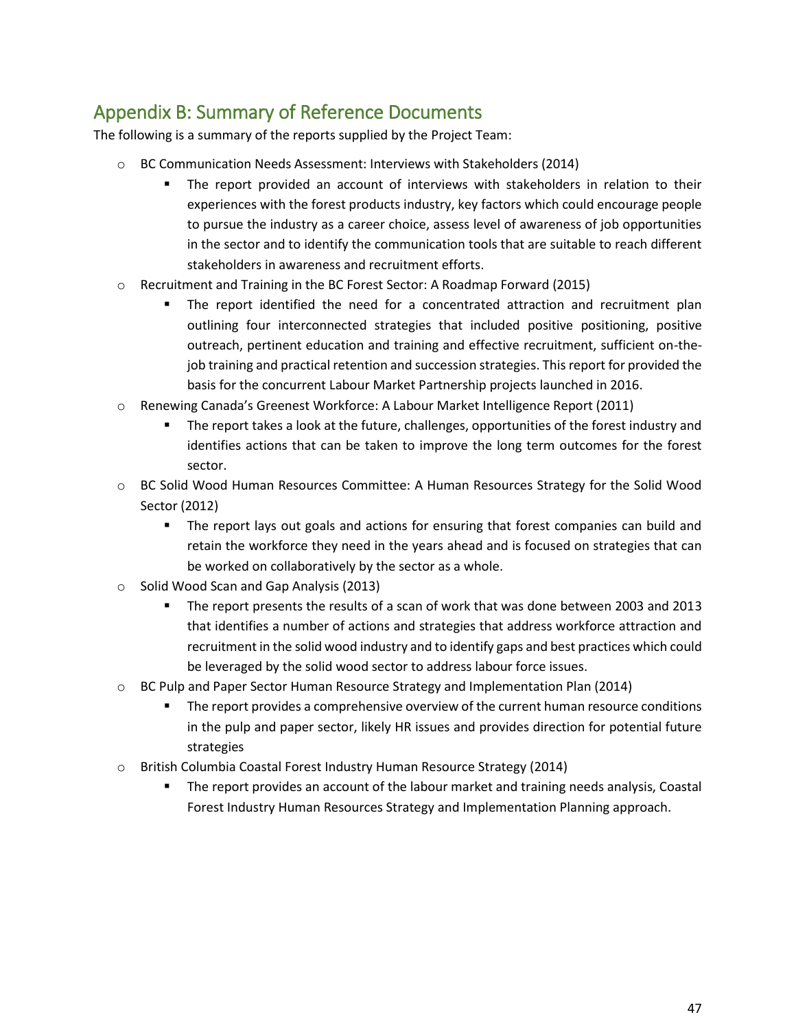## Appendix B: Summary of Reference Documents

The following is a summary of the reports supplied by the Project Team:

- BC Communication Needs Assessment: Interviews with Stakeholders (2014)
  - The report provided an account of interviews with stakeholders in relation to their experiences with the forest products industry, key factors which could encourage people to pursue the industry as a career choice, assess level of awareness of job opportunities in the sector and to identify the communication tools that are suitable to reach different stakeholders in awareness and recruitment efforts.
- Recruitment and Training in the BC Forest Sector: A Roadmap Forward (2015)
  - The report identified the need for a concentrated attraction and recruitment plan outlining four interconnected strategies that included positive positioning, positive outreach, pertinent education and training and effective recruitment, sufficient on-the-job training and practical retention and succession strategies. This report for provided the basis for the concurrent Labour Market Partnership projects launched in 2016.
- Renewing Canada's Greenest Workforce: A Labour Market Intelligence Report (2011)
  - The report takes a look at the future, challenges, opportunities of the forest industry and identifies actions that can be taken to improve the long term outcomes for the forest sector.
- BC Solid Wood Human Resources Committee: A Human Resources Strategy for the Solid Wood Sector (2012)
  - The report lays out goals and actions for ensuring that forest companies can build and retain the workforce they need in the years ahead and is focused on strategies that can be worked on collaboratively by the sector as a whole.
- Solid Wood Scan and Gap Analysis (2013)
  - The report presents the results of a scan of work that was done between 2003 and 2013 that identifies a number of actions and strategies that address workforce attraction and recruitment in the solid wood industry and to identify gaps and best practices which could be leveraged by the solid wood sector to address labour force issues.
- BC Pulp and Paper Sector Human Resource Strategy and Implementation Plan (2014)
  - The report provides a comprehensive overview of the current human resource conditions in the pulp and paper sector, likely HR issues and provides direction for potential future strategies
- British Columbia Coastal Forest Industry Human Resource Strategy (2014)
  - The report provides an account of the labour market and training needs analysis, Coastal Forest Industry Human Resources Strategy and Implementation Planning approach.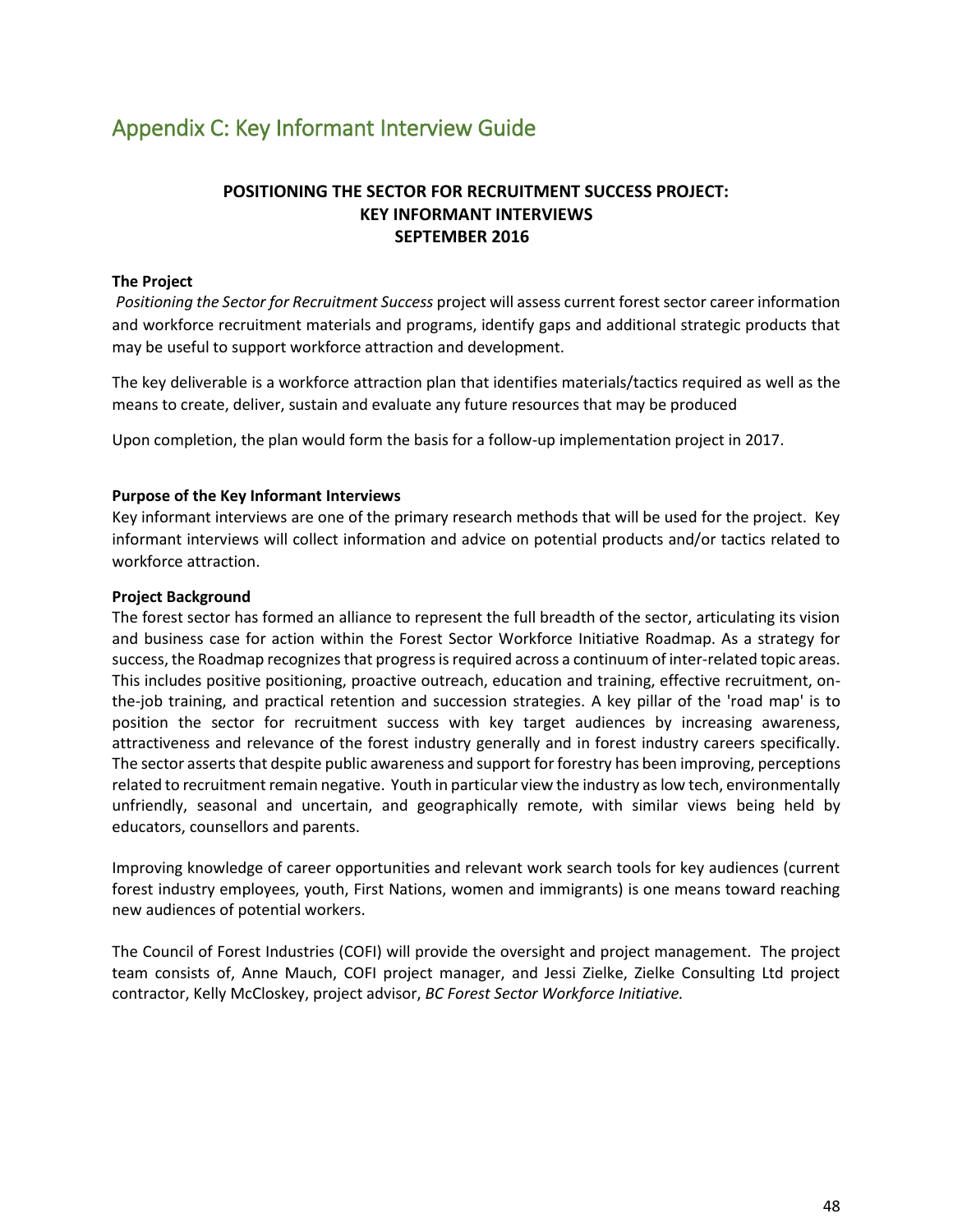# Appendix C: Key Informant Interview Guide

**POSITIONING THE SECTOR FOR RECRUITMENT SUCCESS PROJECT:**
**KEY INFORMANT INTERVIEWS**
**SEPTEMBER 2016**

**The Project**

*Positioning the Sector for Recruitment Success* project will assess current forest sector career information and workforce recruitment materials and programs, identify gaps and additional strategic products that may be useful to support workforce attraction and development.

The key deliverable is a workforce attraction plan that identifies materials/tactics required as well as the means to create, deliver, sustain and evaluate any future resources that may be produced

Upon completion, the plan would form the basis for a follow-up implementation project in 2017.

**Purpose of the Key Informant Interviews**

Key informant interviews are one of the primary research methods that will be used for the project. Key informant interviews will collect information and advice on potential products and/or tactics related to workforce attraction.

**Project Background**

The forest sector has formed an alliance to represent the full breadth of the sector, articulating its vision and business case for action within the Forest Sector Workforce Initiative Roadmap. As a strategy for success, the Roadmap recognizes that progress is required across a continuum of inter-related topic areas. This includes positive positioning, proactive outreach, education and training, effective recruitment, on-the-job training, and practical retention and succession strategies. A key pillar of the 'road map' is to position the sector for recruitment success with key target audiences by increasing awareness, attractiveness and relevance of the forest industry generally and in forest industry careers specifically. The sector asserts that despite public awareness and support for forestry has been improving, perceptions related to recruitment remain negative. Youth in particular view the industry as low tech, environmentally unfriendly, seasonal and uncertain, and geographically remote, with similar views being held by educators, counsellors and parents.

Improving knowledge of career opportunities and relevant work search tools for key audiences (current forest industry employees, youth, First Nations, women and immigrants) is one means toward reaching new audiences of potential workers.

The Council of Forest Industries (COFI) will provide the oversight and project management. The project team consists of, Anne Mauch, COFI project manager, and Jessi Zielke, Zielke Consulting Ltd project contractor, Kelly McCloskey, project advisor, *BC Forest Sector Workforce Initiative.*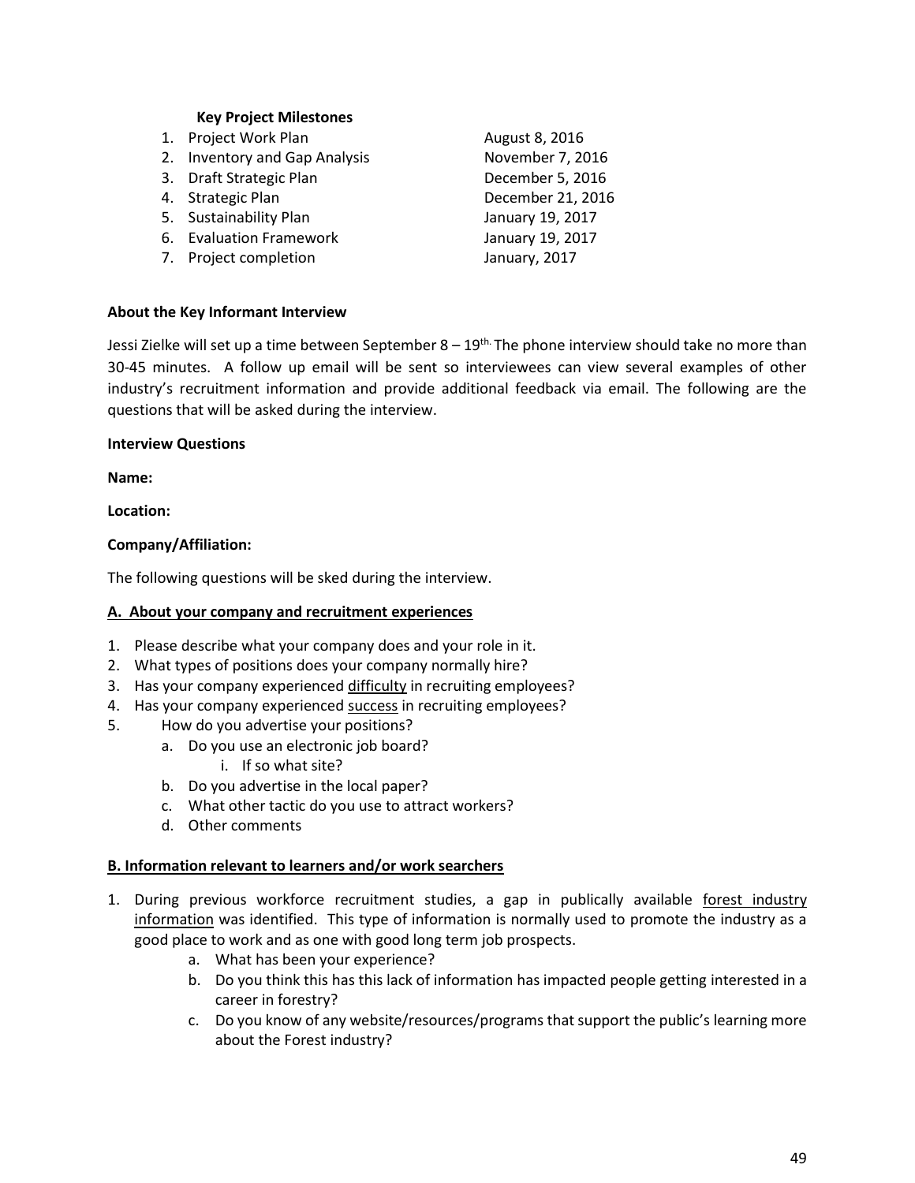**Key Project Milestones**

| | |
|---|---|
| 1. Project Work Plan | August 8, 2016 |
| 2. Inventory and Gap Analysis | November 7, 2016 |
| 3. Draft Strategic Plan | December 5, 2016 |
| 4. Strategic Plan | December 21, 2016 |
| 5. Sustainability Plan | January 19, 2017 |
| 6. Evaluation Framework | January 19, 2017 |
| 7. Project completion | January, 2017 |

**About the Key Informant Interview**

Jessi Zielke will set up a time between September 8 – 19th. The phone interview should take no more than 30-45 minutes. A follow up email will be sent so interviewees can view several examples of other industry's recruitment information and provide additional feedback via email. The following are the questions that will be asked during the interview.

**Interview Questions**

**Name:**

**Location:**

**Company/Affiliation:**

The following questions will be sked during the interview.

**A. About your company and recruitment experiences**

1. Please describe what your company does and your role in it.
2. What types of positions does your company normally hire?
3. Has your company experienced difficulty in recruiting employees?
4. Has your company experienced success in recruiting employees?
5. How do you advertise your positions?
   a. Do you use an electronic job board?
      i. If so what site?
   b. Do you advertise in the local paper?
   c. What other tactic do you use to attract workers?
   d. Other comments

**B. Information relevant to learners and/or work searchers**

1. During previous workforce recruitment studies, a gap in publically available forest industry information was identified. This type of information is normally used to promote the industry as a good place to work and as one with good long term job prospects.
   a. What has been your experience?
   b. Do you think this has this lack of information has impacted people getting interested in a career in forestry?
   c. Do you know of any website/resources/programs that support the public's learning more about the Forest industry?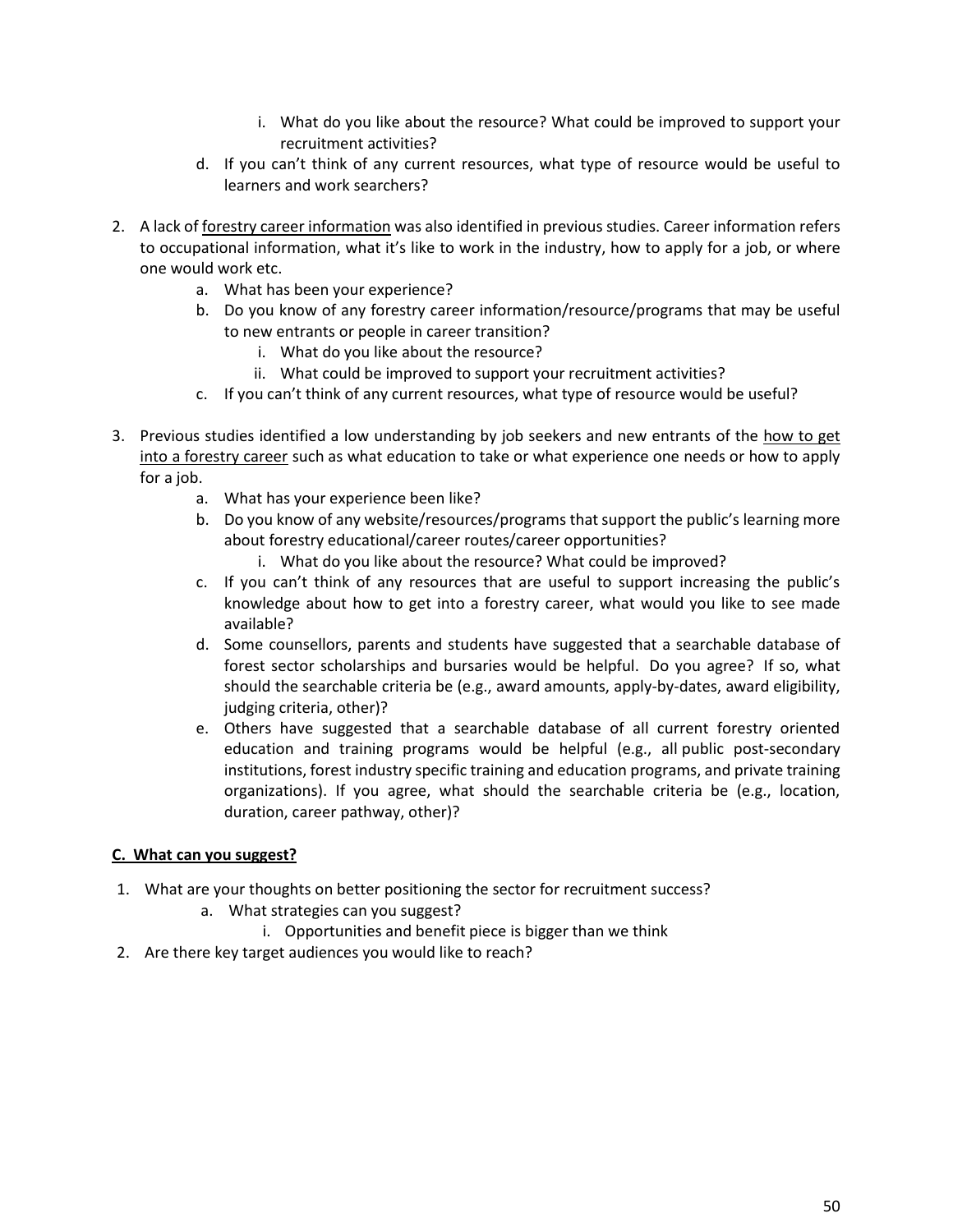i. What do you like about the resource? What could be improved to support your recruitment activities?

d. If you can't think of any current resources, what type of resource would be useful to learners and work searchers?

2. A lack of <u>forestry career information</u> was also identified in previous studies. Career information refers to occupational information, what it's like to work in the industry, how to apply for a job, or where one would work etc.
    a. What has been your experience?
    b. Do you know of any forestry career information/resource/programs that may be useful to new entrants or people in career transition?
        i. What do you like about the resource?
        ii. What could be improved to support your recruitment activities?
    c. If you can't think of any current resources, what type of resource would be useful?

3. Previous studies identified a low understanding by job seekers and new entrants of the <u>how to get into a forestry career</u> such as what education to take or what experience one needs or how to apply for a job.
    a. What has your experience been like?
    b. Do you know of any website/resources/programs that support the public's learning more about forestry educational/career routes/career opportunities?
        i. What do you like about the resource? What could be improved?
    c. If you can't think of any resources that are useful to support increasing the public's knowledge about how to get into a forestry career, what would you like to see made available?
    d. Some counsellors, parents and students have suggested that a searchable database of forest sector scholarships and bursaries would be helpful. Do you agree? If so, what should the searchable criteria be (e.g., award amounts, apply-by-dates, award eligibility, judging criteria, other)?
    e. Others have suggested that a searchable database of all current forestry oriented education and training programs would be helpful (e.g., all public post-secondary institutions, forest industry specific training and education programs, and private training organizations). If you agree, what should the searchable criteria be (e.g., location, duration, career pathway, other)?

**<u>C. What can you suggest?</u>**

1. What are your thoughts on better positioning the sector for recruitment success?
    a. What strategies can you suggest?
        i. Opportunities and benefit piece is bigger than we think
2. Are there key target audiences you would like to reach?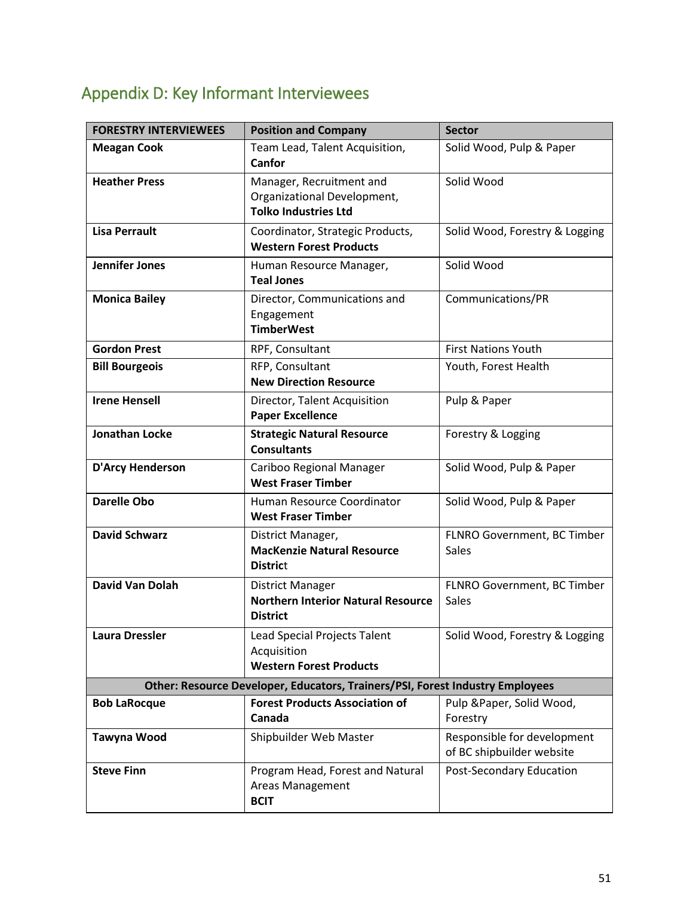## Appendix D: Key Informant Interviewees

| FORESTRY INTERVIEWEES | Position and Company | Sector |
|---|---|---|
| **Meagan Cook** | Team Lead, Talent Acquisition, **Canfor** | Solid Wood, Pulp & Paper |
| **Heather Press** | Manager, Recruitment and Organizational Development, **Tolko Industries Ltd** | Solid Wood |
| **Lisa Perrault** | Coordinator, Strategic Products, **Western Forest Products** | Solid Wood, Forestry & Logging |
| **Jennifer Jones** | Human Resource Manager, **Teal Jones** | Solid Wood |
| **Monica Bailey** | Director, Communications and Engagement **TimberWest** | Communications/PR |
| **Gordon Prest** | RPF, Consultant | First Nations Youth |
| **Bill Bourgeois** | RFP, Consultant **New Direction Resource** | Youth, Forest Health |
| **Irene Hensell** | Director, Talent Acquisition **Paper Excellence** | Pulp & Paper |
| **Jonathan Locke** | **Strategic Natural Resource Consultants** | Forestry & Logging |
| **D'Arcy Henderson** | Cariboo Regional Manager **West Fraser Timber** | Solid Wood, Pulp & Paper |
| **Darelle Obo** | Human Resource Coordinator **West Fraser Timber** | Solid Wood, Pulp & Paper |
| **David Schwarz** | District Manager, **MacKenzie Natural Resource District** | FLNRO Government, BC Timber Sales |
| **David Van Dolah** | District Manager **Northern Interior Natural Resource District** | FLNRO Government, BC Timber Sales |
| **Laura Dressler** | Lead Special Projects Talent Acquisition **Western Forest Products** | Solid Wood, Forestry & Logging |
| **Other: Resource Developer, Educators, Trainers/PSI, Forest Industry Employees** | | |
| **Bob LaRocque** | **Forest Products Association of Canada** | Pulp &Paper, Solid Wood, Forestry |
| **Tawyna Wood** | Shipbuilder Web Master | Responsible for development of BC shipbuilder website |
| **Steve Finn** | Program Head, Forest and Natural Areas Management **BCIT** | Post-Secondary Education |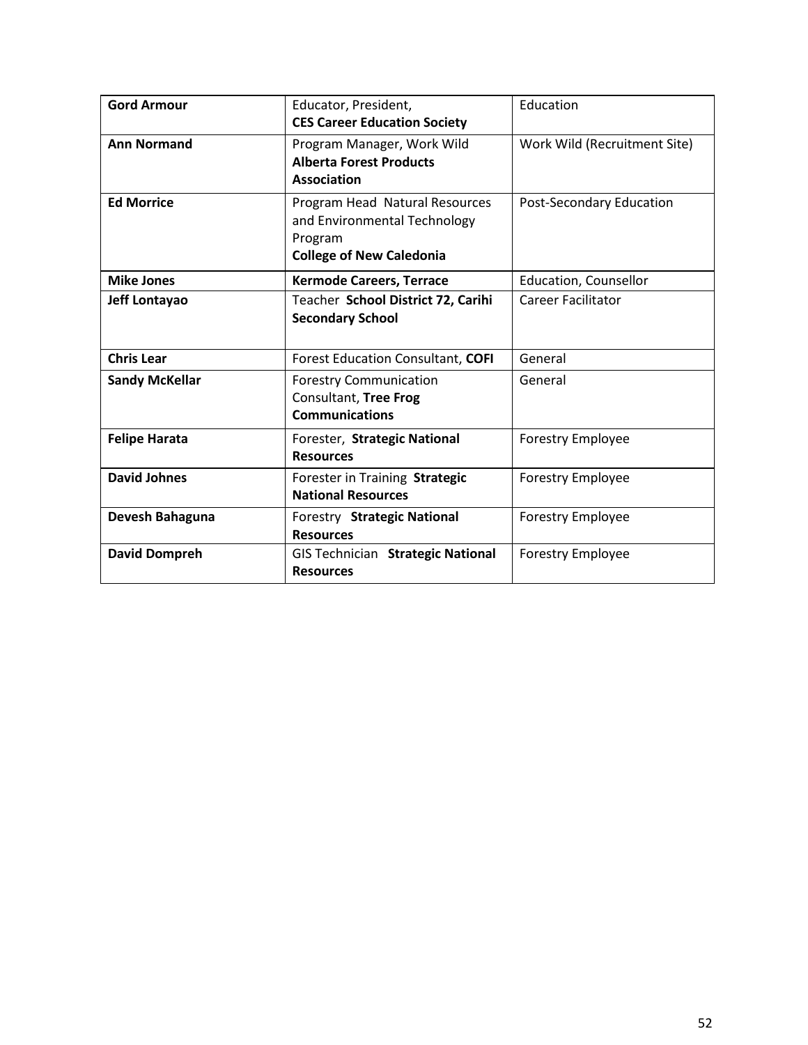| **Gord Armour** | Educator, President, **CES Career Education Society** | Education |
|---|---|---|
| **Ann Normand** | Program Manager, Work Wild **Alberta Forest Products Association** | Work Wild (Recruitment Site) |
| **Ed Morrice** | Program Head Natural Resources and Environmental Technology Program **College of New Caledonia** | Post-Secondary Education |
| **Mike Jones** | **Kermode Careers, Terrace** | Education, Counsellor |
| **Jeff Lontayao** | Teacher **School District 72, Carihi Secondary School** | Career Facilitator |
| **Chris Lear** | Forest Education Consultant, **COFI** | General |
| **Sandy McKellar** | Forestry Communication Consultant, **Tree Frog Communications** | General |
| **Felipe Harata** | Forester, **Strategic National Resources** | Forestry Employee |
| **David Johnes** | Forester in Training **Strategic National Resources** | Forestry Employee |
| **Devesh Bahaguna** | Forestry **Strategic National Resources** | Forestry Employee |
| **David Dompreh** | GIS Technician **Strategic National Resources** | Forestry Employee |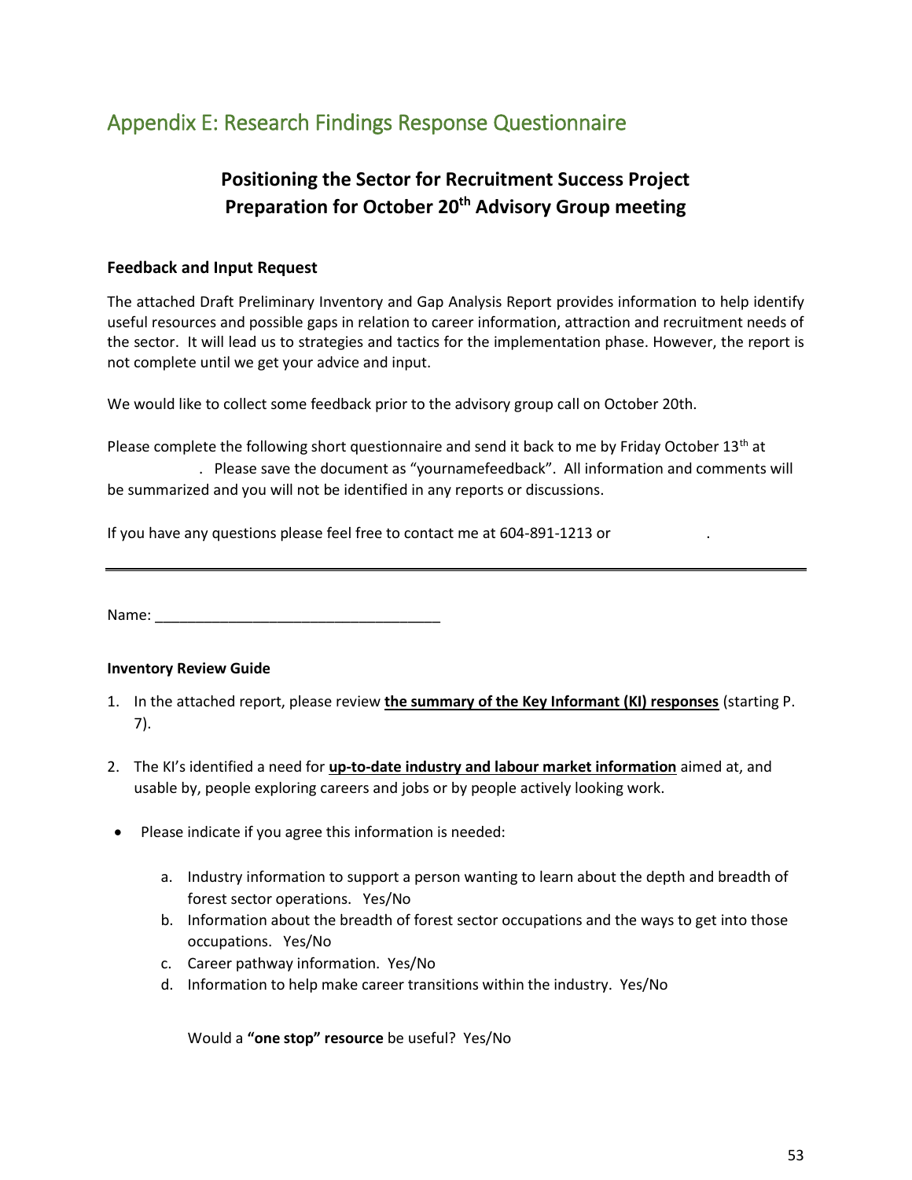# Appendix E: Research Findings Response Questionnaire

## Positioning the Sector for Recruitment Success Project
## Preparation for October 20th Advisory Group meeting

### Feedback and Input Request

The attached Draft Preliminary Inventory and Gap Analysis Report provides information to help identify useful resources and possible gaps in relation to career information, attraction and recruitment needs of the sector. It will lead us to strategies and tactics for the implementation phase. However, the report is not complete until we get your advice and input.

We would like to collect some feedback prior to the advisory group call on October 20th.

Please complete the following short questionnaire and send it back to me by Friday October 13th at . Please save the document as "yournamefeedback". All information and comments will be summarized and you will not be identified in any reports or discussions.

If you have any questions please feel free to contact me at 604-891-1213 or .

---

Name: ___________________________________

**Inventory Review Guide**

1. In the attached report, please review **the summary of the Key Informant (KI) responses** (starting P. 7).

2. The KI's identified a need for **up-to-date industry and labour market information** aimed at, and usable by, people exploring careers and jobs or by people actively looking work.

- Please indicate if you agree this information is needed:

    a. Industry information to support a person wanting to learn about the depth and breadth of forest sector operations. Yes/No
    b. Information about the breadth of forest sector occupations and the ways to get into those occupations. Yes/No
    c. Career pathway information. Yes/No
    d. Information to help make career transitions within the industry. Yes/No

    Would a **"one stop" resource** be useful? Yes/No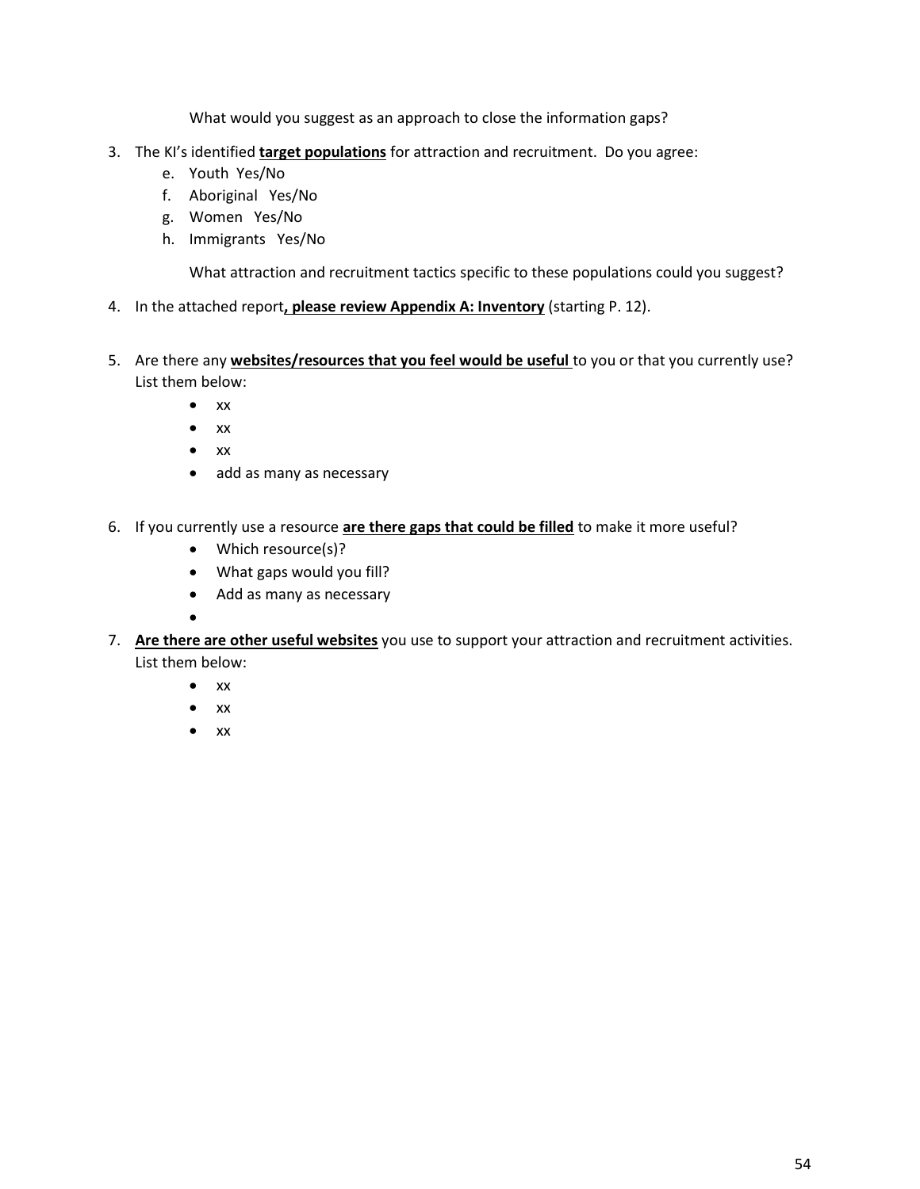What would you suggest as an approach to close the information gaps?

3. The KI's identified **target populations** for attraction and recruitment. Do you agree:
    e. Youth Yes/No
    f. Aboriginal Yes/No
    g. Women Yes/No
    h. Immigrants Yes/No

    What attraction and recruitment tactics specific to these populations could you suggest?

4. In the attached report**, please review Appendix A: Inventory** (starting P. 12).

5. Are there any **websites/resources that you feel would be useful** to you or that you currently use? List them below:
    - xx
    - xx
    - xx
    - add as many as necessary

6. If you currently use a resource **are there gaps that could be filled** to make it more useful?
    - Which resource(s)?
    - What gaps would you fill?
    - Add as many as necessary
    - 

7. **Are there are other useful websites** you use to support your attraction and recruitment activities. List them below:
    - xx
    - xx
    - xx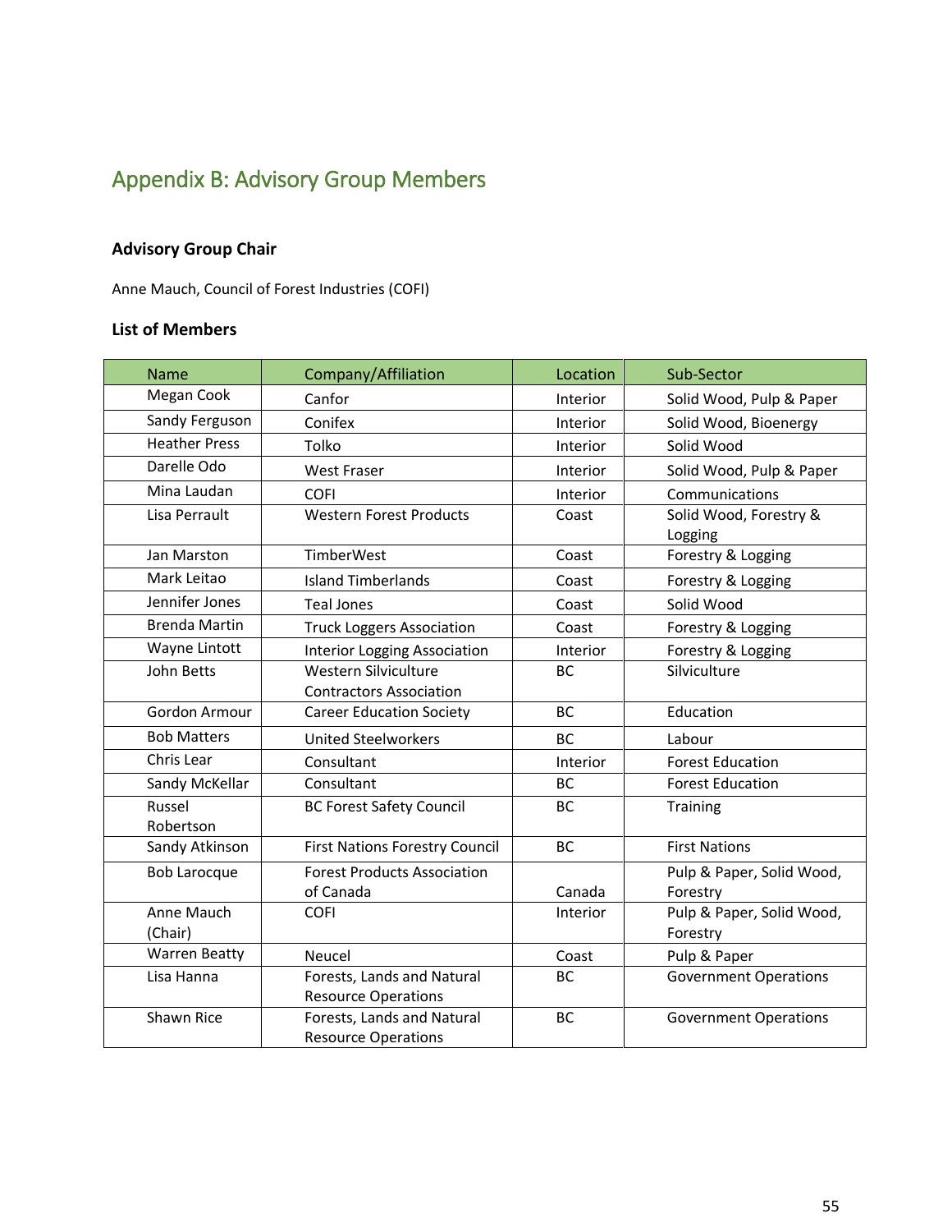# Appendix B: Advisory Group Members

### Advisory Group Chair

Anne Mauch, Council of Forest Industries (COFI)

### List of Members

| Name | Company/Affiliation | Location | Sub-Sector |
|---|---|---|---|
| Megan Cook | Canfor | Interior | Solid Wood, Pulp & Paper |
| Sandy Ferguson | Conifex | Interior | Solid Wood, Bioenergy |
| Heather Press | Tolko | Interior | Solid Wood |
| Darelle Odo | West Fraser | Interior | Solid Wood, Pulp & Paper |
| Mina Laudan | COFI | Interior | Communications |
| Lisa Perrault | Western Forest Products | Coast | Solid Wood, Forestry & Logging |
| Jan Marston | TimberWest | Coast | Forestry & Logging |
| Mark Leitao | Island Timberlands | Coast | Forestry & Logging |
| Jennifer Jones | Teal Jones | Coast | Solid Wood |
| Brenda Martin | Truck Loggers Association | Coast | Forestry & Logging |
| Wayne Lintott | Interior Logging Association | Interior | Forestry & Logging |
| John Betts | Western Silviculture Contractors Association | BC | Silviculture |
| Gordon Armour | Career Education Society | BC | Education |
| Bob Matters | United Steelworkers | BC | Labour |
| Chris Lear | Consultant | Interior | Forest Education |
| Sandy McKellar | Consultant | BC | Forest Education |
| Russel Robertson | BC Forest Safety Council | BC | Training |
| Sandy Atkinson | First Nations Forestry Council | BC | First Nations |
| Bob Larocque | Forest Products Association of Canada | Canada | Pulp & Paper, Solid Wood, Forestry |
| Anne Mauch (Chair) | COFI | Interior | Pulp & Paper, Solid Wood, Forestry |
| Warren Beatty | Neucel | Coast | Pulp & Paper |
| Lisa Hanna | Forests, Lands and Natural Resource Operations | BC | Government Operations |
| Shawn Rice | Forests, Lands and Natural Resource Operations | BC | Government Operations |